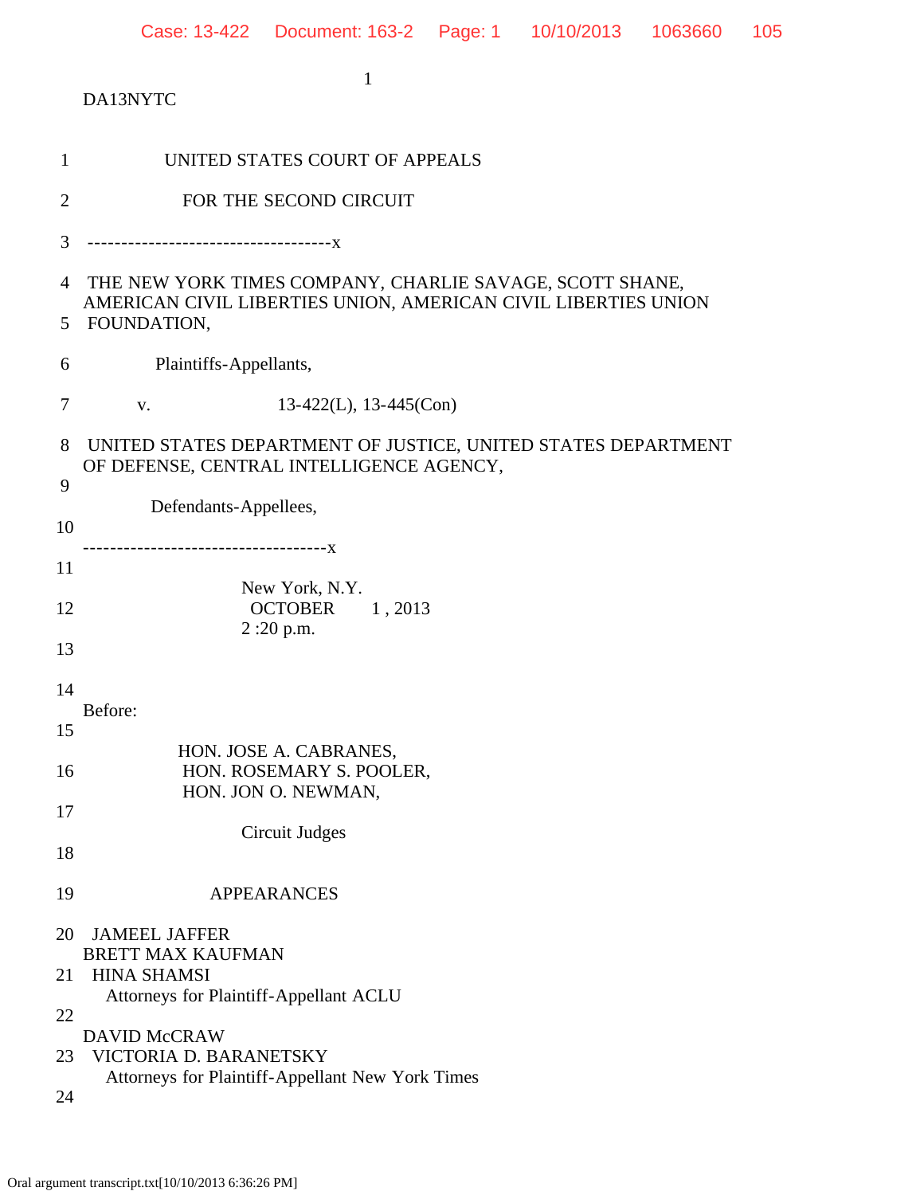DA13NYTC

1 UNITED STATES COURT OF APPEALS

2 FOR THE SECOND CIRCUIT

3 ------------------------------------x

4 THE NEW YORK TIMES COMPANY, CHARLIE SAVAGE, SCOTT SHANE, AMERICAN CIVIL LIBERTIES UNION, AMERICAN CIVIL LIBERTIES UNION
5 FOUNDATION,

6 Plaintiffs-Appellants,

7 v. 13-422(L), 13-445(Con)

8 UNITED STATES DEPARTMENT OF JUSTICE, UNITED STATES DEPARTMENT OF DEFENSE, CENTRAL INTELLIGENCE AGENCY,
9
Defendants-Appellees,
10
------------------------------------x
11
New York, N.Y.
12 OCTOBER 1 , 2013
2 :20 p.m.
13

14
Before:
15
HON. JOSE A. CABRANES,
16 HON. ROSEMARY S. POOLER,
HON. JON O. NEWMAN,
17
Circuit Judges
18

19 APPEARANCES

20 JAMEEL JAFFER
BRETT MAX KAUFMAN
21 HINA SHAMSI
Attorneys for Plaintiff-Appellant ACLU
22
DAVID McCRAW
23 VICTORIA D. BARANETSKY
Attorneys for Plaintiff-Appellant New York Times
24

Oral argument transcript.txt[10/10/2013 6:36:26 PM]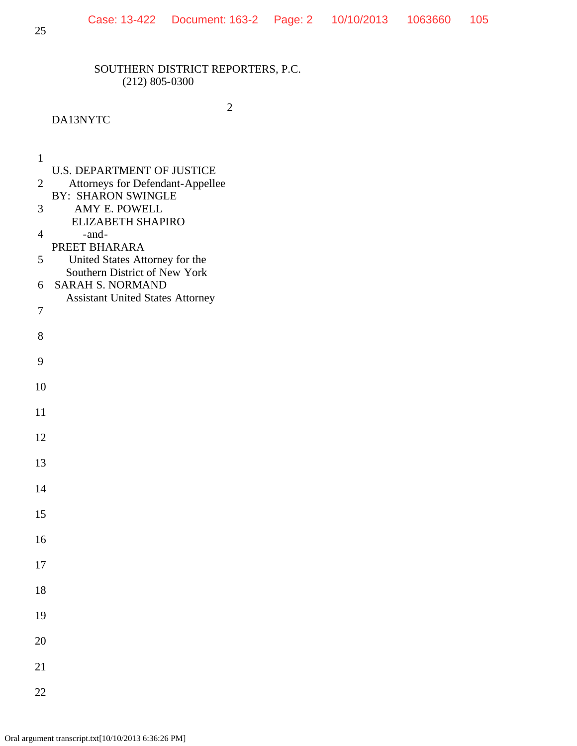DA13NYTC

1

U.S. DEPARTMENT OF JUSTICE
2 Attorneys for Defendant-Appellee
BY: SHARON SWINGLE
3 AMY E. POWELL
ELIZABETH SHAPIRO
4 -and-
PREET BHARARA
5 United States Attorney for the
Southern District of New York
6 SARAH S. NORMAND
Assistant United States Attorney
7

8

9

10

11

12

13

14

15

16

17

18

19

20

21

22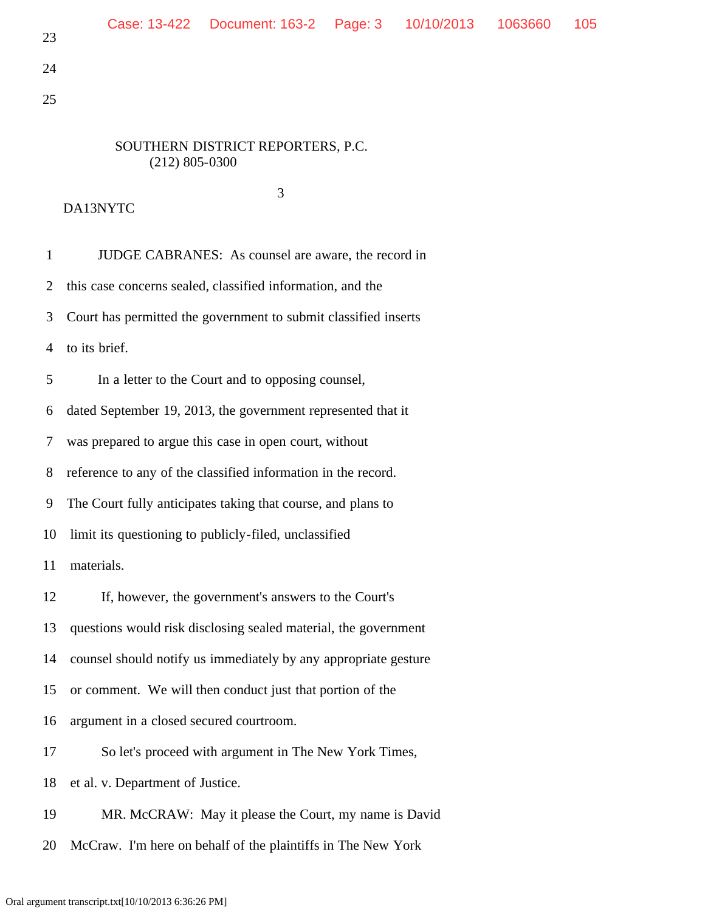23

24

25

SOUTHERN DISTRICT REPORTERS, P.C.
(212) 805-0300

DA13NYTC

1 JUDGE CABRANES: As counsel are aware, the record in
2 this case concerns sealed, classified information, and the
3 Court has permitted the government to submit classified inserts
4 to its brief.
5 In a letter to the Court and to opposing counsel,
6 dated September 19, 2013, the government represented that it
7 was prepared to argue this case in open court, without
8 reference to any of the classified information in the record.
9 The Court fully anticipates taking that course, and plans to
10 limit its questioning to publicly-filed, unclassified
11 materials.
12 If, however, the government's answers to the Court's
13 questions would risk disclosing sealed material, the government
14 counsel should notify us immediately by any appropriate gesture
15 or comment. We will then conduct just that portion of the
16 argument in a closed secured courtroom.
17 So let's proceed with argument in The New York Times,
18 et al. v. Department of Justice.
19 MR. McCRAW: May it please the Court, my name is David
20 McCraw. I'm here on behalf of the plaintiffs in The New York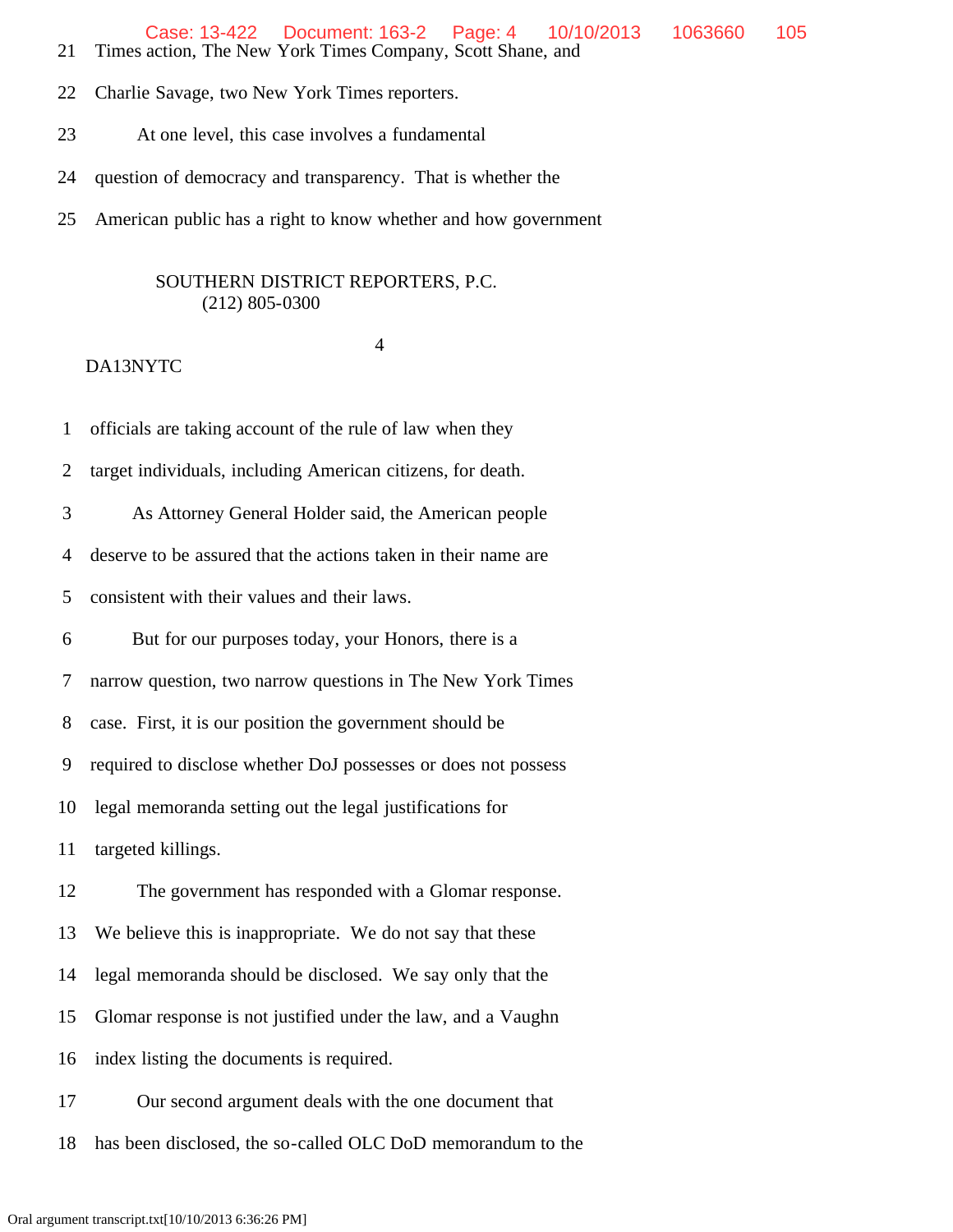21 Times action, The New York Times Company, Scott Shane, and

22 Charlie Savage, two New York Times reporters.

23 At one level, this case involves a fundamental

24 question of democracy and transparency. That is whether the

25 American public has a right to know whether and how government

SOUTHERN DISTRICT REPORTERS, P.C.
(212) 805-0300

DA13NYTC

1 officials are taking account of the rule of law when they

2 target individuals, including American citizens, for death.

3 As Attorney General Holder said, the American people

4 deserve to be assured that the actions taken in their name are

5 consistent with their values and their laws.

6 But for our purposes today, your Honors, there is a

7 narrow question, two narrow questions in The New York Times

8 case. First, it is our position the government should be

9 required to disclose whether DoJ possesses or does not possess

10 legal memoranda setting out the legal justifications for

11 targeted killings.

12 The government has responded with a Glomar response.

13 We believe this is inappropriate. We do not say that these

14 legal memoranda should be disclosed. We say only that the

15 Glomar response is not justified under the law, and a Vaughn

16 index listing the documents is required.

17 Our second argument deals with the one document that

18 has been disclosed, the so-called OLC DoD memorandum to the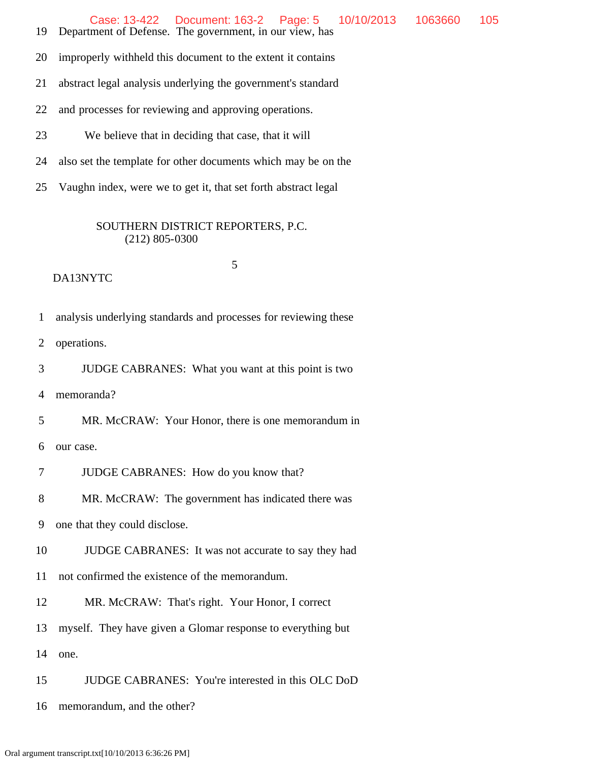19 Department of Defense. The government, in our view, has

20 improperly withheld this document to the extent it contains

21 abstract legal analysis underlying the government's standard

22 and processes for reviewing and approving operations.

23 We believe that in deciding that case, that it will

24 also set the template for other documents which may be on the

25 Vaughn index, were we to get it, that set forth abstract legal

SOUTHERN DISTRICT REPORTERS, P.C.
(212) 805-0300

DA13NYTC

1 analysis underlying standards and processes for reviewing these

2 operations.

3 JUDGE CABRANES: What you want at this point is two

4 memoranda?

5 MR. McCRAW: Your Honor, there is one memorandum in

6 our case.

7 JUDGE CABRANES: How do you know that?

8 MR. McCRAW: The government has indicated there was

9 one that they could disclose.

10 JUDGE CABRANES: It was not accurate to say they had

11 not confirmed the existence of the memorandum.

12 MR. McCRAW: That's right. Your Honor, I correct

13 myself. They have given a Glomar response to everything but

14 one.

15 JUDGE CABRANES: You're interested in this OLC DoD

16 memorandum, and the other?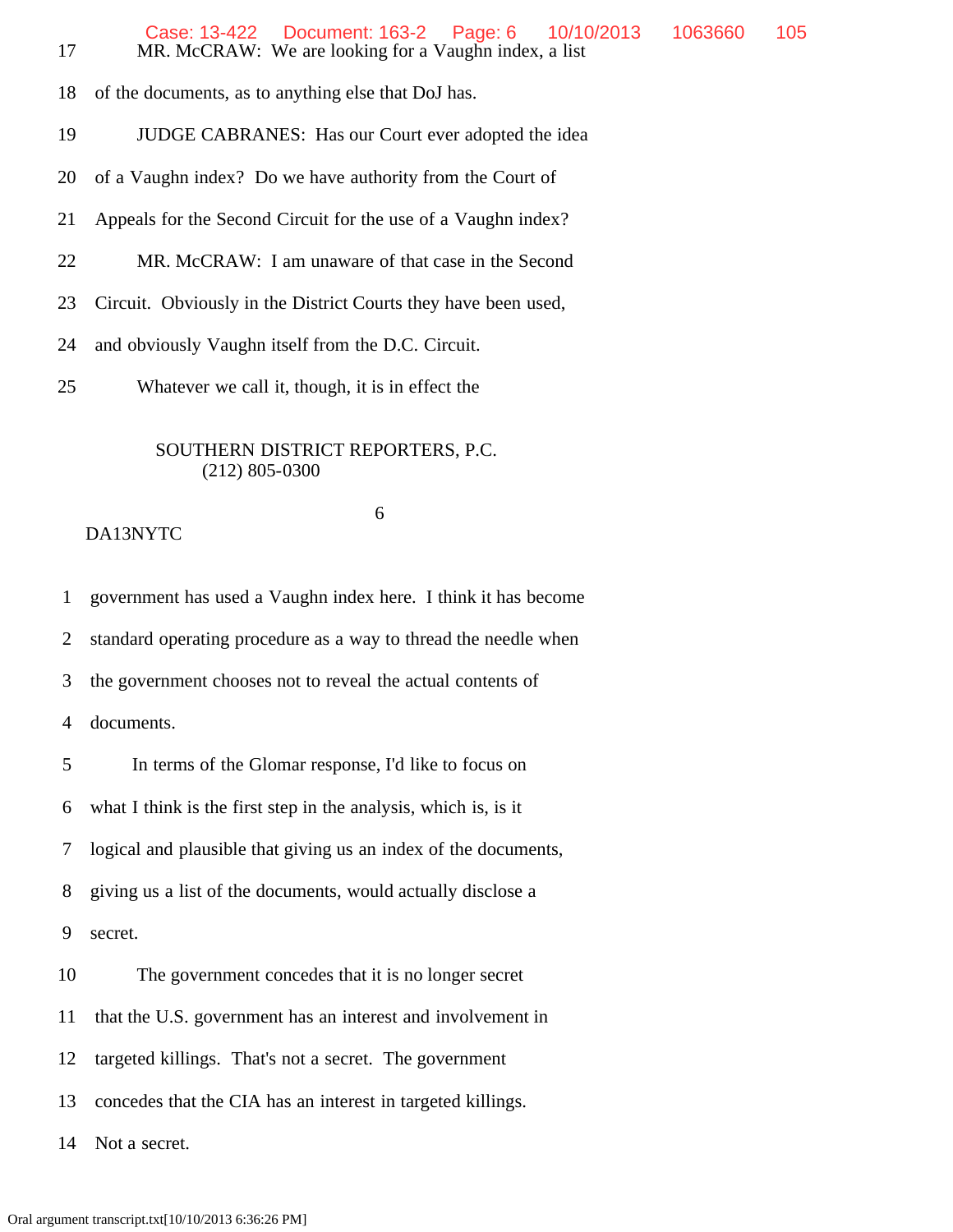17 MR. McCRAW: We are looking for a Vaughn index, a list

18 of the documents, as to anything else that DoJ has.

19 JUDGE CABRANES: Has our Court ever adopted the idea

20 of a Vaughn index? Do we have authority from the Court of

21 Appeals for the Second Circuit for the use of a Vaughn index?

22 MR. McCRAW: I am unaware of that case in the Second

23 Circuit. Obviously in the District Courts they have been used,

24 and obviously Vaughn itself from the D.C. Circuit.

25 Whatever we call it, though, it is in effect the

SOUTHERN DISTRICT REPORTERS, P.C.
(212) 805-0300

DA13NYTC

1 government has used a Vaughn index here. I think it has become

2 standard operating procedure as a way to thread the needle when

3 the government chooses not to reveal the actual contents of

4 documents.

5 In terms of the Glomar response, I'd like to focus on

6 what I think is the first step in the analysis, which is, is it

7 logical and plausible that giving us an index of the documents,

8 giving us a list of the documents, would actually disclose a

9 secret.

10 The government concedes that it is no longer secret

11 that the U.S. government has an interest and involvement in

12 targeted killings. That's not a secret. The government

13 concedes that the CIA has an interest in targeted killings.

14 Not a secret.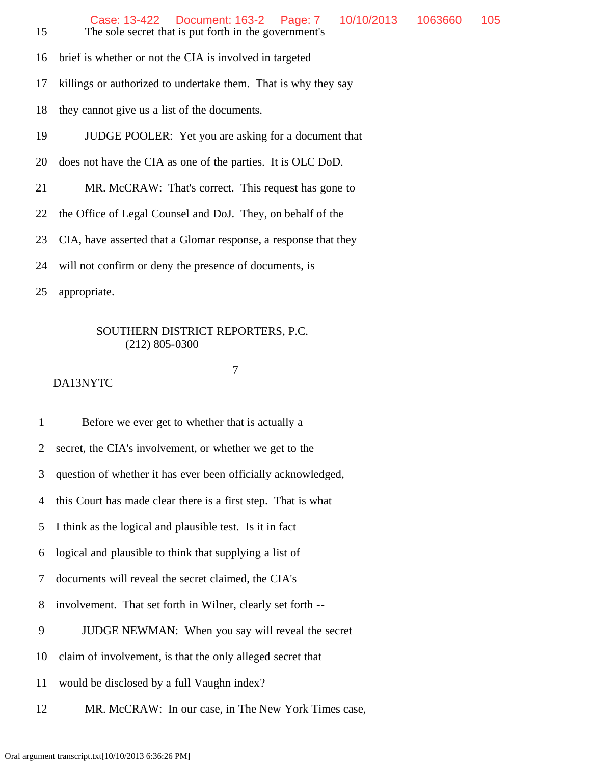15 The sole secret that is put forth in the government's

16 brief is whether or not the CIA is involved in targeted

17 killings or authorized to undertake them. That is why they say

18 they cannot give us a list of the documents.

19 JUDGE POOLER: Yet you are asking for a document that

20 does not have the CIA as one of the parties. It is OLC DoD.

21 MR. McCRAW: That's correct. This request has gone to

22 the Office of Legal Counsel and DoJ. They, on behalf of the

23 CIA, have asserted that a Glomar response, a response that they

24 will not confirm or deny the presence of documents, is

25 appropriate.

SOUTHERN DISTRICT REPORTERS, P.C.
(212) 805-0300

DA13NYTC

1 Before we ever get to whether that is actually a

2 secret, the CIA's involvement, or whether we get to the

3 question of whether it has ever been officially acknowledged,

4 this Court has made clear there is a first step. That is what

5 I think as the logical and plausible test. Is it in fact

6 logical and plausible to think that supplying a list of

7 documents will reveal the secret claimed, the CIA's

8 involvement. That set forth in Wilner, clearly set forth --

9 JUDGE NEWMAN: When you say will reveal the secret

10 claim of involvement, is that the only alleged secret that

11 would be disclosed by a full Vaughn index?

12 MR. McCRAW: In our case, in The New York Times case,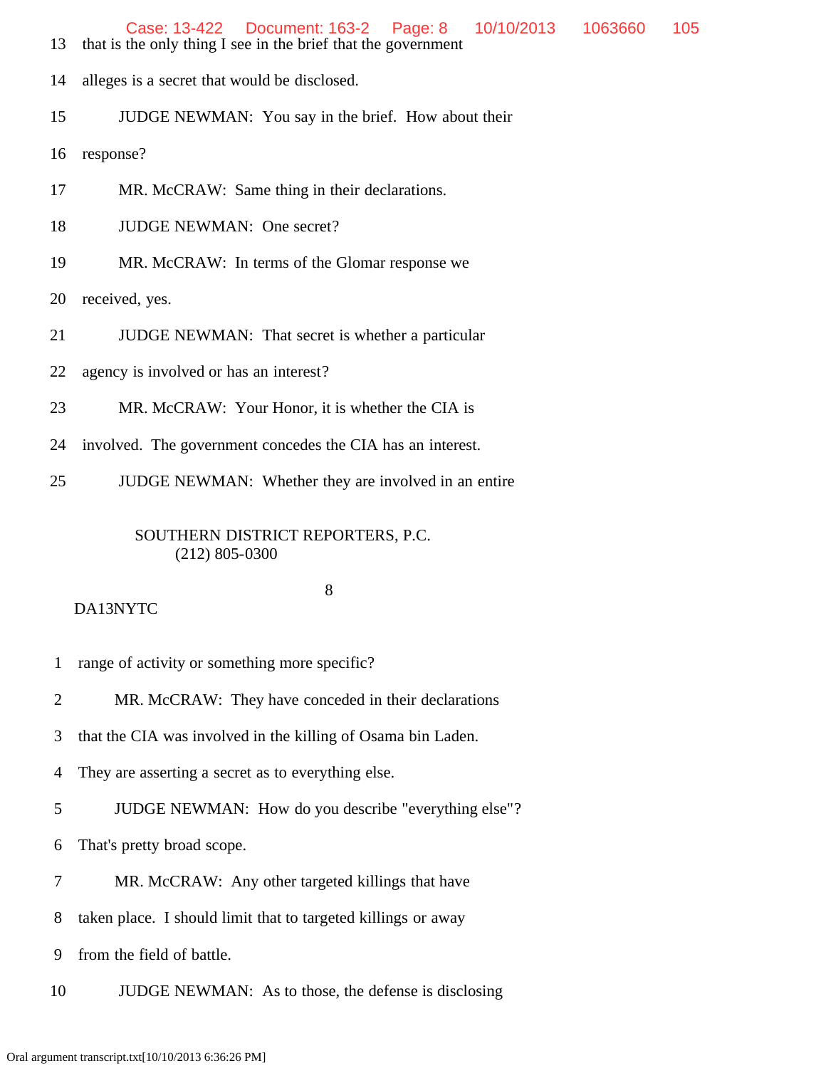13 that is the only thing I see in the brief that the government

14 alleges is a secret that would be disclosed.

15 JUDGE NEWMAN: You say in the brief. How about their

16 response?

17 MR. McCRAW: Same thing in their declarations.

18 JUDGE NEWMAN: One secret?

19 MR. McCRAW: In terms of the Glomar response we

20 received, yes.

21 JUDGE NEWMAN: That secret is whether a particular

22 agency is involved or has an interest?

23 MR. McCRAW: Your Honor, it is whether the CIA is

24 involved. The government concedes the CIA has an interest.

25 JUDGE NEWMAN: Whether they are involved in an entire

SOUTHERN DISTRICT REPORTERS, P.C.
(212) 805-0300

DA13NYTC

1 range of activity or something more specific?

2 MR. McCRAW: They have conceded in their declarations

3 that the CIA was involved in the killing of Osama bin Laden.

4 They are asserting a secret as to everything else.

5 JUDGE NEWMAN: How do you describe "everything else"?

6 That's pretty broad scope.

7 MR. McCRAW: Any other targeted killings that have

8 taken place. I should limit that to targeted killings or away

9 from the field of battle.

10 JUDGE NEWMAN: As to those, the defense is disclosing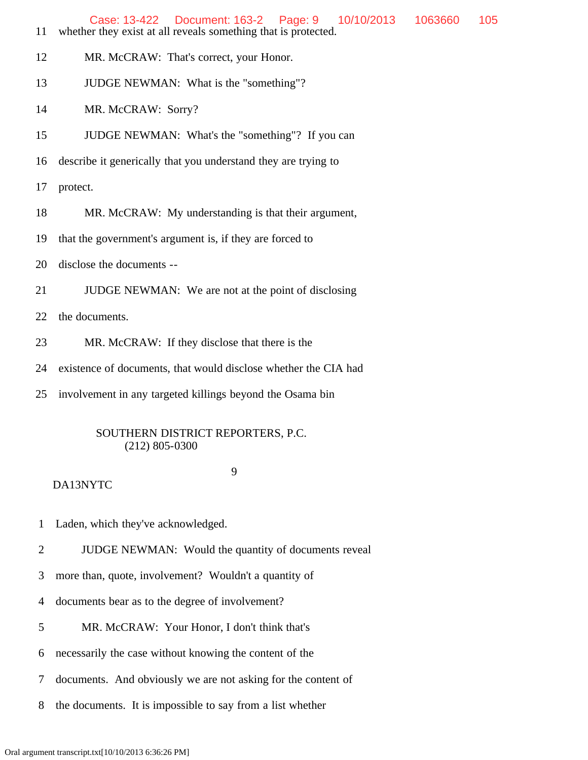11 whether they exist at all reveals something that is protected.

12 MR. McCRAW: That's correct, your Honor.

13 JUDGE NEWMAN: What is the "something"?

14 MR. McCRAW: Sorry?

15 JUDGE NEWMAN: What's the "something"? If you can

16 describe it generically that you understand they are trying to

17 protect.

18 MR. McCRAW: My understanding is that their argument,

19 that the government's argument is, if they are forced to

20 disclose the documents --

21 JUDGE NEWMAN: We are not at the point of disclosing

22 the documents.

23 MR. McCRAW: If they disclose that there is the

24 existence of documents, that would disclose whether the CIA had

25 involvement in any targeted killings beyond the Osama bin

SOUTHERN DISTRICT REPORTERS, P.C.
(212) 805-0300

DA13NYTC

1 Laden, which they've acknowledged.

2 JUDGE NEWMAN: Would the quantity of documents reveal

3 more than, quote, involvement? Wouldn't a quantity of

4 documents bear as to the degree of involvement?

5 MR. McCRAW: Your Honor, I don't think that's

6 necessarily the case without knowing the content of the

7 documents. And obviously we are not asking for the content of

8 the documents. It is impossible to say from a list whether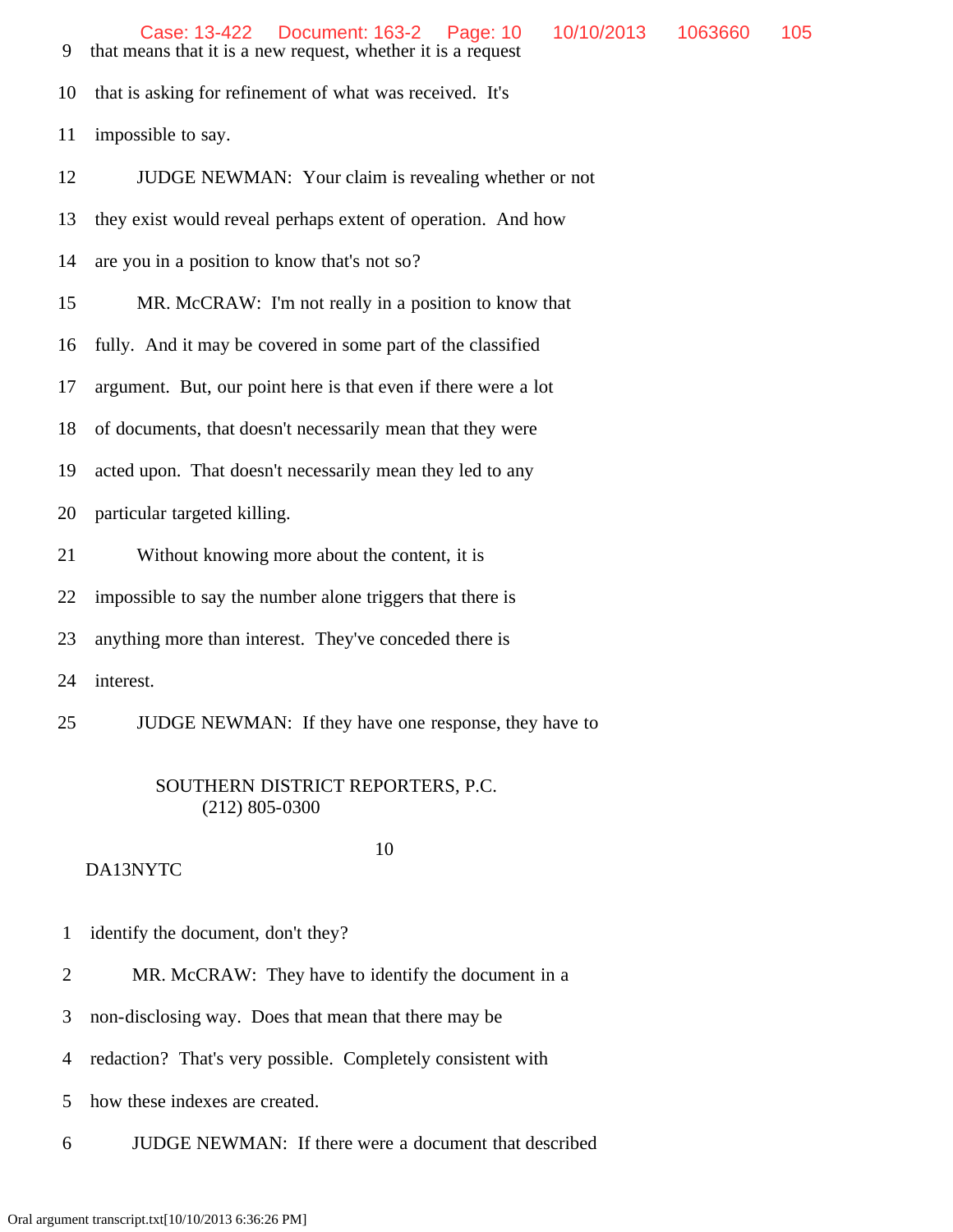9 that means that it is a new request, whether it is a request

10 that is asking for refinement of what was received. It's

11 impossible to say.

12 JUDGE NEWMAN: Your claim is revealing whether or not

13 they exist would reveal perhaps extent of operation. And how

14 are you in a position to know that's not so?

15 MR. McCRAW: I'm not really in a position to know that

16 fully. And it may be covered in some part of the classified

17 argument. But, our point here is that even if there were a lot

18 of documents, that doesn't necessarily mean that they were

19 acted upon. That doesn't necessarily mean they led to any

20 particular targeted killing.

21 Without knowing more about the content, it is

22 impossible to say the number alone triggers that there is

23 anything more than interest. They've conceded there is

24 interest.

25 JUDGE NEWMAN: If they have one response, they have to

DA13NYTC

1 identify the document, don't they?

2 MR. McCRAW: They have to identify the document in a

3 non-disclosing way. Does that mean that there may be

4 redaction? That's very possible. Completely consistent with

5 how these indexes are created.

6 JUDGE NEWMAN: If there were a document that described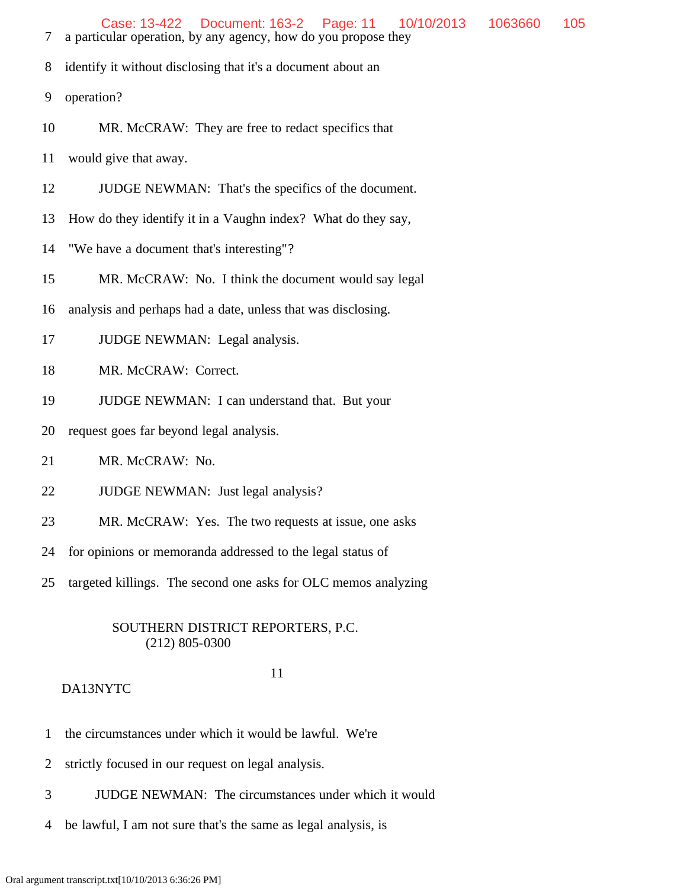7 a particular operation, by any agency, how do you propose they

8 identify it without disclosing that it's a document about an

9 operation?

10 MR. McCRAW: They are free to redact specifics that

11 would give that away.

12 JUDGE NEWMAN: That's the specifics of the document.

13 How do they identify it in a Vaughn index? What do they say,

14 "We have a document that's interesting"?

15 MR. McCRAW: No. I think the document would say legal

16 analysis and perhaps had a date, unless that was disclosing.

17 JUDGE NEWMAN: Legal analysis.

18 MR. McCRAW: Correct.

19 JUDGE NEWMAN: I can understand that. But your

20 request goes far beyond legal analysis.

21 MR. McCRAW: No.

22 JUDGE NEWMAN: Just legal analysis?

23 MR. McCRAW: Yes. The two requests at issue, one asks

24 for opinions or memoranda addressed to the legal status of

25 targeted killings. The second one asks for OLC memos analyzing

SOUTHERN DISTRICT REPORTERS, P.C.
(212) 805-0300

DA13NYTC

1 the circumstances under which it would be lawful. We're

2 strictly focused in our request on legal analysis.

3 JUDGE NEWMAN: The circumstances under which it would

4 be lawful, I am not sure that's the same as legal analysis, is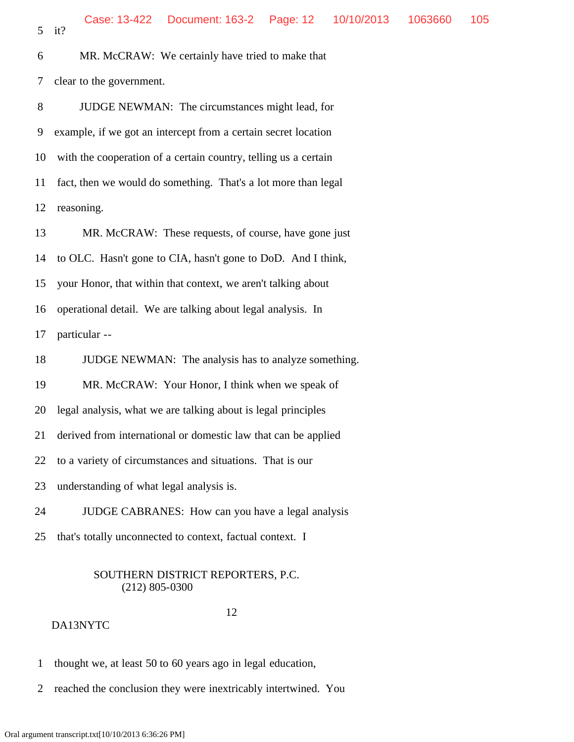5 it?

6 MR. McCRAW: We certainly have tried to make that

7 clear to the government.

8 JUDGE NEWMAN: The circumstances might lead, for

9 example, if we got an intercept from a certain secret location

10 with the cooperation of a certain country, telling us a certain

11 fact, then we would do something. That's a lot more than legal

12 reasoning.

13 MR. McCRAW: These requests, of course, have gone just

14 to OLC. Hasn't gone to CIA, hasn't gone to DoD. And I think,

15 your Honor, that within that context, we aren't talking about

16 operational detail. We are talking about legal analysis. In

17 particular --

18 JUDGE NEWMAN: The analysis has to analyze something.

19 MR. McCRAW: Your Honor, I think when we speak of

20 legal analysis, what we are talking about is legal principles

21 derived from international or domestic law that can be applied

22 to a variety of circumstances and situations. That is our

23 understanding of what legal analysis is.

24 JUDGE CABRANES: How can you have a legal analysis

25 that's totally unconnected to context, factual context. I

SOUTHERN DISTRICT REPORTERS, P.C.
(212) 805-0300

DA13NYTC

1 thought we, at least 50 to 60 years ago in legal education,

2 reached the conclusion they were inextricably intertwined. You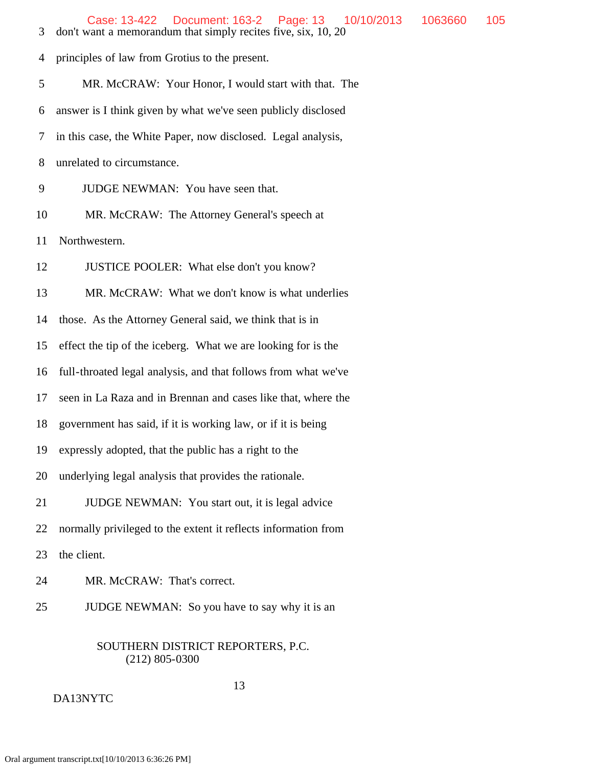3 don't want a memorandum that simply recites five, six, 10, 20

4 principles of law from Grotius to the present.

5 MR. McCRAW: Your Honor, I would start with that. The

6 answer is I think given by what we've seen publicly disclosed

7 in this case, the White Paper, now disclosed. Legal analysis,

8 unrelated to circumstance.

9 JUDGE NEWMAN: You have seen that.

10 MR. McCRAW: The Attorney General's speech at

11 Northwestern.

12 JUSTICE POOLER: What else don't you know?

13 MR. McCRAW: What we don't know is what underlies

14 those. As the Attorney General said, we think that is in

15 effect the tip of the iceberg. What we are looking for is the

16 full-throated legal analysis, and that follows from what we've

17 seen in La Raza and in Brennan and cases like that, where the

18 government has said, if it is working law, or if it is being

19 expressly adopted, that the public has a right to the

20 underlying legal analysis that provides the rationale.

21 JUDGE NEWMAN: You start out, it is legal advice

22 normally privileged to the extent it reflects information from

23 the client.

24 MR. McCRAW: That's correct.

25 JUDGE NEWMAN: So you have to say why it is an

SOUTHERN DISTRICT REPORTERS, P.C.
(212) 805-0300

DA13NYTC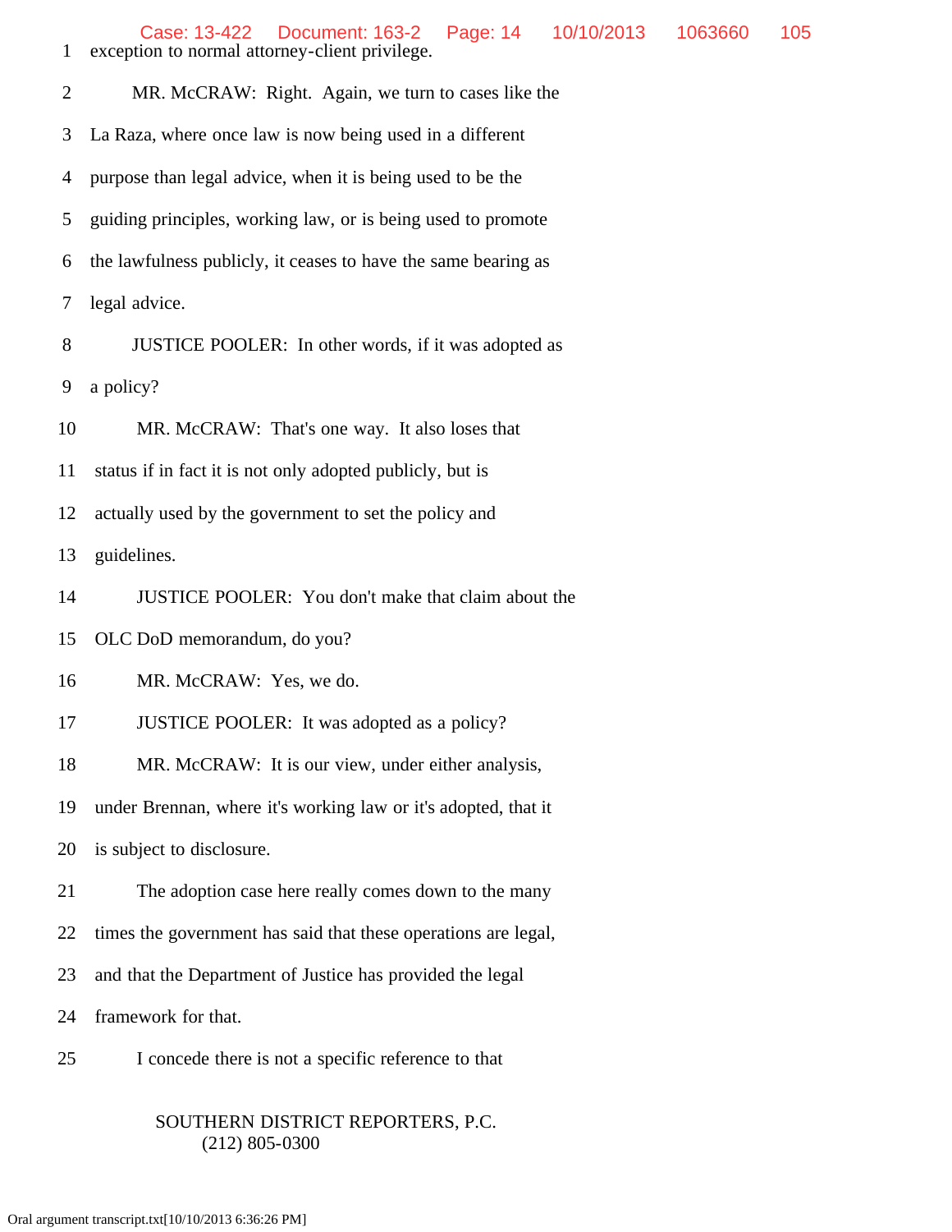exception to normal attorney-client privilege.

MR. McCRAW: Right. Again, we turn to cases like the La Raza, where once law is now being used in a different purpose than legal advice, when it is being used to be the guiding principles, working law, or is being used to promote the lawfulness publicly, it ceases to have the same bearing as legal advice.

JUSTICE POOLER: In other words, if it was adopted as a policy?

MR. McCRAW: That's one way. It also loses that status if in fact it is not only adopted publicly, but is actually used by the government to set the policy and guidelines.

JUSTICE POOLER: You don't make that claim about the OLC DoD memorandum, do you?

MR. McCRAW: Yes, we do.

JUSTICE POOLER: It was adopted as a policy?

MR. McCRAW: It is our view, under either analysis, under Brennan, where it's working law or it's adopted, that it is subject to disclosure.

The adoption case here really comes down to the many times the government has said that these operations are legal, and that the Department of Justice has provided the legal framework for that.

I concede there is not a specific reference to that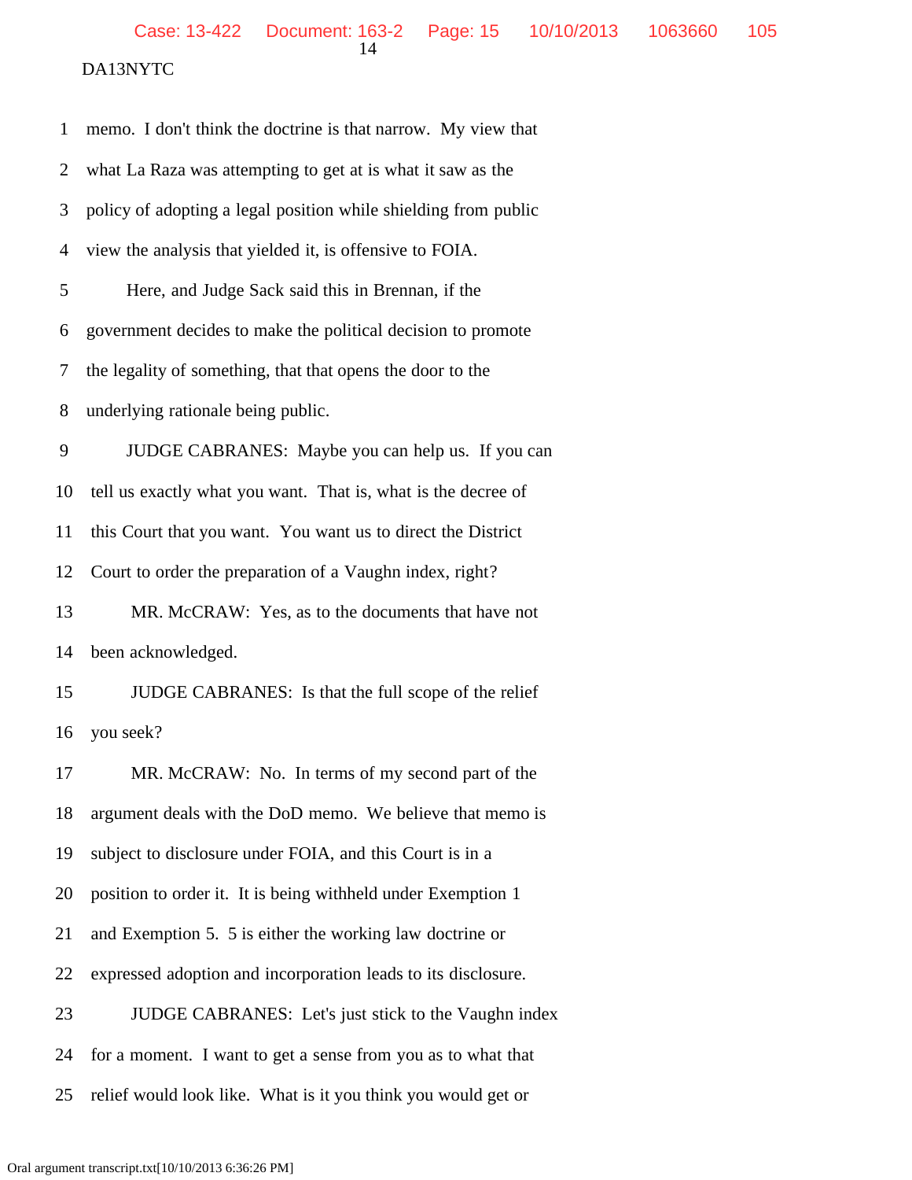1 memo. I don't think the doctrine is that narrow. My view that

2 what La Raza was attempting to get at is what it saw as the

3 policy of adopting a legal position while shielding from public

4 view the analysis that yielded it, is offensive to FOIA.

5 Here, and Judge Sack said this in Brennan, if the

6 government decides to make the political decision to promote

7 the legality of something, that that opens the door to the

8 underlying rationale being public.

9 JUDGE CABRANES: Maybe you can help us. If you can

10 tell us exactly what you want. That is, what is the decree of

11 this Court that you want. You want us to direct the District

12 Court to order the preparation of a Vaughn index, right?

13 MR. McCRAW: Yes, as to the documents that have not

14 been acknowledged.

15 JUDGE CABRANES: Is that the full scope of the relief

16 you seek?

17 MR. McCRAW: No. In terms of my second part of the

18 argument deals with the DoD memo. We believe that memo is

19 subject to disclosure under FOIA, and this Court is in a

20 position to order it. It is being withheld under Exemption 1

21 and Exemption 5. 5 is either the working law doctrine or

22 expressed adoption and incorporation leads to its disclosure.

23 JUDGE CABRANES: Let's just stick to the Vaughn index

24 for a moment. I want to get a sense from you as to what that

25 relief would look like. What is it you think you would get or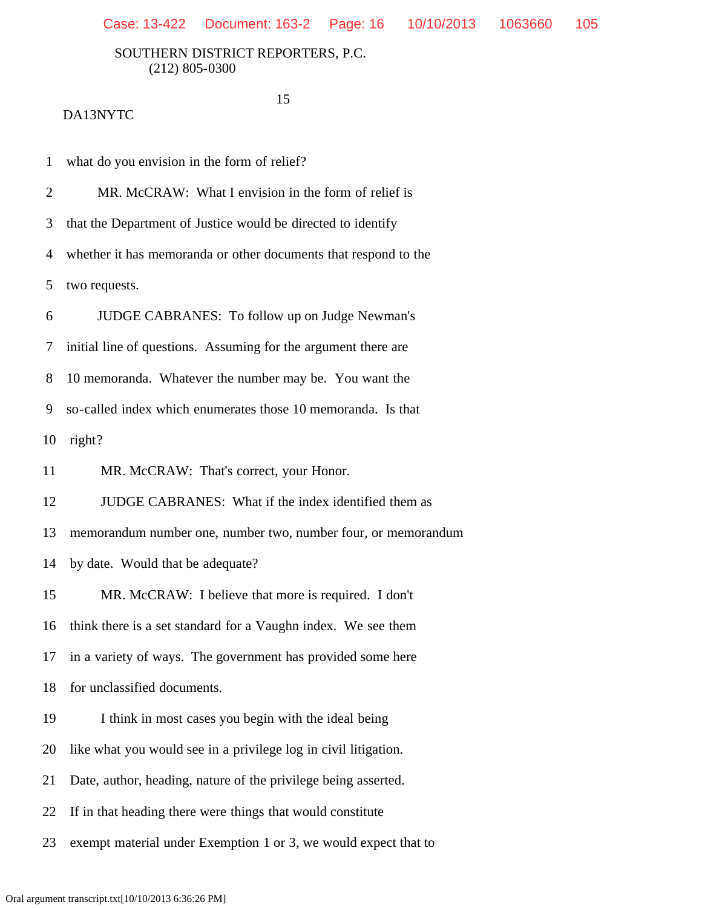DA13NYTC

1 what do you envision in the form of relief?

2 MR. McCRAW: What I envision in the form of relief is

3 that the Department of Justice would be directed to identify

4 whether it has memoranda or other documents that respond to the

5 two requests.

6 JUDGE CABRANES: To follow up on Judge Newman's

7 initial line of questions. Assuming for the argument there are

8 10 memoranda. Whatever the number may be. You want the

9 so-called index which enumerates those 10 memoranda. Is that

10 right?

11 MR. McCRAW: That's correct, your Honor.

12 JUDGE CABRANES: What if the index identified them as

13 memorandum number one, number two, number four, or memorandum

14 by date. Would that be adequate?

15 MR. McCRAW: I believe that more is required. I don't

16 think there is a set standard for a Vaughn index. We see them

17 in a variety of ways. The government has provided some here

18 for unclassified documents.

19 I think in most cases you begin with the ideal being

20 like what you would see in a privilege log in civil litigation.

21 Date, author, heading, nature of the privilege being asserted.

22 If in that heading there were things that would constitute

23 exempt material under Exemption 1 or 3, we would expect that to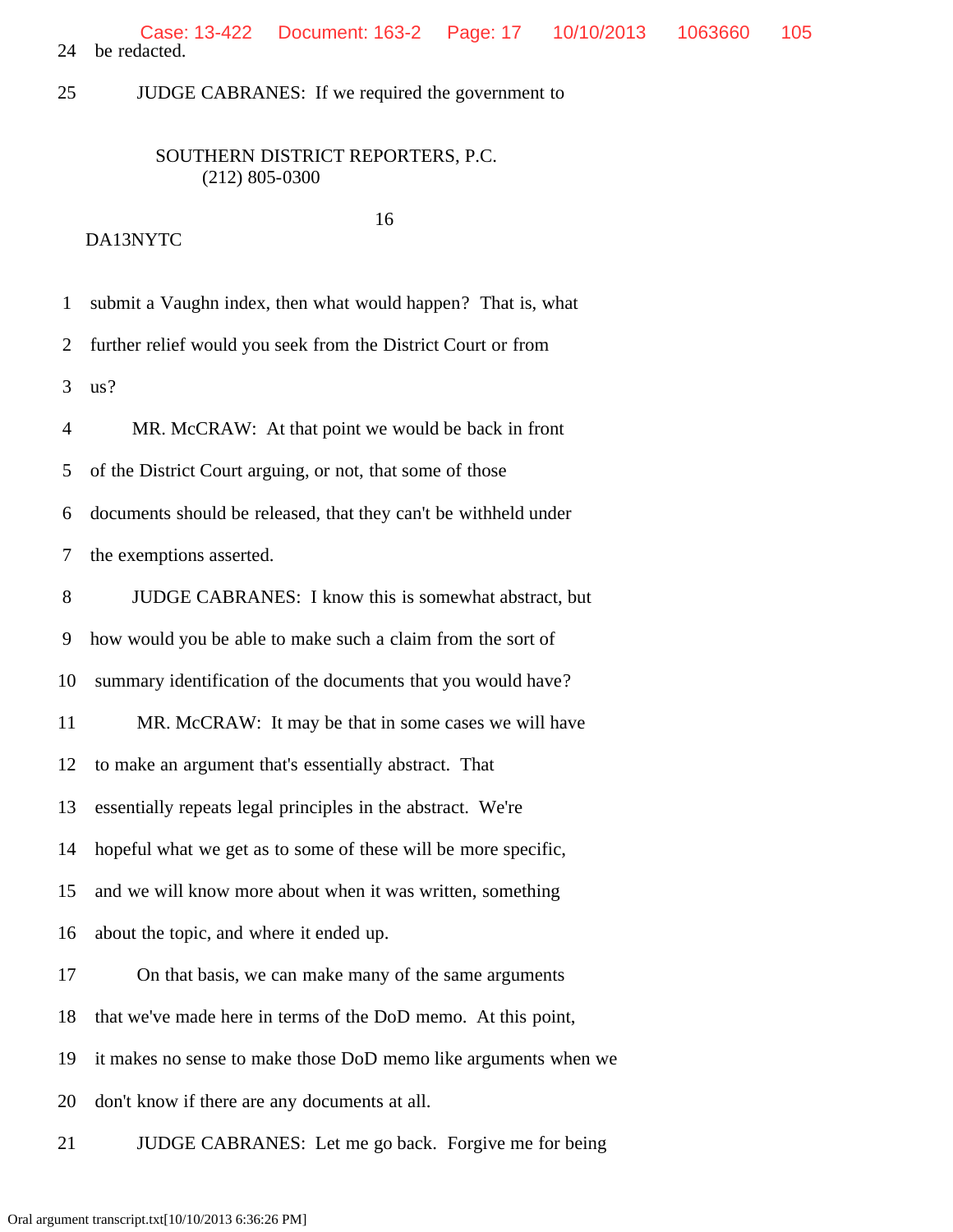24 be redacted.

25 JUDGE CABRANES: If we required the government to

SOUTHERN DISTRICT REPORTERS, P.C.
(212) 805-0300

DA13NYTC

1 submit a Vaughn index, then what would happen? That is, what

2 further relief would you seek from the District Court or from

3 us?

4 MR. McCRAW: At that point we would be back in front

5 of the District Court arguing, or not, that some of those

6 documents should be released, that they can't be withheld under

7 the exemptions asserted.

8 JUDGE CABRANES: I know this is somewhat abstract, but

9 how would you be able to make such a claim from the sort of

10 summary identification of the documents that you would have?

11 MR. McCRAW: It may be that in some cases we will have

12 to make an argument that's essentially abstract. That

13 essentially repeats legal principles in the abstract. We're

14 hopeful what we get as to some of these will be more specific,

15 and we will know more about when it was written, something

16 about the topic, and where it ended up.

17 On that basis, we can make many of the same arguments

18 that we've made here in terms of the DoD memo. At this point,

19 it makes no sense to make those DoD memo like arguments when we

20 don't know if there are any documents at all.

21 JUDGE CABRANES: Let me go back. Forgive me for being

Oral argument transcript.txt[10/10/2013 6:36:26 PM]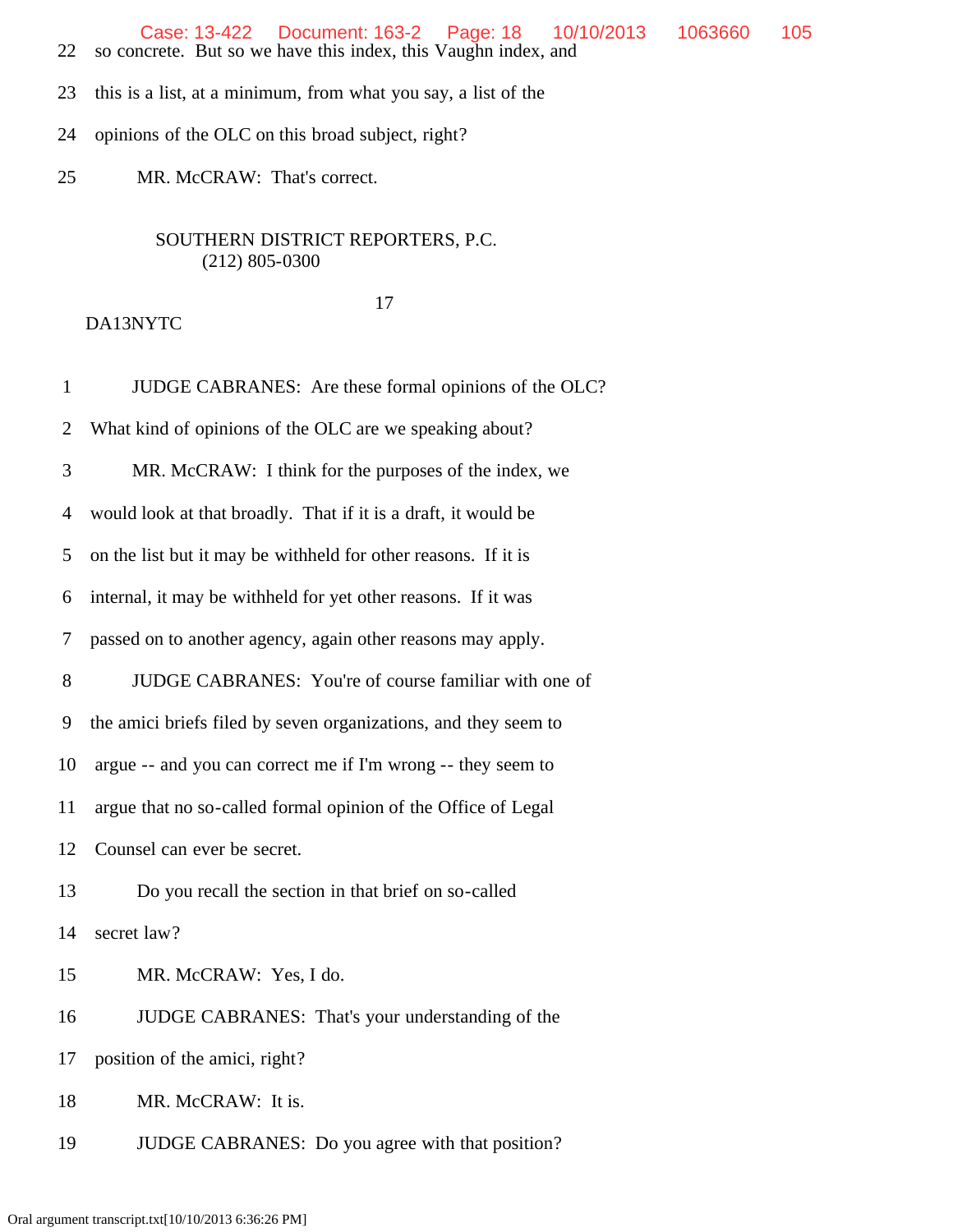22 so concrete. But so we have this index, this Vaughn index, and

23 this is a list, at a minimum, from what you say, a list of the

24 opinions of the OLC on this broad subject, right?

25 MR. McCRAW: That's correct.

SOUTHERN DISTRICT REPORTERS, P.C.
(212) 805-0300

DA13NYTC

1 JUDGE CABRANES: Are these formal opinions of the OLC?

2 What kind of opinions of the OLC are we speaking about?

3 MR. McCRAW: I think for the purposes of the index, we

4 would look at that broadly. That if it is a draft, it would be

5 on the list but it may be withheld for other reasons. If it is

6 internal, it may be withheld for yet other reasons. If it was

7 passed on to another agency, again other reasons may apply.

8 JUDGE CABRANES: You're of course familiar with one of

9 the amici briefs filed by seven organizations, and they seem to

10 argue -- and you can correct me if I'm wrong -- they seem to

11 argue that no so-called formal opinion of the Office of Legal

12 Counsel can ever be secret.

13 Do you recall the section in that brief on so-called

14 secret law?

15 MR. McCRAW: Yes, I do.

16 JUDGE CABRANES: That's your understanding of the

17 position of the amici, right?

18 MR. McCRAW: It is.

19 JUDGE CABRANES: Do you agree with that position?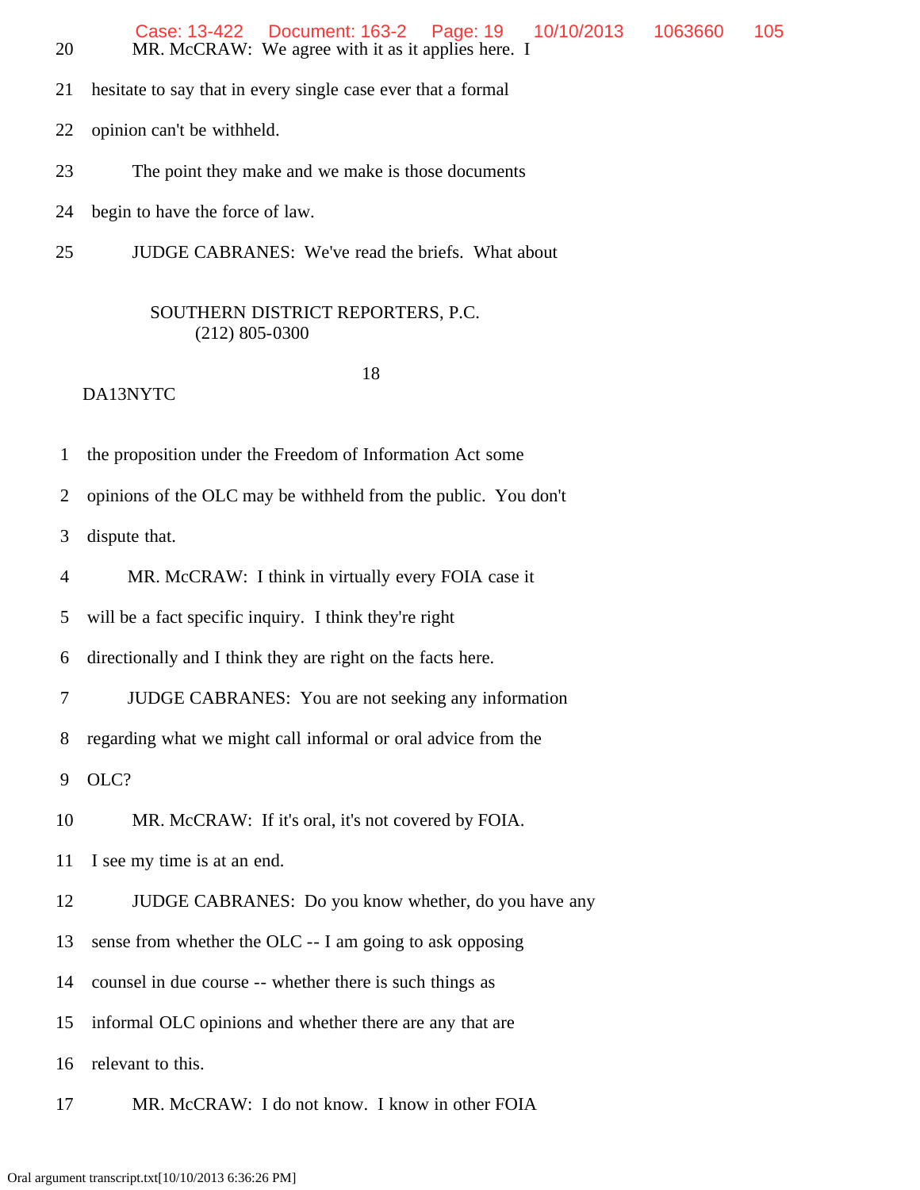20 MR. McCRAW: We agree with it as it applies here. I

21 hesitate to say that in every single case ever that a formal

22 opinion can't be withheld.

23 The point they make and we make is those documents

24 begin to have the force of law.

25 JUDGE CABRANES: We've read the briefs. What about

SOUTHERN DISTRICT REPORTERS, P.C.
(212) 805-0300

18

DA13NYTC

1 the proposition under the Freedom of Information Act some

2 opinions of the OLC may be withheld from the public. You don't

3 dispute that.

4 MR. McCRAW: I think in virtually every FOIA case it

5 will be a fact specific inquiry. I think they're right

6 directionally and I think they are right on the facts here.

7 JUDGE CABRANES: You are not seeking any information

8 regarding what we might call informal or oral advice from the

9 OLC?

10 MR. McCRAW: If it's oral, it's not covered by FOIA.

11 I see my time is at an end.

12 JUDGE CABRANES: Do you know whether, do you have any

13 sense from whether the OLC -- I am going to ask opposing

14 counsel in due course -- whether there is such things as

15 informal OLC opinions and whether there are any that are

16 relevant to this.

17 MR. McCRAW: I do not know. I know in other FOIA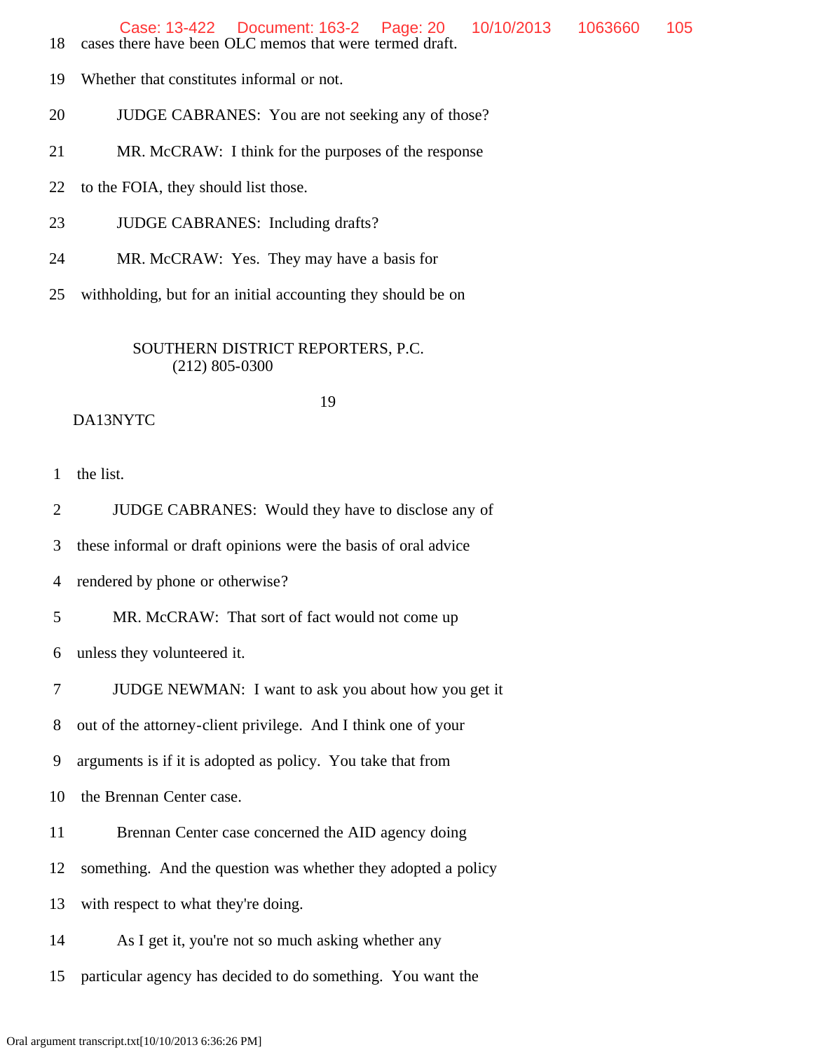18 cases there have been OLC memos that were termed draft.

19 Whether that constitutes informal or not.

20 JUDGE CABRANES: You are not seeking any of those?

21 MR. McCRAW: I think for the purposes of the response

22 to the FOIA, they should list those.

23 JUDGE CABRANES: Including drafts?

24 MR. McCRAW: Yes. They may have a basis for

25 withholding, but for an initial accounting they should be on

SOUTHERN DISTRICT REPORTERS, P.C.
(212) 805-0300

DA13NYTC

1 the list.

2 JUDGE CABRANES: Would they have to disclose any of

3 these informal or draft opinions were the basis of oral advice

4 rendered by phone or otherwise?

5 MR. McCRAW: That sort of fact would not come up

6 unless they volunteered it.

7 JUDGE NEWMAN: I want to ask you about how you get it

8 out of the attorney-client privilege. And I think one of your

9 arguments is if it is adopted as policy. You take that from

10 the Brennan Center case.

11 Brennan Center case concerned the AID agency doing

12 something. And the question was whether they adopted a policy

13 with respect to what they're doing.

14 As I get it, you're not so much asking whether any

15 particular agency has decided to do something. You want the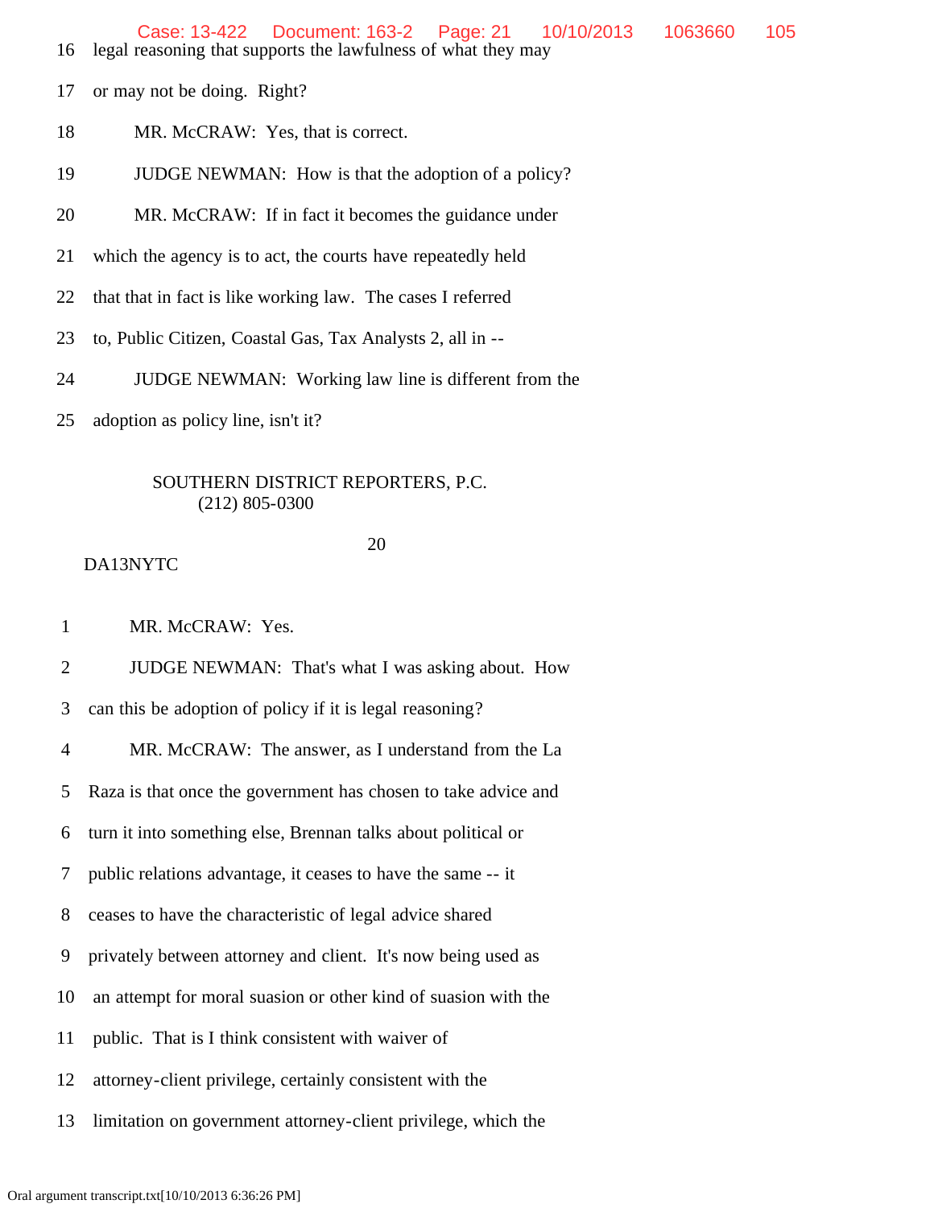16 legal reasoning that supports the lawfulness of what they may

17 or may not be doing. Right?

18 MR. McCRAW: Yes, that is correct.

19 JUDGE NEWMAN: How is that the adoption of a policy?

20 MR. McCRAW: If in fact it becomes the guidance under

21 which the agency is to act, the courts have repeatedly held

22 that that in fact is like working law. The cases I referred

23 to, Public Citizen, Coastal Gas, Tax Analysts 2, all in --

24 JUDGE NEWMAN: Working law line is different from the

25 adoption as policy line, isn't it?

SOUTHERN DISTRICT REPORTERS, P.C.
(212) 805-0300

DA13NYTC

1 MR. McCRAW: Yes.

2 JUDGE NEWMAN: That's what I was asking about. How

3 can this be adoption of policy if it is legal reasoning?

4 MR. McCRAW: The answer, as I understand from the La

5 Raza is that once the government has chosen to take advice and

6 turn it into something else, Brennan talks about political or

7 public relations advantage, it ceases to have the same -- it

8 ceases to have the characteristic of legal advice shared

9 privately between attorney and client. It's now being used as

10 an attempt for moral suasion or other kind of suasion with the

11 public. That is I think consistent with waiver of

12 attorney-client privilege, certainly consistent with the

13 limitation on government attorney-client privilege, which the

Oral argument transcript.txt[10/10/2013 6:36:26 PM]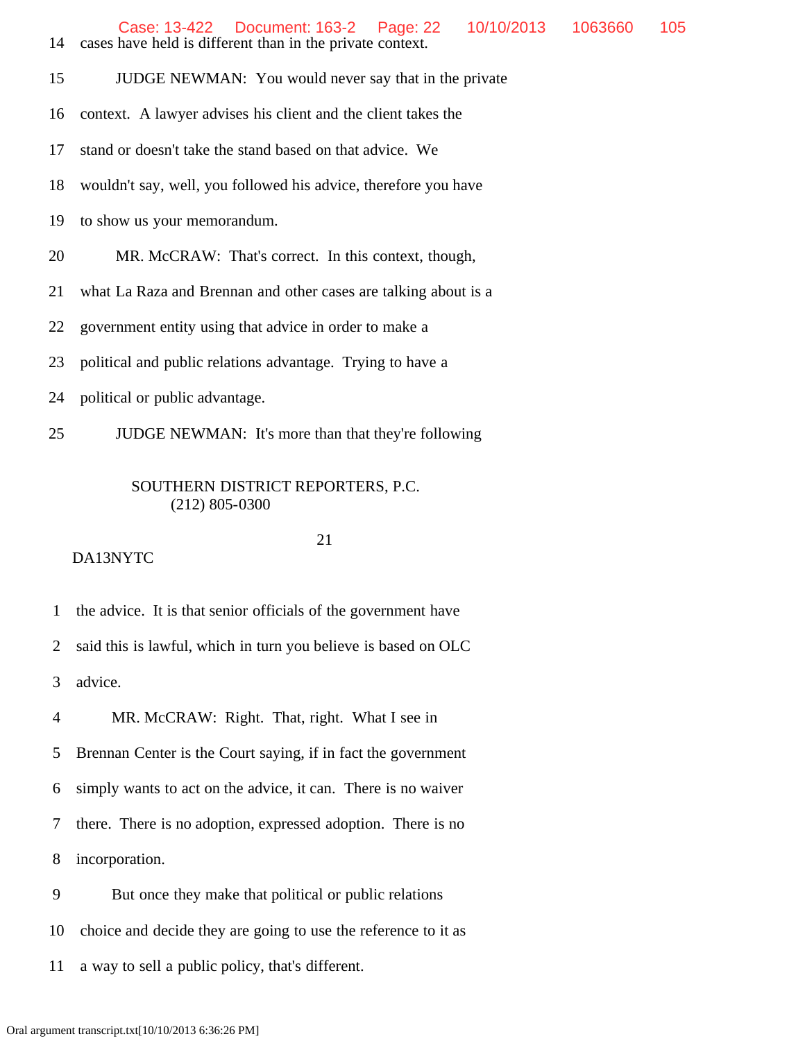14 cases have held is different than in the private context.

15 JUDGE NEWMAN: You would never say that in the private

16 context. A lawyer advises his client and the client takes the

17 stand or doesn't take the stand based on that advice. We

18 wouldn't say, well, you followed his advice, therefore you have

19 to show us your memorandum.

20 MR. McCRAW: That's correct. In this context, though,

21 what La Raza and Brennan and other cases are talking about is a

22 government entity using that advice in order to make a

23 political and public relations advantage. Trying to have a

24 political or public advantage.

25 JUDGE NEWMAN: It's more than that they're following

SOUTHERN DISTRICT REPORTERS, P.C.
(212) 805-0300

21

DA13NYTC

1 the advice. It is that senior officials of the government have

2 said this is lawful, which in turn you believe is based on OLC

3 advice.

4 MR. McCRAW: Right. That, right. What I see in

5 Brennan Center is the Court saying, if in fact the government

6 simply wants to act on the advice, it can. There is no waiver

7 there. There is no adoption, expressed adoption. There is no

8 incorporation.

9 But once they make that political or public relations

10 choice and decide they are going to use the reference to it as

11 a way to sell a public policy, that's different.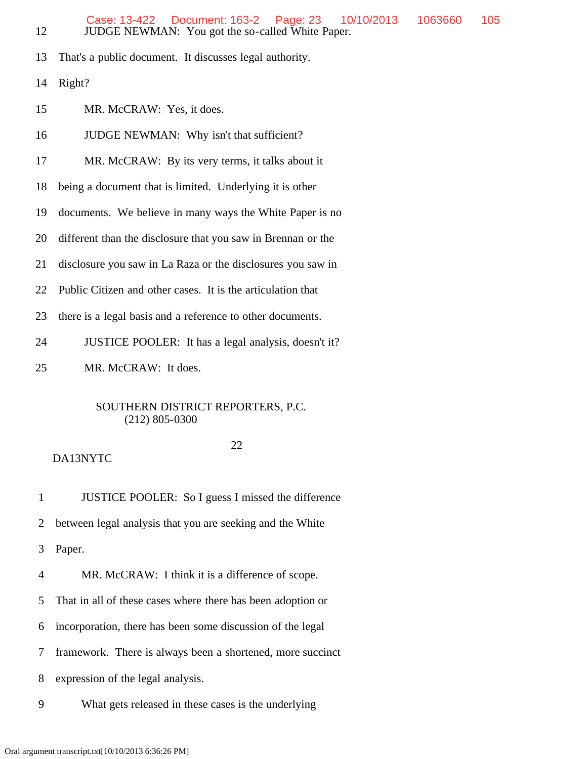12 JUDGE NEWMAN: You got the so-called White Paper.

13 That's a public document. It discusses legal authority.

14 Right?

15 MR. McCRAW: Yes, it does.

16 JUDGE NEWMAN: Why isn't that sufficient?

17 MR. McCRAW: By its very terms, it talks about it

18 being a document that is limited. Underlying it is other

19 documents. We believe in many ways the White Paper is no

20 different than the disclosure that you saw in Brennan or the

21 disclosure you saw in La Raza or the disclosures you saw in

22 Public Citizen and other cases. It is the articulation that

23 there is a legal basis and a reference to other documents.

24 JUSTICE POOLER: It has a legal analysis, doesn't it?

25 MR. McCRAW: It does.

SOUTHERN DISTRICT REPORTERS, P.C.
(212) 805-0300

22

DA13NYTC

1 JUSTICE POOLER: So I guess I missed the difference

2 between legal analysis that you are seeking and the White

3 Paper.

4 MR. McCRAW: I think it is a difference of scope.

5 That in all of these cases where there has been adoption or

6 incorporation, there has been some discussion of the legal

7 framework. There is always been a shortened, more succinct

8 expression of the legal analysis.

9 What gets released in these cases is the underlying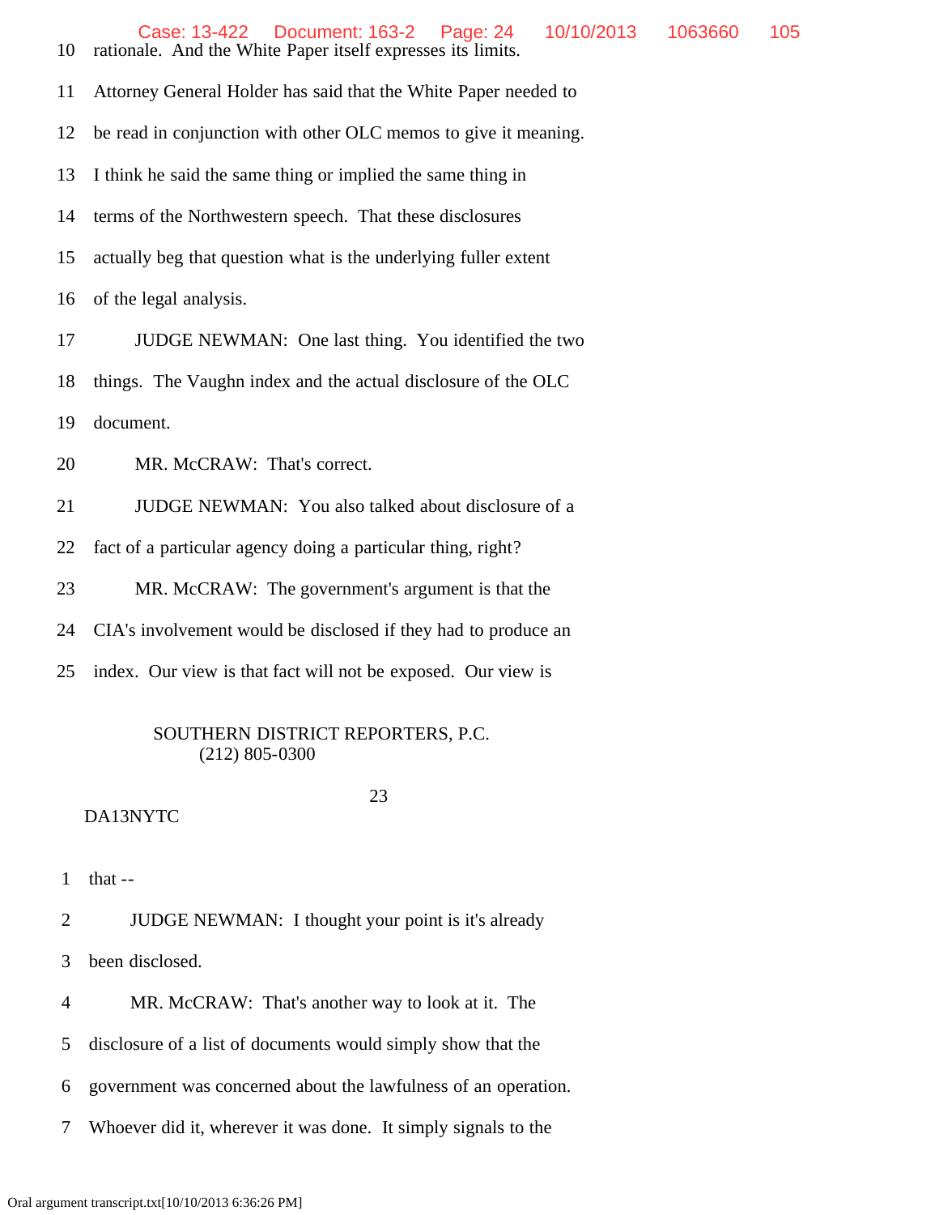10 rationale. And the White Paper itself expresses its limits.

11 Attorney General Holder has said that the White Paper needed to

12 be read in conjunction with other OLC memos to give it meaning.

13 I think he said the same thing or implied the same thing in

14 terms of the Northwestern speech. That these disclosures

15 actually beg that question what is the underlying fuller extent

16 of the legal analysis.

17 JUDGE NEWMAN: One last thing. You identified the two

18 things. The Vaughn index and the actual disclosure of the OLC

19 document.

20 MR. McCRAW: That's correct.

21 JUDGE NEWMAN: You also talked about disclosure of a

22 fact of a particular agency doing a particular thing, right?

23 MR. McCRAW: The government's argument is that the

24 CIA's involvement would be disclosed if they had to produce an

25 index. Our view is that fact will not be exposed. Our view is

SOUTHERN DISTRICT REPORTERS, P.C.
(212) 805-0300

DA13NYTC

1 that --

2 JUDGE NEWMAN: I thought your point is it's already

3 been disclosed.

4 MR. McCRAW: That's another way to look at it. The

5 disclosure of a list of documents would simply show that the

6 government was concerned about the lawfulness of an operation.

7 Whoever did it, wherever it was done. It simply signals to the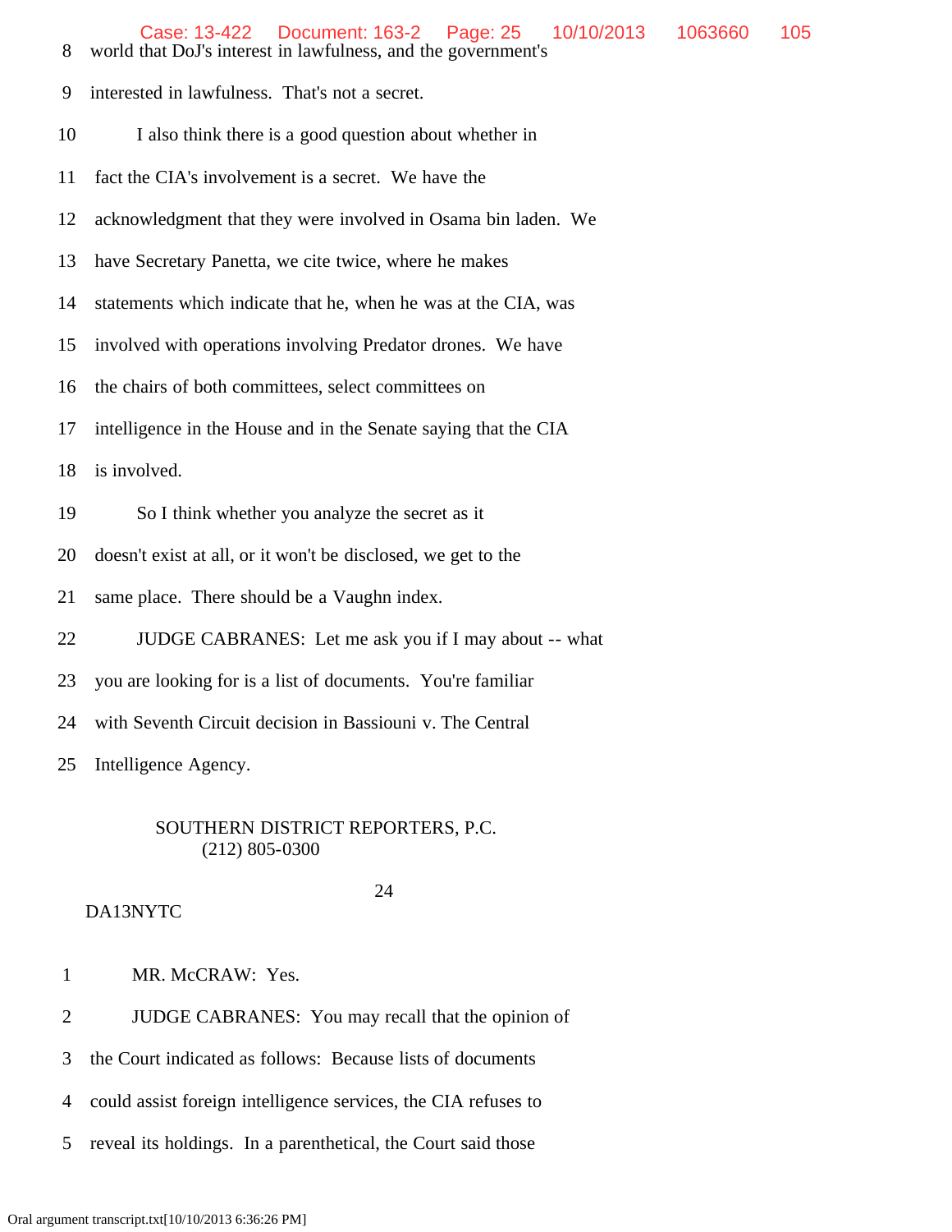8 world that DoJ's interest in lawfulness, and the government's

9 interested in lawfulness. That's not a secret.

10 I also think there is a good question about whether in

11 fact the CIA's involvement is a secret. We have the

12 acknowledgment that they were involved in Osama bin laden. We

13 have Secretary Panetta, we cite twice, where he makes

14 statements which indicate that he, when he was at the CIA, was

15 involved with operations involving Predator drones. We have

16 the chairs of both committees, select committees on

17 intelligence in the House and in the Senate saying that the CIA

18 is involved.

19 So I think whether you analyze the secret as it

20 doesn't exist at all, or it won't be disclosed, we get to the

21 same place. There should be a Vaughn index.

22 JUDGE CABRANES: Let me ask you if I may about -- what

23 you are looking for is a list of documents. You're familiar

24 with Seventh Circuit decision in Bassiouni v. The Central

25 Intelligence Agency.

SOUTHERN DISTRICT REPORTERS, P.C.
(212) 805-0300

DA13NYTC

1 MR. McCRAW: Yes.

2 JUDGE CABRANES: You may recall that the opinion of

3 the Court indicated as follows: Because lists of documents

4 could assist foreign intelligence services, the CIA refuses to

5 reveal its holdings. In a parenthetical, the Court said those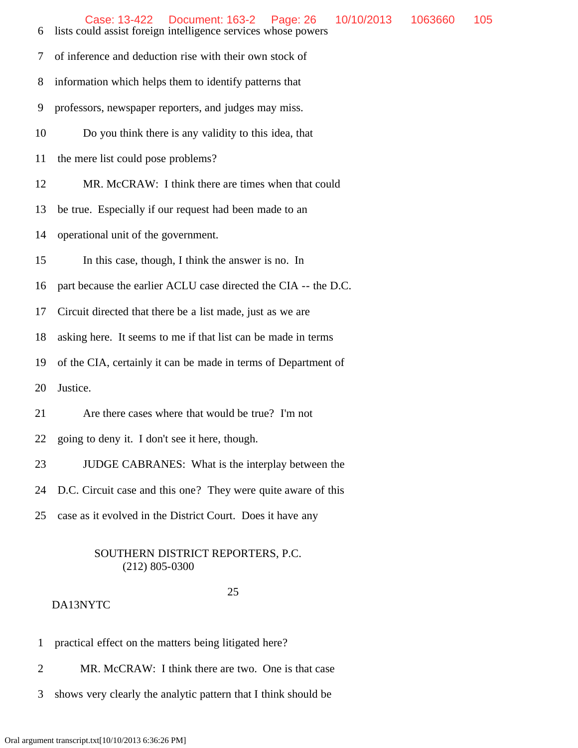6 lists could assist foreign intelligence services whose powers

7 of inference and deduction rise with their own stock of

8 information which helps them to identify patterns that

9 professors, newspaper reporters, and judges may miss.

10 Do you think there is any validity to this idea, that

11 the mere list could pose problems?

12 MR. McCRAW: I think there are times when that could

13 be true. Especially if our request had been made to an

14 operational unit of the government.

15 In this case, though, I think the answer is no. In

16 part because the earlier ACLU case directed the CIA -- the D.C.

17 Circuit directed that there be a list made, just as we are

18 asking here. It seems to me if that list can be made in terms

19 of the CIA, certainly it can be made in terms of Department of

20 Justice.

21 Are there cases where that would be true? I'm not

22 going to deny it. I don't see it here, though.

23 JUDGE CABRANES: What is the interplay between the

24 D.C. Circuit case and this one? They were quite aware of this

25 case as it evolved in the District Court. Does it have any

SOUTHERN DISTRICT REPORTERS, P.C.
(212) 805-0300

DA13NYTC

1 practical effect on the matters being litigated here?

2 MR. McCRAW: I think there are two. One is that case

3 shows very clearly the analytic pattern that I think should be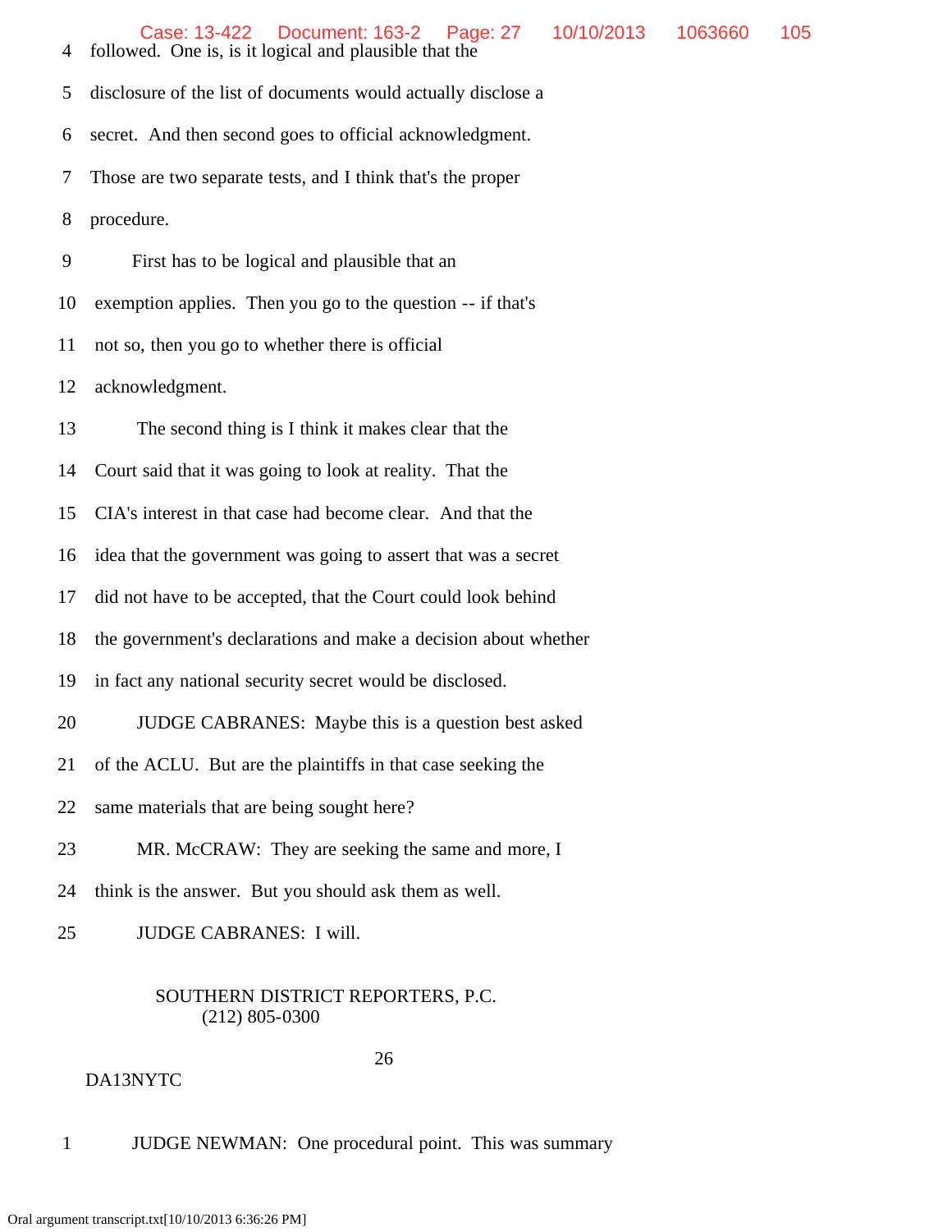4 followed. One is, is it logical and plausible that the

5 disclosure of the list of documents would actually disclose a

6 secret. And then second goes to official acknowledgment.

7 Those are two separate tests, and I think that's the proper

8 procedure.

9 First has to be logical and plausible that an

10 exemption applies. Then you go to the question -- if that's

11 not so, then you go to whether there is official

12 acknowledgment.

13 The second thing is I think it makes clear that the

14 Court said that it was going to look at reality. That the

15 CIA's interest in that case had become clear. And that the

16 idea that the government was going to assert that was a secret

17 did not have to be accepted, that the Court could look behind

18 the government's declarations and make a decision about whether

19 in fact any national security secret would be disclosed.

20 JUDGE CABRANES: Maybe this is a question best asked

21 of the ACLU. But are the plaintiffs in that case seeking the

22 same materials that are being sought here?

23 MR. McCRAW: They are seeking the same and more, I

24 think is the answer. But you should ask them as well.

25 JUDGE CABRANES: I will.

SOUTHERN DISTRICT REPORTERS, P.C.
(212) 805-0300

DA13NYTC

1 JUDGE NEWMAN: One procedural point. This was summary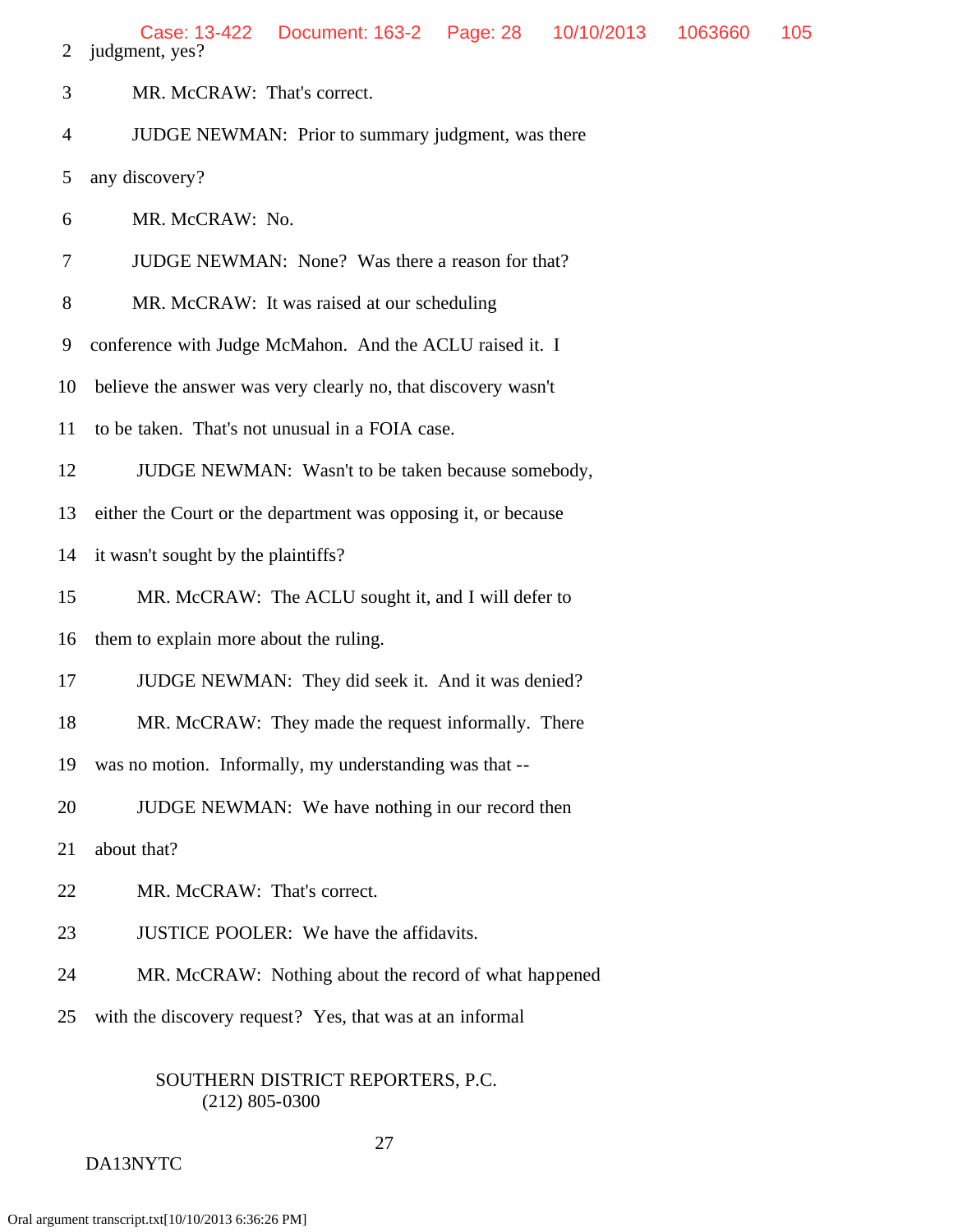2 judgment, yes?

3 MR. McCRAW: That's correct.

4 JUDGE NEWMAN: Prior to summary judgment, was there

5 any discovery?

6 MR. McCRAW: No.

7 JUDGE NEWMAN: None? Was there a reason for that?

8 MR. McCRAW: It was raised at our scheduling

9 conference with Judge McMahon. And the ACLU raised it. I

10 believe the answer was very clearly no, that discovery wasn't

11 to be taken. That's not unusual in a FOIA case.

12 JUDGE NEWMAN: Wasn't to be taken because somebody,

13 either the Court or the department was opposing it, or because

14 it wasn't sought by the plaintiffs?

15 MR. McCRAW: The ACLU sought it, and I will defer to

16 them to explain more about the ruling.

17 JUDGE NEWMAN: They did seek it. And it was denied?

18 MR. McCRAW: They made the request informally. There

19 was no motion. Informally, my understanding was that --

20 JUDGE NEWMAN: We have nothing in our record then

21 about that?

22 MR. McCRAW: That's correct.

23 JUSTICE POOLER: We have the affidavits.

24 MR. McCRAW: Nothing about the record of what happened

25 with the discovery request? Yes, that was at an informal

SOUTHERN DISTRICT REPORTERS, P.C.
(212) 805-0300

DA13NYTC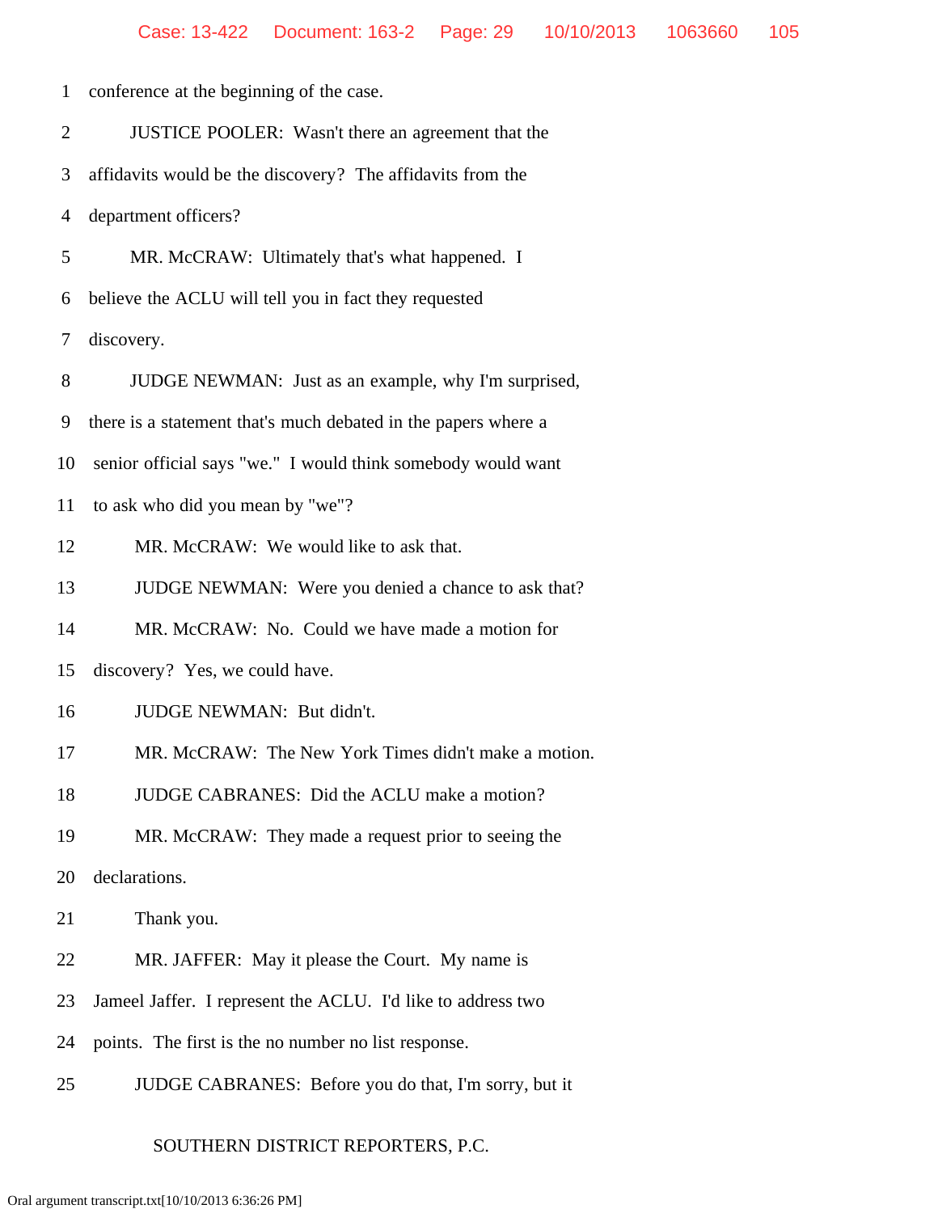1 conference at the beginning of the case.

2 JUSTICE POOLER: Wasn't there an agreement that the

3 affidavits would be the discovery? The affidavits from the

4 department officers?

5 MR. McCRAW: Ultimately that's what happened. I

6 believe the ACLU will tell you in fact they requested

7 discovery.

8 JUDGE NEWMAN: Just as an example, why I'm surprised,

9 there is a statement that's much debated in the papers where a

10 senior official says "we." I would think somebody would want

11 to ask who did you mean by "we"?

12 MR. McCRAW: We would like to ask that.

13 JUDGE NEWMAN: Were you denied a chance to ask that?

14 MR. McCRAW: No. Could we have made a motion for

15 discovery? Yes, we could have.

16 JUDGE NEWMAN: But didn't.

17 MR. McCRAW: The New York Times didn't make a motion.

18 JUDGE CABRANES: Did the ACLU make a motion?

19 MR. McCRAW: They made a request prior to seeing the

20 declarations.

21 Thank you.

22 MR. JAFFER: May it please the Court. My name is

23 Jameel Jaffer. I represent the ACLU. I'd like to address two

24 points. The first is the no number no list response.

25 JUDGE CABRANES: Before you do that, I'm sorry, but it

SOUTHERN DISTRICT REPORTERS, P.C.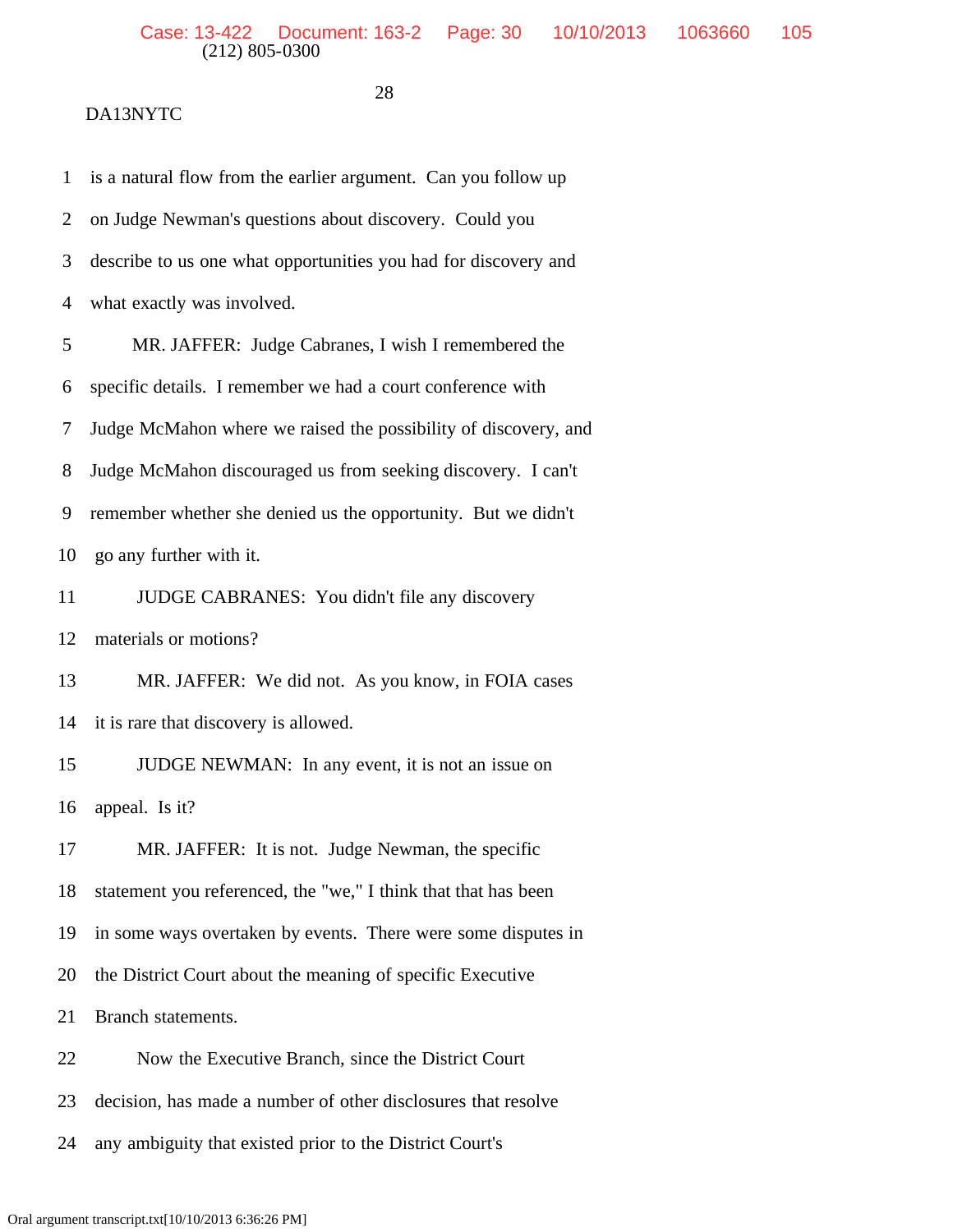DA13NYTC

1 is a natural flow from the earlier argument. Can you follow up
2 on Judge Newman's questions about discovery. Could you
3 describe to us one what opportunities you had for discovery and
4 what exactly was involved.
5 MR. JAFFER: Judge Cabranes, I wish I remembered the
6 specific details. I remember we had a court conference with
7 Judge McMahon where we raised the possibility of discovery, and
8 Judge McMahon discouraged us from seeking discovery. I can't
9 remember whether she denied us the opportunity. But we didn't
10 go any further with it.
11 JUDGE CABRANES: You didn't file any discovery
12 materials or motions?
13 MR. JAFFER: We did not. As you know, in FOIA cases
14 it is rare that discovery is allowed.
15 JUDGE NEWMAN: In any event, it is not an issue on
16 appeal. Is it?
17 MR. JAFFER: It is not. Judge Newman, the specific
18 statement you referenced, the "we," I think that that has been
19 in some ways overtaken by events. There were some disputes in
20 the District Court about the meaning of specific Executive
21 Branch statements.
22 Now the Executive Branch, since the District Court
23 decision, has made a number of other disclosures that resolve
24 any ambiguity that existed prior to the District Court's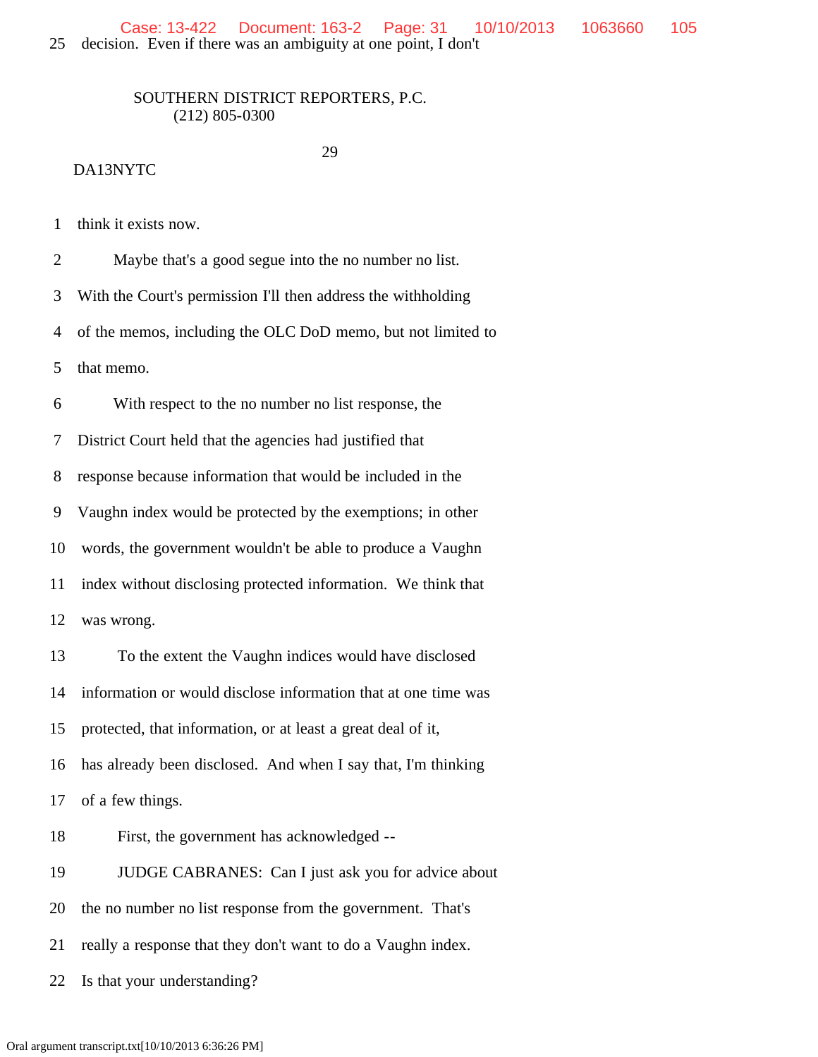25 decision. Even if there was an ambiguity at one point, I don't

SOUTHERN DISTRICT REPORTERS, P.C.
(212) 805-0300

29

DA13NYTC

1 think it exists now.

2 Maybe that's a good segue into the no number no list.

3 With the Court's permission I'll then address the withholding

4 of the memos, including the OLC DoD memo, but not limited to

5 that memo.

6 With respect to the no number no list response, the

7 District Court held that the agencies had justified that

8 response because information that would be included in the

9 Vaughn index would be protected by the exemptions; in other

10 words, the government wouldn't be able to produce a Vaughn

11 index without disclosing protected information. We think that

12 was wrong.

13 To the extent the Vaughn indices would have disclosed

14 information or would disclose information that at one time was

15 protected, that information, or at least a great deal of it,

16 has already been disclosed. And when I say that, I'm thinking

17 of a few things.

18 First, the government has acknowledged --

19 JUDGE CABRANES: Can I just ask you for advice about

20 the no number no list response from the government. That's

21 really a response that they don't want to do a Vaughn index.

22 Is that your understanding?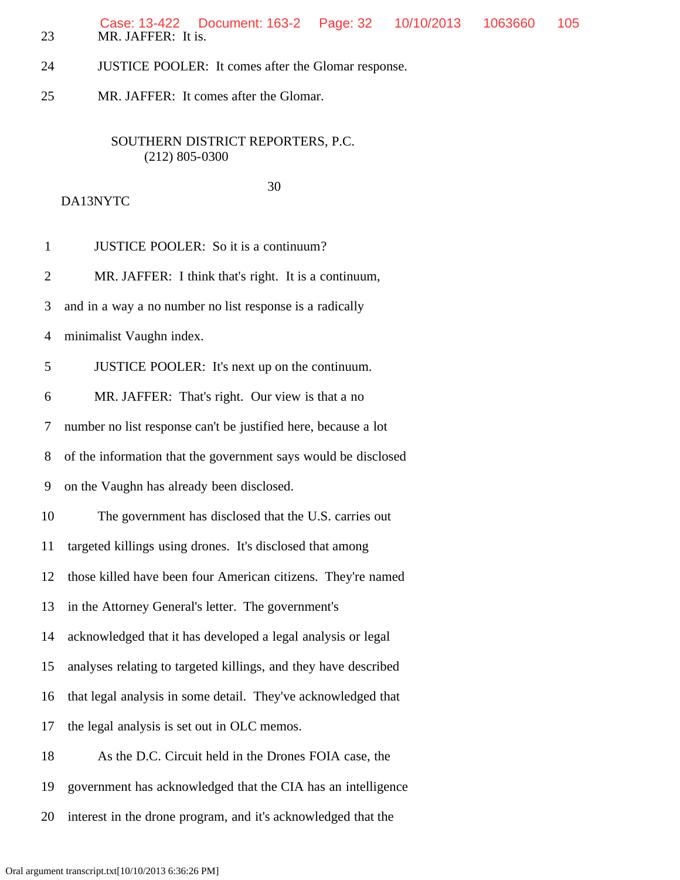23 MR. JAFFER: It is.

24 JUSTICE POOLER: It comes after the Glomar response.

25 MR. JAFFER: It comes after the Glomar.

SOUTHERN DISTRICT REPORTERS, P.C.
(212) 805-0300

30

DA13NYTC

1 JUSTICE POOLER: So it is a continuum?

2 MR. JAFFER: I think that's right. It is a continuum,

3 and in a way a no number no list response is a radically

4 minimalist Vaughn index.

5 JUSTICE POOLER: It's next up on the continuum.

6 MR. JAFFER: That's right. Our view is that a no

7 number no list response can't be justified here, because a lot

8 of the information that the government says would be disclosed

9 on the Vaughn has already been disclosed.

10 The government has disclosed that the U.S. carries out

11 targeted killings using drones. It's disclosed that among

12 those killed have been four American citizens. They're named

13 in the Attorney General's letter. The government's

14 acknowledged that it has developed a legal analysis or legal

15 analyses relating to targeted killings, and they have described

16 that legal analysis in some detail. They've acknowledged that

17 the legal analysis is set out in OLC memos.

18 As the D.C. Circuit held in the Drones FOIA case, the

19 government has acknowledged that the CIA has an intelligence

20 interest in the drone program, and it's acknowledged that the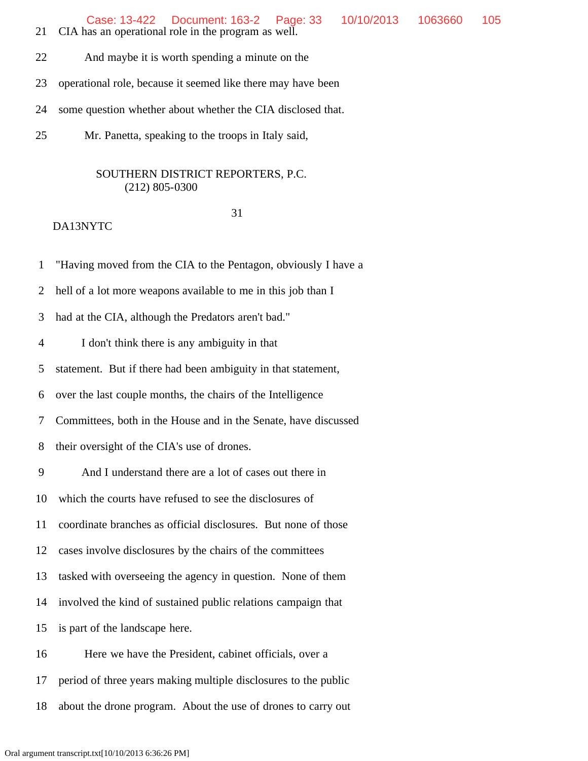21 CIA has an operational role in the program as well.

22 And maybe it is worth spending a minute on the

23 operational role, because it seemed like there may have been

24 some question whether about whether the CIA disclosed that.

25 Mr. Panetta, speaking to the troops in Italy said,

SOUTHERN DISTRICT REPORTERS, P.C.
(212) 805-0300

DA13NYTC

1 "Having moved from the CIA to the Pentagon, obviously I have a

2 hell of a lot more weapons available to me in this job than I

3 had at the CIA, although the Predators aren't bad."

4 I don't think there is any ambiguity in that

5 statement. But if there had been ambiguity in that statement,

6 over the last couple months, the chairs of the Intelligence

7 Committees, both in the House and in the Senate, have discussed

8 their oversight of the CIA's use of drones.

9 And I understand there are a lot of cases out there in

10 which the courts have refused to see the disclosures of

11 coordinate branches as official disclosures. But none of those

12 cases involve disclosures by the chairs of the committees

13 tasked with overseeing the agency in question. None of them

14 involved the kind of sustained public relations campaign that

15 is part of the landscape here.

16 Here we have the President, cabinet officials, over a

17 period of three years making multiple disclosures to the public

18 about the drone program. About the use of drones to carry out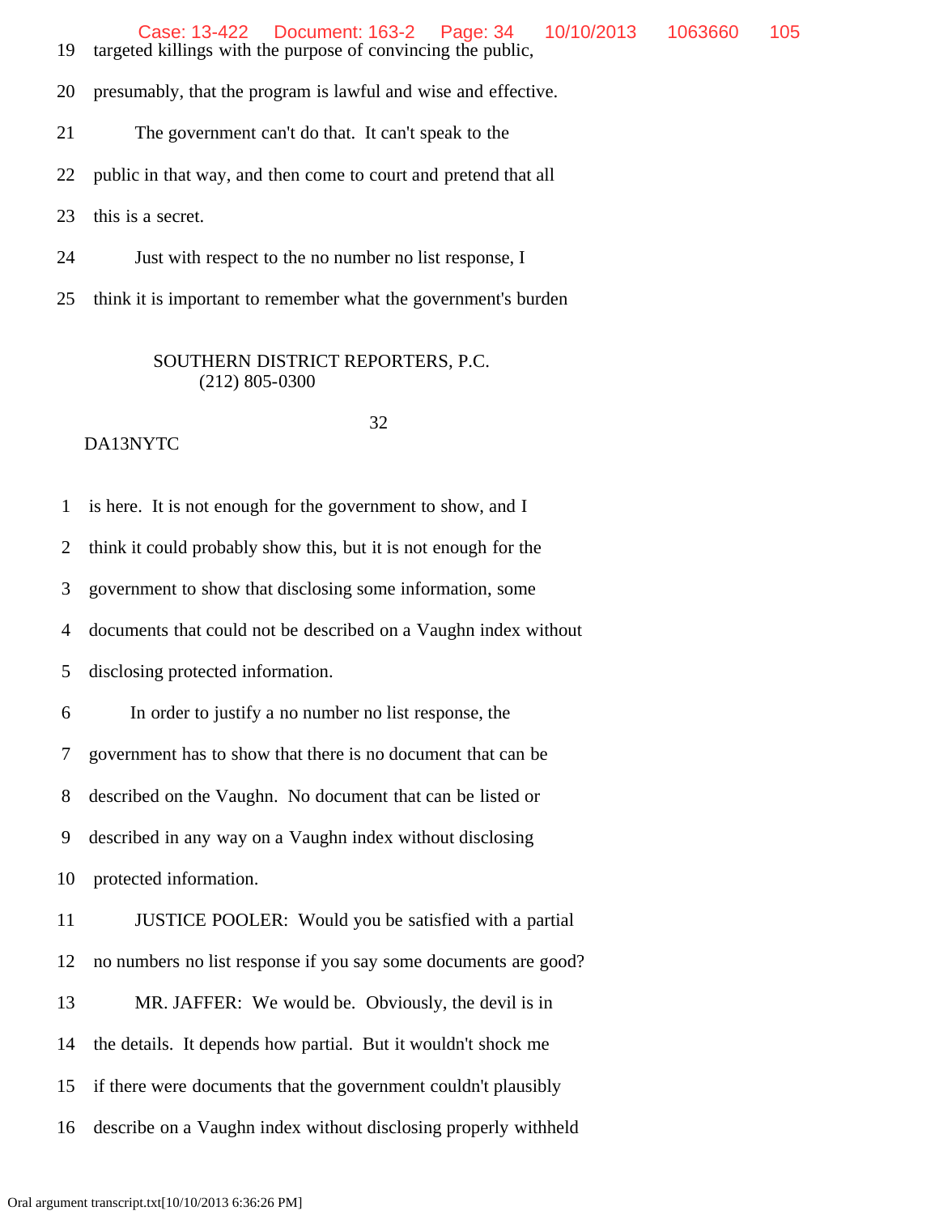19 targeted killings with the purpose of convincing the public,

20 presumably, that the program is lawful and wise and effective.

21 The government can't do that. It can't speak to the

22 public in that way, and then come to court and pretend that all

23 this is a secret.

24 Just with respect to the no number no list response, I

25 think it is important to remember what the government's burden

SOUTHERN DISTRICT REPORTERS, P.C.
(212) 805-0300

32

DA13NYTC

1 is here. It is not enough for the government to show, and I

2 think it could probably show this, but it is not enough for the

3 government to show that disclosing some information, some

4 documents that could not be described on a Vaughn index without

5 disclosing protected information.

6 In order to justify a no number no list response, the

7 government has to show that there is no document that can be

8 described on the Vaughn. No document that can be listed or

9 described in any way on a Vaughn index without disclosing

10 protected information.

11 JUSTICE POOLER: Would you be satisfied with a partial

12 no numbers no list response if you say some documents are good?

13 MR. JAFFER: We would be. Obviously, the devil is in

14 the details. It depends how partial. But it wouldn't shock me

15 if there were documents that the government couldn't plausibly

16 describe on a Vaughn index without disclosing properly withheld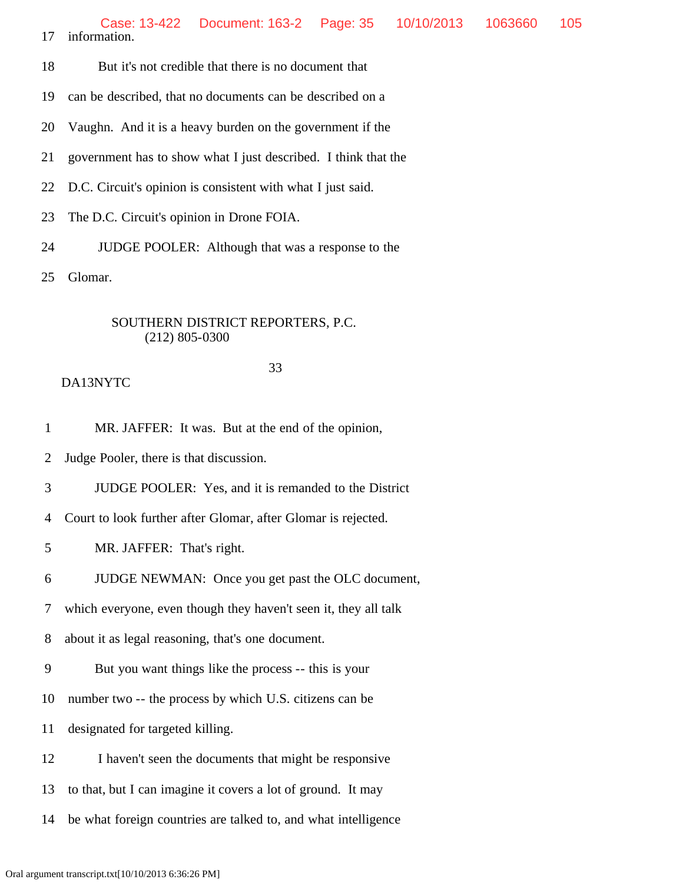17 information.

18 But it's not credible that there is no document that

19 can be described, that no documents can be described on a

20 Vaughn. And it is a heavy burden on the government if the

21 government has to show what I just described. I think that the

22 D.C. Circuit's opinion is consistent with what I just said.

23 The D.C. Circuit's opinion in Drone FOIA.

24 JUDGE POOLER: Although that was a response to the

25 Glomar.

SOUTHERN DISTRICT REPORTERS, P.C.
(212) 805-0300

33

DA13NYTC

1 MR. JAFFER: It was. But at the end of the opinion,

2 Judge Pooler, there is that discussion.

3 JUDGE POOLER: Yes, and it is remanded to the District

4 Court to look further after Glomar, after Glomar is rejected.

5 MR. JAFFER: That's right.

6 JUDGE NEWMAN: Once you get past the OLC document,

7 which everyone, even though they haven't seen it, they all talk

8 about it as legal reasoning, that's one document.

9 But you want things like the process -- this is your

10 number two -- the process by which U.S. citizens can be

11 designated for targeted killing.

12 I haven't seen the documents that might be responsive

13 to that, but I can imagine it covers a lot of ground. It may

14 be what foreign countries are talked to, and what intelligence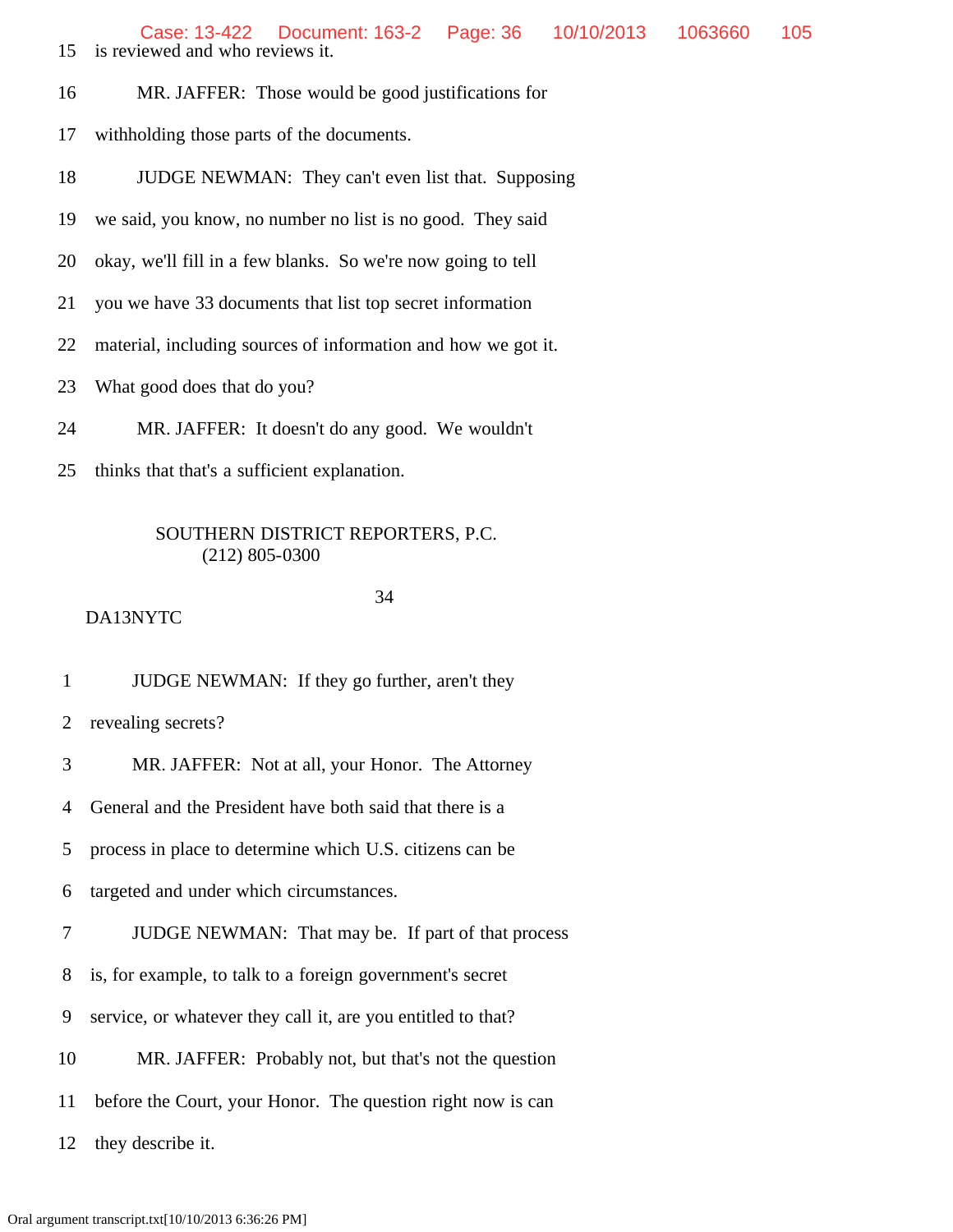15 is reviewed and who reviews it.

16 MR. JAFFER: Those would be good justifications for

17 withholding those parts of the documents.

18 JUDGE NEWMAN: They can't even list that. Supposing

19 we said, you know, no number no list is no good. They said

20 okay, we'll fill in a few blanks. So we're now going to tell

21 you we have 33 documents that list top secret information

22 material, including sources of information and how we got it.

23 What good does that do you?

24 MR. JAFFER: It doesn't do any good. We wouldn't

25 thinks that that's a sufficient explanation.

SOUTHERN DISTRICT REPORTERS, P.C.
(212) 805-0300

DA13NYTC

1 JUDGE NEWMAN: If they go further, aren't they

2 revealing secrets?

3 MR. JAFFER: Not at all, your Honor. The Attorney

4 General and the President have both said that there is a

5 process in place to determine which U.S. citizens can be

6 targeted and under which circumstances.

7 JUDGE NEWMAN: That may be. If part of that process

8 is, for example, to talk to a foreign government's secret

9 service, or whatever they call it, are you entitled to that?

10 MR. JAFFER: Probably not, but that's not the question

11 before the Court, your Honor. The question right now is can

12 they describe it.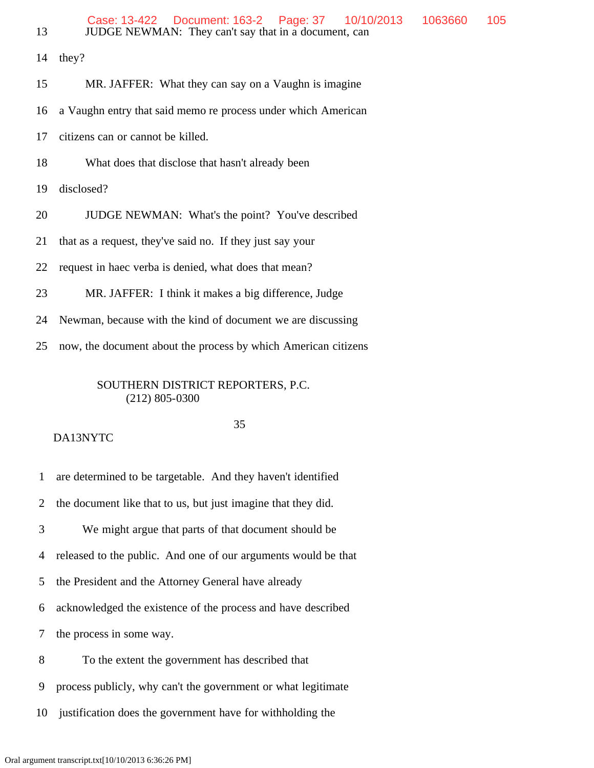13 JUDGE NEWMAN: They can't say that in a document, can

14 they?

15 MR. JAFFER: What they can say on a Vaughn is imagine

16 a Vaughn entry that said memo re process under which American

17 citizens can or cannot be killed.

18 What does that disclose that hasn't already been

19 disclosed?

20 JUDGE NEWMAN: What's the point? You've described

21 that as a request, they've said no. If they just say your

22 request in haec verba is denied, what does that mean?

23 MR. JAFFER: I think it makes a big difference, Judge

24 Newman, because with the kind of document we are discussing

25 now, the document about the process by which American citizens

SOUTHERN DISTRICT REPORTERS, P.C.
(212) 805-0300

DA13NYTC

1 are determined to be targetable. And they haven't identified

2 the document like that to us, but just imagine that they did.

3 We might argue that parts of that document should be

4 released to the public. And one of our arguments would be that

5 the President and the Attorney General have already

6 acknowledged the existence of the process and have described

7 the process in some way.

8 To the extent the government has described that

9 process publicly, why can't the government or what legitimate

10 justification does the government have for withholding the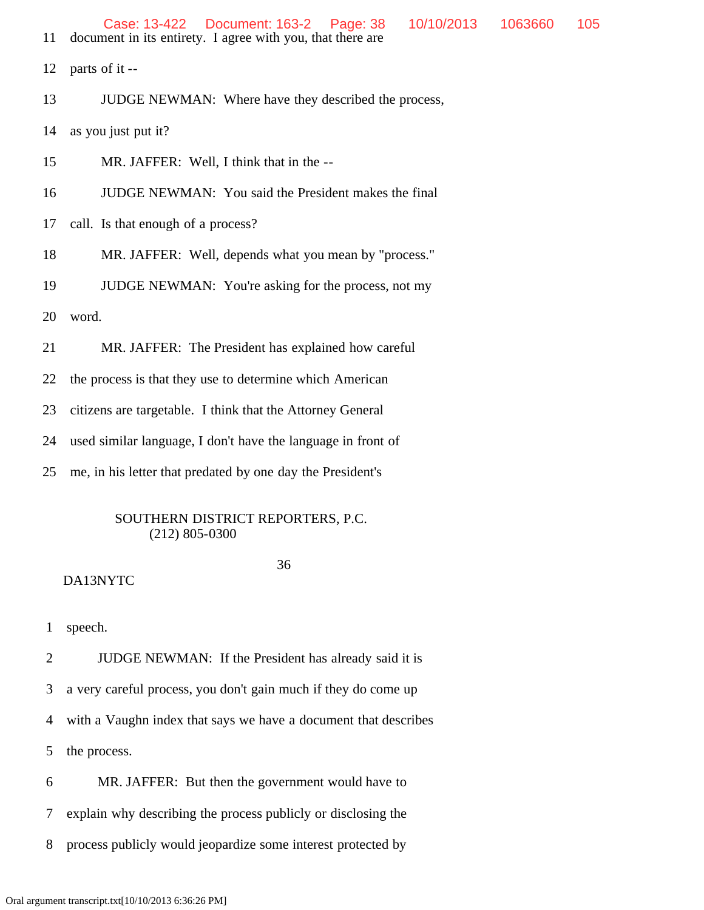11 document in its entirety. I agree with you, that there are

12 parts of it --

13 JUDGE NEWMAN: Where have they described the process,

14 as you just put it?

15 MR. JAFFER: Well, I think that in the --

16 JUDGE NEWMAN: You said the President makes the final

17 call. Is that enough of a process?

18 MR. JAFFER: Well, depends what you mean by "process."

19 JUDGE NEWMAN: You're asking for the process, not my

20 word.

21 MR. JAFFER: The President has explained how careful

22 the process is that they use to determine which American

23 citizens are targetable. I think that the Attorney General

24 used similar language, I don't have the language in front of

25 me, in his letter that predated by one day the President's

SOUTHERN DISTRICT REPORTERS, P.C.
(212) 805-0300

DA13NYTC

1 speech.

2 JUDGE NEWMAN: If the President has already said it is

3 a very careful process, you don't gain much if they do come up

4 with a Vaughn index that says we have a document that describes

5 the process.

6 MR. JAFFER: But then the government would have to

7 explain why describing the process publicly or disclosing the

8 process publicly would jeopardize some interest protected by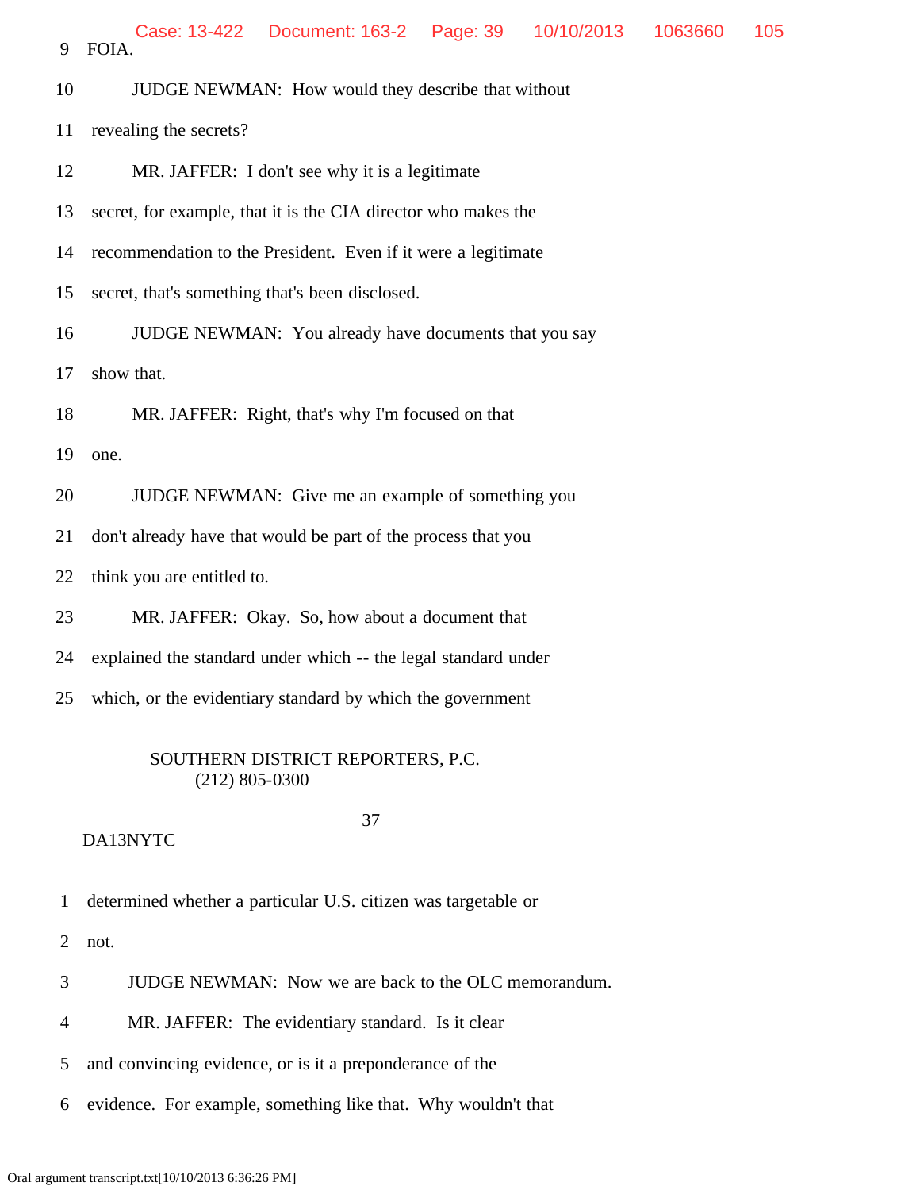9 FOIA.

10 JUDGE NEWMAN: How would they describe that without

11 revealing the secrets?

12 MR. JAFFER: I don't see why it is a legitimate

13 secret, for example, that it is the CIA director who makes the

14 recommendation to the President. Even if it were a legitimate

15 secret, that's something that's been disclosed.

16 JUDGE NEWMAN: You already have documents that you say

17 show that.

18 MR. JAFFER: Right, that's why I'm focused on that

19 one.

20 JUDGE NEWMAN: Give me an example of something you

21 don't already have that would be part of the process that you

22 think you are entitled to.

23 MR. JAFFER: Okay. So, how about a document that

24 explained the standard under which -- the legal standard under

25 which, or the evidentiary standard by which the government

SOUTHERN DISTRICT REPORTERS, P.C.
(212) 805-0300

37

DA13NYTC

1 determined whether a particular U.S. citizen was targetable or

2 not.

3 JUDGE NEWMAN: Now we are back to the OLC memorandum.

4 MR. JAFFER: The evidentiary standard. Is it clear

5 and convincing evidence, or is it a preponderance of the

6 evidence. For example, something like that. Why wouldn't that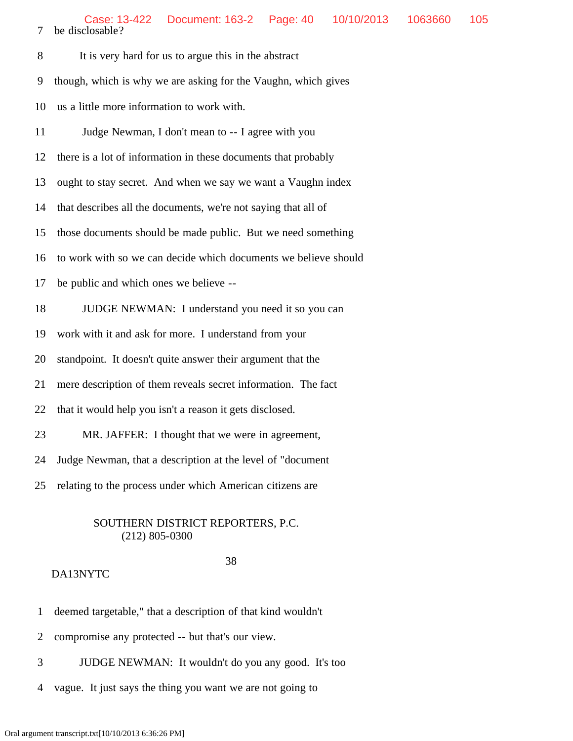7 be disclosable?

8 It is very hard for us to argue this in the abstract

9 though, which is why we are asking for the Vaughn, which gives

10 us a little more information to work with.

11 Judge Newman, I don't mean to -- I agree with you

12 there is a lot of information in these documents that probably

13 ought to stay secret. And when we say we want a Vaughn index

14 that describes all the documents, we're not saying that all of

15 those documents should be made public. But we need something

16 to work with so we can decide which documents we believe should

17 be public and which ones we believe --

18 JUDGE NEWMAN: I understand you need it so you can

19 work with it and ask for more. I understand from your

20 standpoint. It doesn't quite answer their argument that the

21 mere description of them reveals secret information. The fact

22 that it would help you isn't a reason it gets disclosed.

23 MR. JAFFER: I thought that we were in agreement,

24 Judge Newman, that a description at the level of "document

25 relating to the process under which American citizens are

SOUTHERN DISTRICT REPORTERS, P.C.
(212) 805-0300

DA13NYTC

1 deemed targetable," that a description of that kind wouldn't

2 compromise any protected -- but that's our view.

3 JUDGE NEWMAN: It wouldn't do you any good. It's too

4 vague. It just says the thing you want we are not going to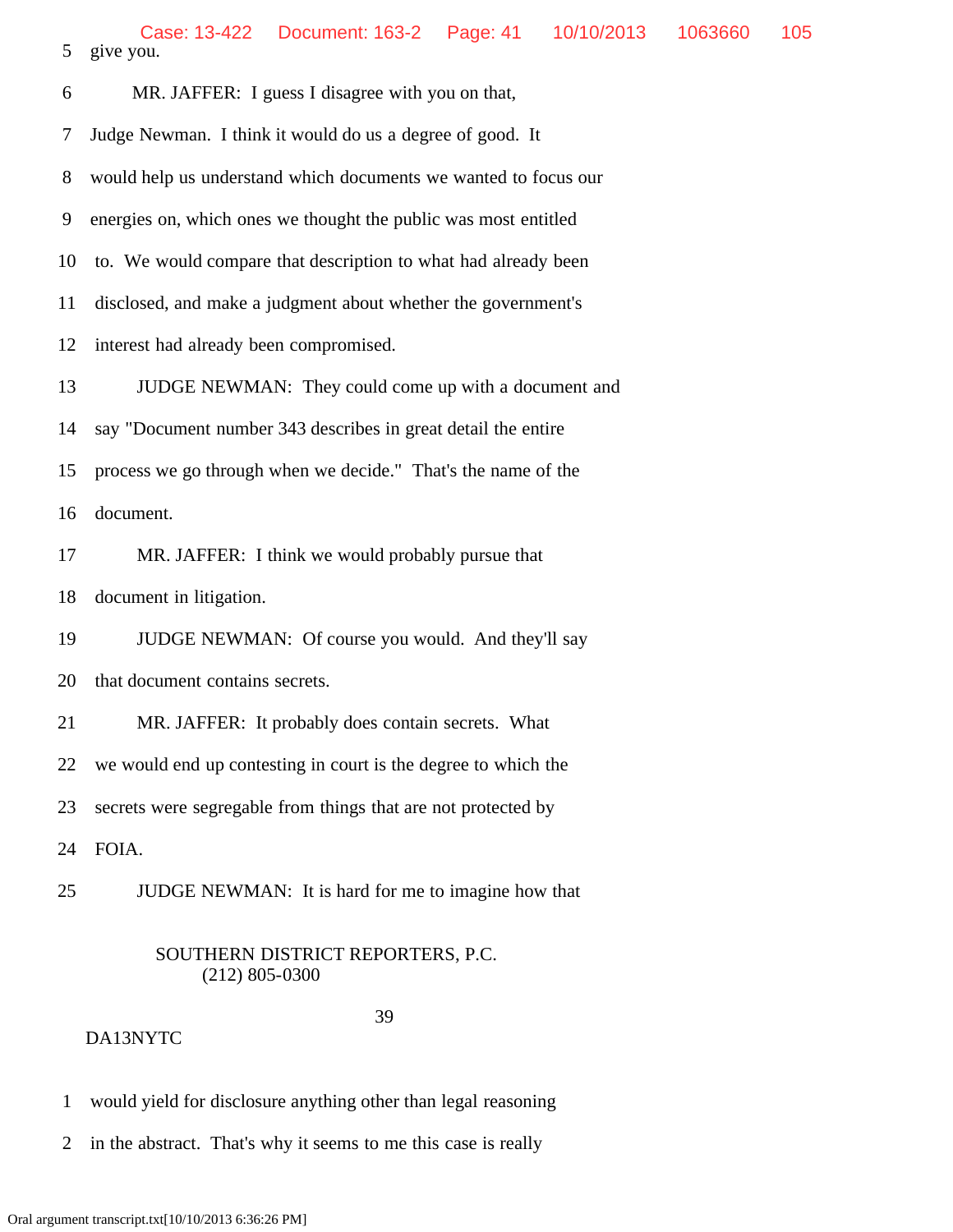5 give you.

6 MR. JAFFER: I guess I disagree with you on that,

7 Judge Newman. I think it would do us a degree of good. It

8 would help us understand which documents we wanted to focus our

9 energies on, which ones we thought the public was most entitled

10 to. We would compare that description to what had already been

11 disclosed, and make a judgment about whether the government's

12 interest had already been compromised.

13 JUDGE NEWMAN: They could come up with a document and

14 say "Document number 343 describes in great detail the entire

15 process we go through when we decide." That's the name of the

16 document.

17 MR. JAFFER: I think we would probably pursue that

18 document in litigation.

19 JUDGE NEWMAN: Of course you would. And they'll say

20 that document contains secrets.

21 MR. JAFFER: It probably does contain secrets. What

22 we would end up contesting in court is the degree to which the

23 secrets were segregable from things that are not protected by

24 FOIA.

25 JUDGE NEWMAN: It is hard for me to imagine how that

SOUTHERN DISTRICT REPORTERS, P.C.
(212) 805-0300

DA13NYTC

1 would yield for disclosure anything other than legal reasoning

2 in the abstract. That's why it seems to me this case is really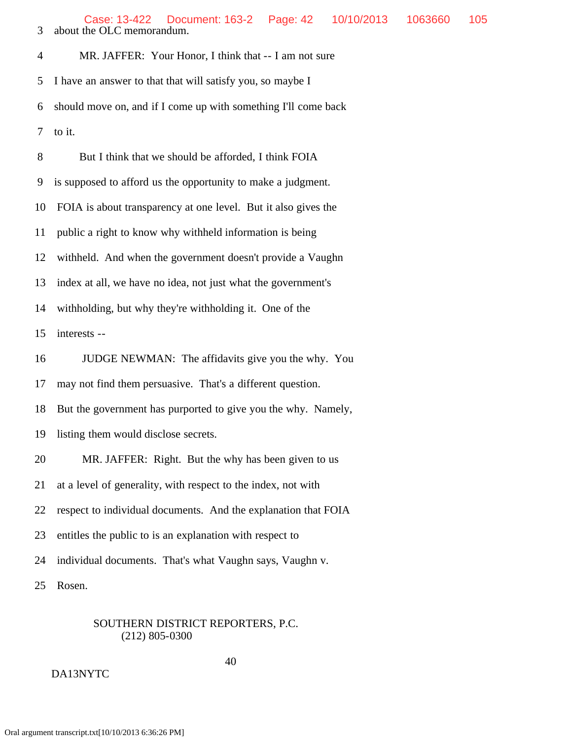3 about the OLC memorandum.

4 MR. JAFFER: Your Honor, I think that -- I am not sure

5 I have an answer to that that will satisfy you, so maybe I

6 should move on, and if I come up with something I'll come back

7 to it.

8 But I think that we should be afforded, I think FOIA

9 is supposed to afford us the opportunity to make a judgment.

10 FOIA is about transparency at one level. But it also gives the

11 public a right to know why withheld information is being

12 withheld. And when the government doesn't provide a Vaughn

13 index at all, we have no idea, not just what the government's

14 withholding, but why they're withholding it. One of the

15 interests --

16 JUDGE NEWMAN: The affidavits give you the why. You

17 may not find them persuasive. That's a different question.

18 But the government has purported to give you the why. Namely,

19 listing them would disclose secrets.

20 MR. JAFFER: Right. But the why has been given to us

21 at a level of generality, with respect to the index, not with

22 respect to individual documents. And the explanation that FOIA

23 entitles the public to is an explanation with respect to

24 individual documents. That's what Vaughn says, Vaughn v.

25 Rosen.

SOUTHERN DISTRICT REPORTERS, P.C.
(212) 805-0300

DA13NYTC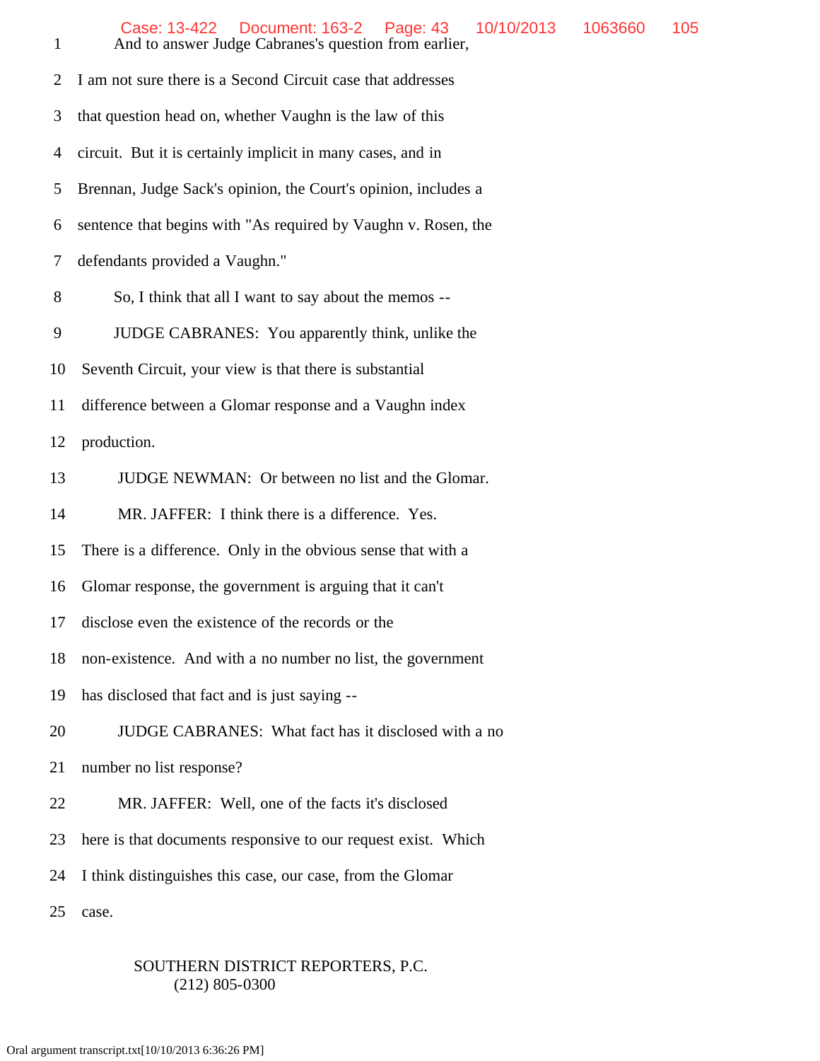1 And to answer Judge Cabranes's question from earlier,

2 I am not sure there is a Second Circuit case that addresses

3 that question head on, whether Vaughn is the law of this

4 circuit. But it is certainly implicit in many cases, and in

5 Brennan, Judge Sack's opinion, the Court's opinion, includes a

6 sentence that begins with "As required by Vaughn v. Rosen, the

7 defendants provided a Vaughn."

8 So, I think that all I want to say about the memos --

9 JUDGE CABRANES: You apparently think, unlike the

10 Seventh Circuit, your view is that there is substantial

11 difference between a Glomar response and a Vaughn index

12 production.

13 JUDGE NEWMAN: Or between no list and the Glomar.

14 MR. JAFFER: I think there is a difference. Yes.

15 There is a difference. Only in the obvious sense that with a

16 Glomar response, the government is arguing that it can't

17 disclose even the existence of the records or the

18 non-existence. And with a no number no list, the government

19 has disclosed that fact and is just saying --

20 JUDGE CABRANES: What fact has it disclosed with a no

21 number no list response?

22 MR. JAFFER: Well, one of the facts it's disclosed

23 here is that documents responsive to our request exist. Which

24 I think distinguishes this case, our case, from the Glomar

25 case.

SOUTHERN DISTRICT REPORTERS, P.C.
(212) 805-0300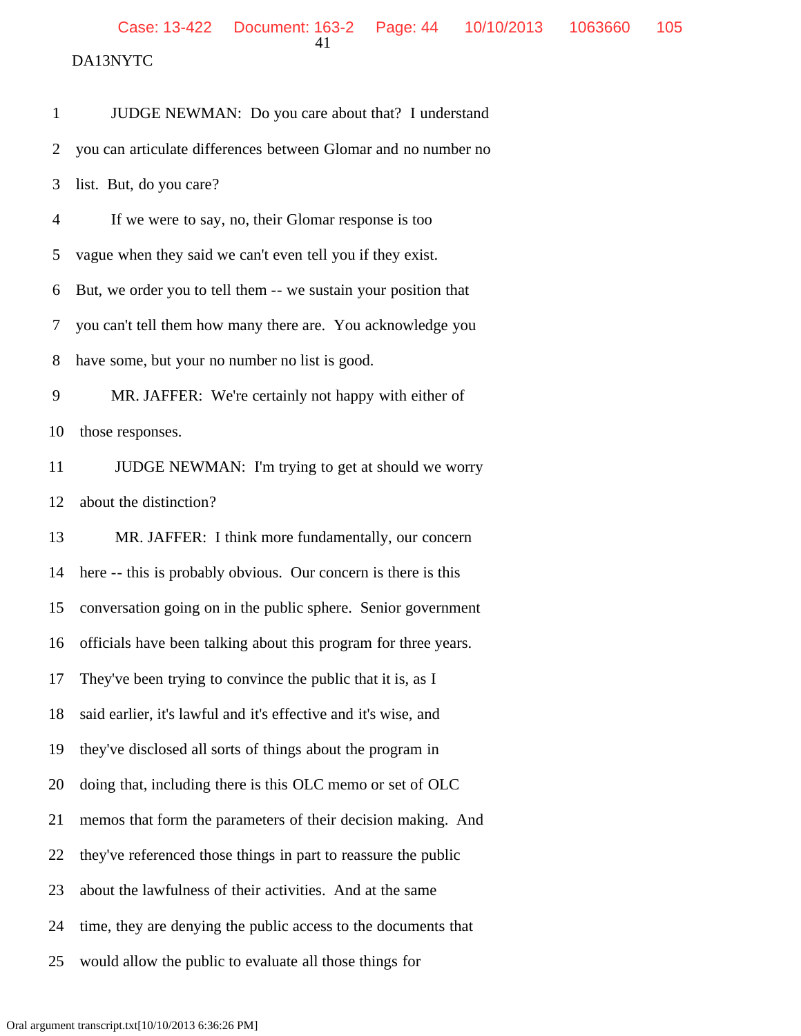DA13NYTC

1 JUDGE NEWMAN: Do you care about that? I understand
2 you can articulate differences between Glomar and no number no
3 list. But, do you care?
4 If we were to say, no, their Glomar response is too
5 vague when they said we can't even tell you if they exist.
6 But, we order you to tell them -- we sustain your position that
7 you can't tell them how many there are. You acknowledge you
8 have some, but your no number no list is good.
9 MR. JAFFER: We're certainly not happy with either of
10 those responses.
11 JUDGE NEWMAN: I'm trying to get at should we worry
12 about the distinction?
13 MR. JAFFER: I think more fundamentally, our concern
14 here -- this is probably obvious. Our concern is there is this
15 conversation going on in the public sphere. Senior government
16 officials have been talking about this program for three years.
17 They've been trying to convince the public that it is, as I
18 said earlier, it's lawful and it's effective and it's wise, and
19 they've disclosed all sorts of things about the program in
20 doing that, including there is this OLC memo or set of OLC
21 memos that form the parameters of their decision making. And
22 they've referenced those things in part to reassure the public
23 about the lawfulness of their activities. And at the same
24 time, they are denying the public access to the documents that
25 would allow the public to evaluate all those things for

Oral argument transcript.txt[10/10/2013 6:36:26 PM]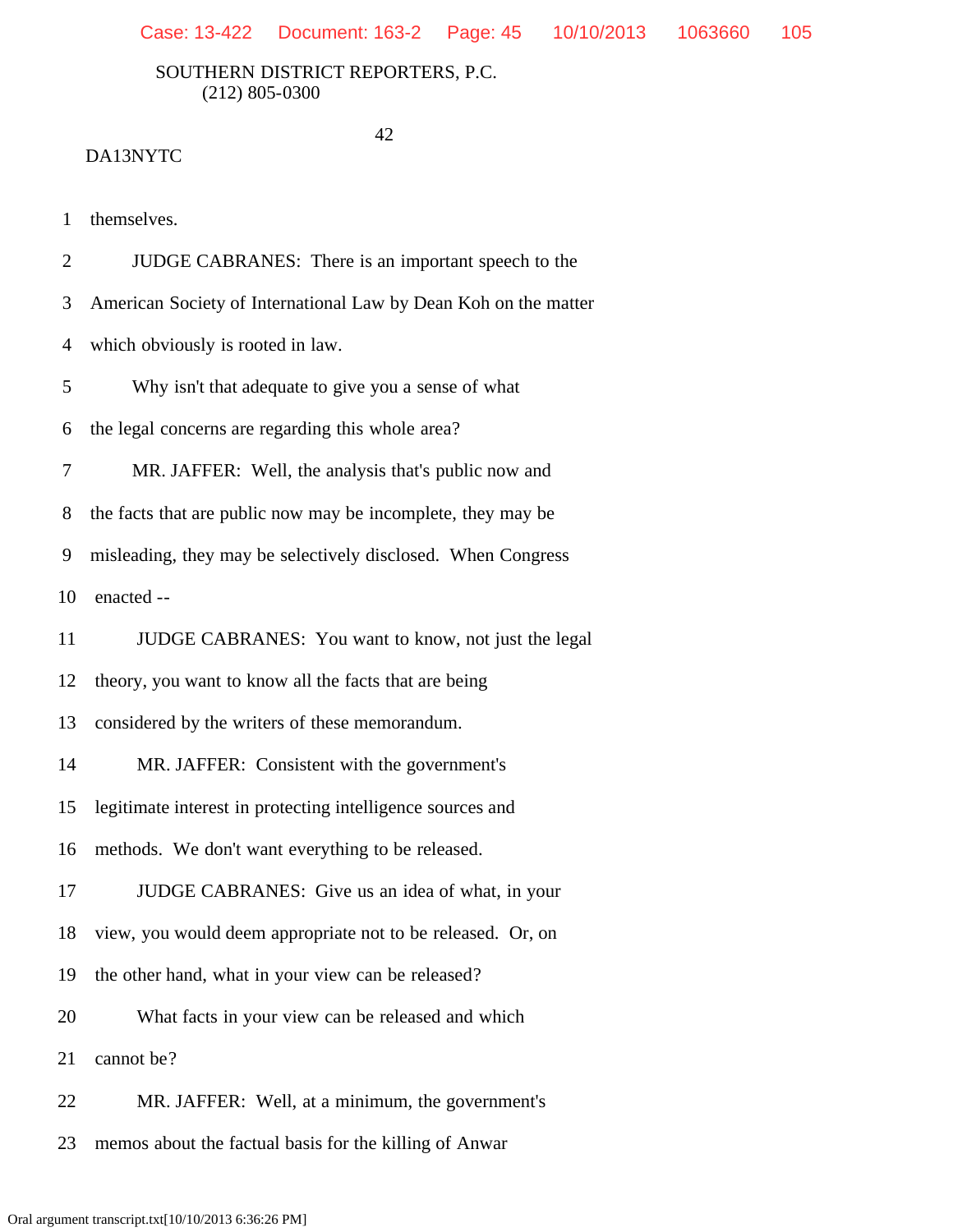1 themselves.

2 JUDGE CABRANES: There is an important speech to the

3 American Society of International Law by Dean Koh on the matter

4 which obviously is rooted in law.

5 Why isn't that adequate to give you a sense of what

6 the legal concerns are regarding this whole area?

7 MR. JAFFER: Well, the analysis that's public now and

8 the facts that are public now may be incomplete, they may be

9 misleading, they may be selectively disclosed. When Congress

10 enacted --

11 JUDGE CABRANES: You want to know, not just the legal

12 theory, you want to know all the facts that are being

13 considered by the writers of these memorandum.

14 MR. JAFFER: Consistent with the government's

15 legitimate interest in protecting intelligence sources and

16 methods. We don't want everything to be released.

17 JUDGE CABRANES: Give us an idea of what, in your

18 view, you would deem appropriate not to be released. Or, on

19 the other hand, what in your view can be released?

20 What facts in your view can be released and which

21 cannot be?

22 MR. JAFFER: Well, at a minimum, the government's

23 memos about the factual basis for the killing of Anwar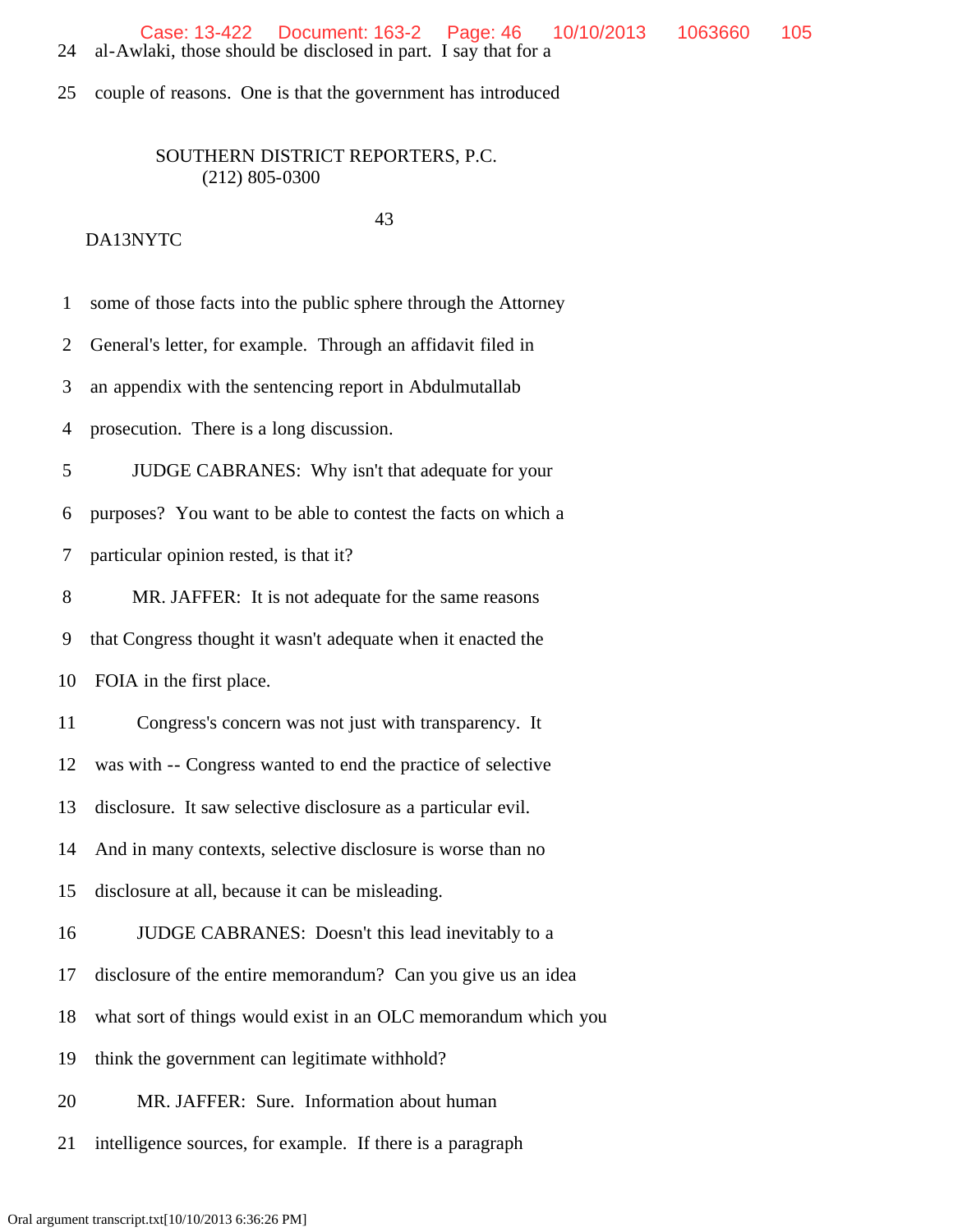24 al-Awlaki, those should be disclosed in part. I say that for a

25 couple of reasons. One is that the government has introduced

SOUTHERN DISTRICT REPORTERS, P.C.
(212) 805-0300

DA13NYTC

1 some of those facts into the public sphere through the Attorney

2 General's letter, for example. Through an affidavit filed in

3 an appendix with the sentencing report in Abdulmutallab

4 prosecution. There is a long discussion.

5 JUDGE CABRANES: Why isn't that adequate for your

6 purposes? You want to be able to contest the facts on which a

7 particular opinion rested, is that it?

8 MR. JAFFER: It is not adequate for the same reasons

9 that Congress thought it wasn't adequate when it enacted the

10 FOIA in the first place.

11 Congress's concern was not just with transparency. It

12 was with -- Congress wanted to end the practice of selective

13 disclosure. It saw selective disclosure as a particular evil.

14 And in many contexts, selective disclosure is worse than no

15 disclosure at all, because it can be misleading.

16 JUDGE CABRANES: Doesn't this lead inevitably to a

17 disclosure of the entire memorandum? Can you give us an idea

18 what sort of things would exist in an OLC memorandum which you

19 think the government can legitimate withhold?

20 MR. JAFFER: Sure. Information about human

21 intelligence sources, for example. If there is a paragraph

Oral argument transcript.txt[10/10/2013 6:36:26 PM]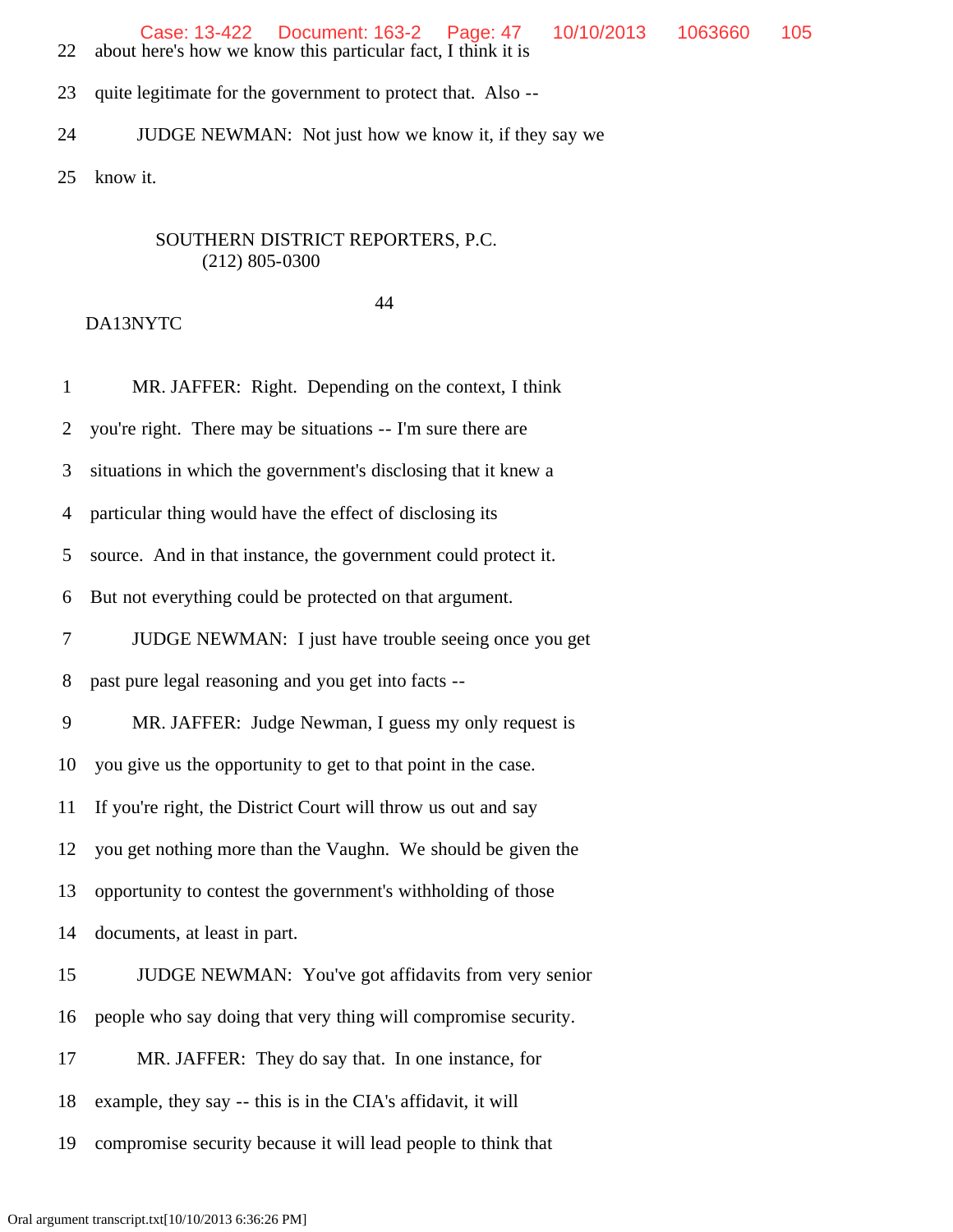22 about here's how we know this particular fact, I think it is

23 quite legitimate for the government to protect that. Also --

24 JUDGE NEWMAN: Not just how we know it, if they say we

25 know it.

SOUTHERN DISTRICT REPORTERS, P.C.
(212) 805-0300

44

DA13NYTC

1 MR. JAFFER: Right. Depending on the context, I think

2 you're right. There may be situations -- I'm sure there are

3 situations in which the government's disclosing that it knew a

4 particular thing would have the effect of disclosing its

5 source. And in that instance, the government could protect it.

6 But not everything could be protected on that argument.

7 JUDGE NEWMAN: I just have trouble seeing once you get

8 past pure legal reasoning and you get into facts --

9 MR. JAFFER: Judge Newman, I guess my only request is

10 you give us the opportunity to get to that point in the case.

11 If you're right, the District Court will throw us out and say

12 you get nothing more than the Vaughn. We should be given the

13 opportunity to contest the government's withholding of those

14 documents, at least in part.

15 JUDGE NEWMAN: You've got affidavits from very senior

16 people who say doing that very thing will compromise security.

17 MR. JAFFER: They do say that. In one instance, for

18 example, they say -- this is in the CIA's affidavit, it will

19 compromise security because it will lead people to think that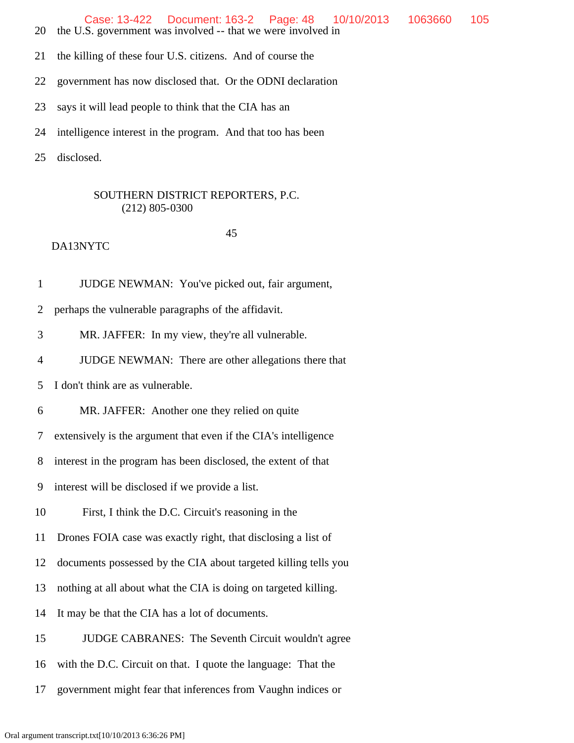20 the U.S. government was involved -- that we were involved in

21 the killing of these four U.S. citizens. And of course the

22 government has now disclosed that. Or the ODNI declaration

23 says it will lead people to think that the CIA has an

24 intelligence interest in the program. And that too has been

25 disclosed.

SOUTHERN DISTRICT REPORTERS, P.C.
(212) 805-0300

DA13NYTC

1 JUDGE NEWMAN: You've picked out, fair argument,

2 perhaps the vulnerable paragraphs of the affidavit.

3 MR. JAFFER: In my view, they're all vulnerable.

4 JUDGE NEWMAN: There are other allegations there that

5 I don't think are as vulnerable.

6 MR. JAFFER: Another one they relied on quite

7 extensively is the argument that even if the CIA's intelligence

8 interest in the program has been disclosed, the extent of that

9 interest will be disclosed if we provide a list.

10 First, I think the D.C. Circuit's reasoning in the

11 Drones FOIA case was exactly right, that disclosing a list of

12 documents possessed by the CIA about targeted killing tells you

13 nothing at all about what the CIA is doing on targeted killing.

14 It may be that the CIA has a lot of documents.

15 JUDGE CABRANES: The Seventh Circuit wouldn't agree

16 with the D.C. Circuit on that. I quote the language: That the

17 government might fear that inferences from Vaughn indices or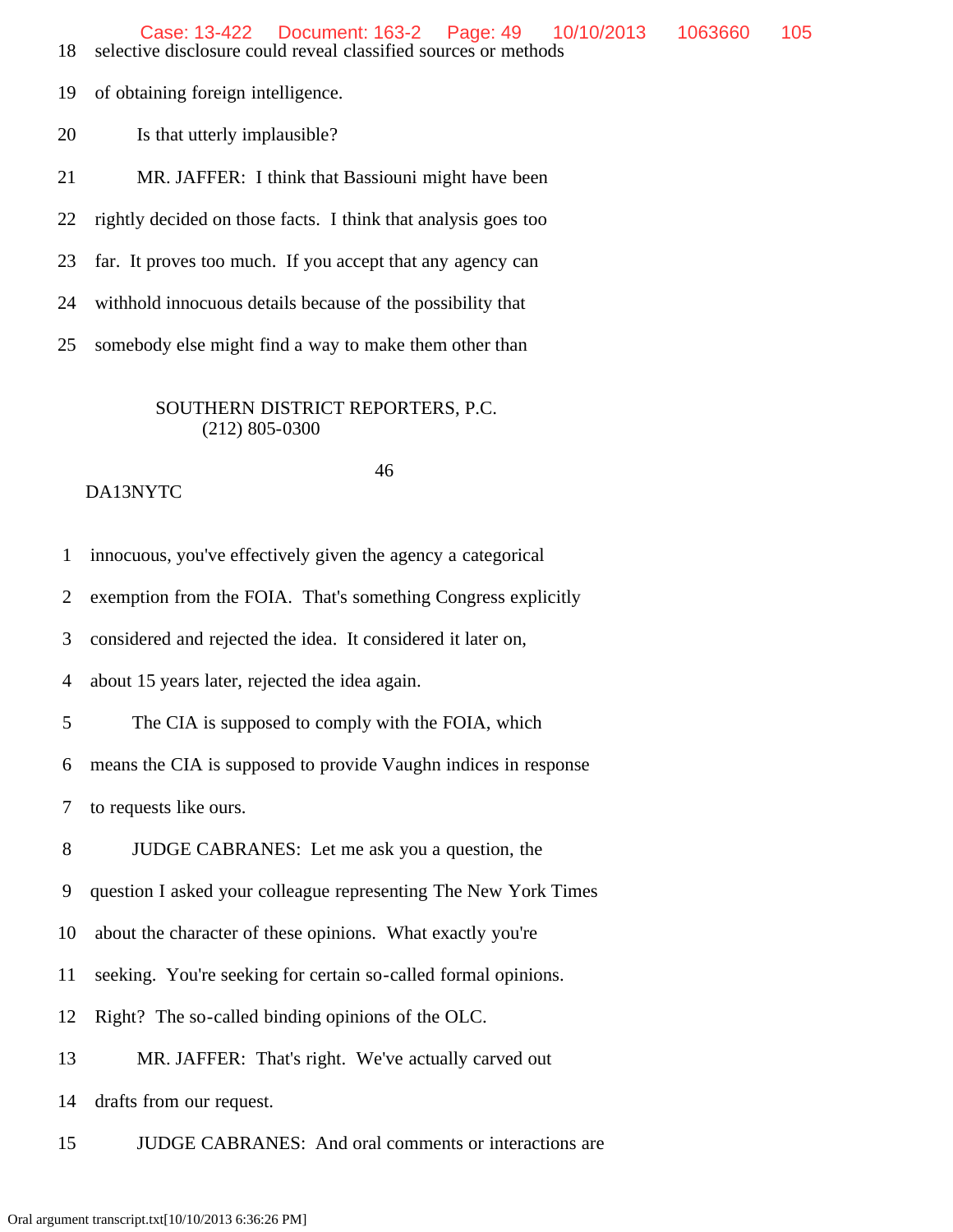18 selective disclosure could reveal classified sources or methods

19 of obtaining foreign intelligence.

20 Is that utterly implausible?

21 MR. JAFFER: I think that Bassiouni might have been

22 rightly decided on those facts. I think that analysis goes too

23 far. It proves too much. If you accept that any agency can

24 withhold innocuous details because of the possibility that

25 somebody else might find a way to make them other than

SOUTHERN DISTRICT REPORTERS, P.C.
(212) 805-0300

46

DA13NYTC

1 innocuous, you've effectively given the agency a categorical

2 exemption from the FOIA. That's something Congress explicitly

3 considered and rejected the idea. It considered it later on,

4 about 15 years later, rejected the idea again.

5 The CIA is supposed to comply with the FOIA, which

6 means the CIA is supposed to provide Vaughn indices in response

7 to requests like ours.

8 JUDGE CABRANES: Let me ask you a question, the

9 question I asked your colleague representing The New York Times

10 about the character of these opinions. What exactly you're

11 seeking. You're seeking for certain so-called formal opinions.

12 Right? The so-called binding opinions of the OLC.

13 MR. JAFFER: That's right. We've actually carved out

14 drafts from our request.

15 JUDGE CABRANES: And oral comments or interactions are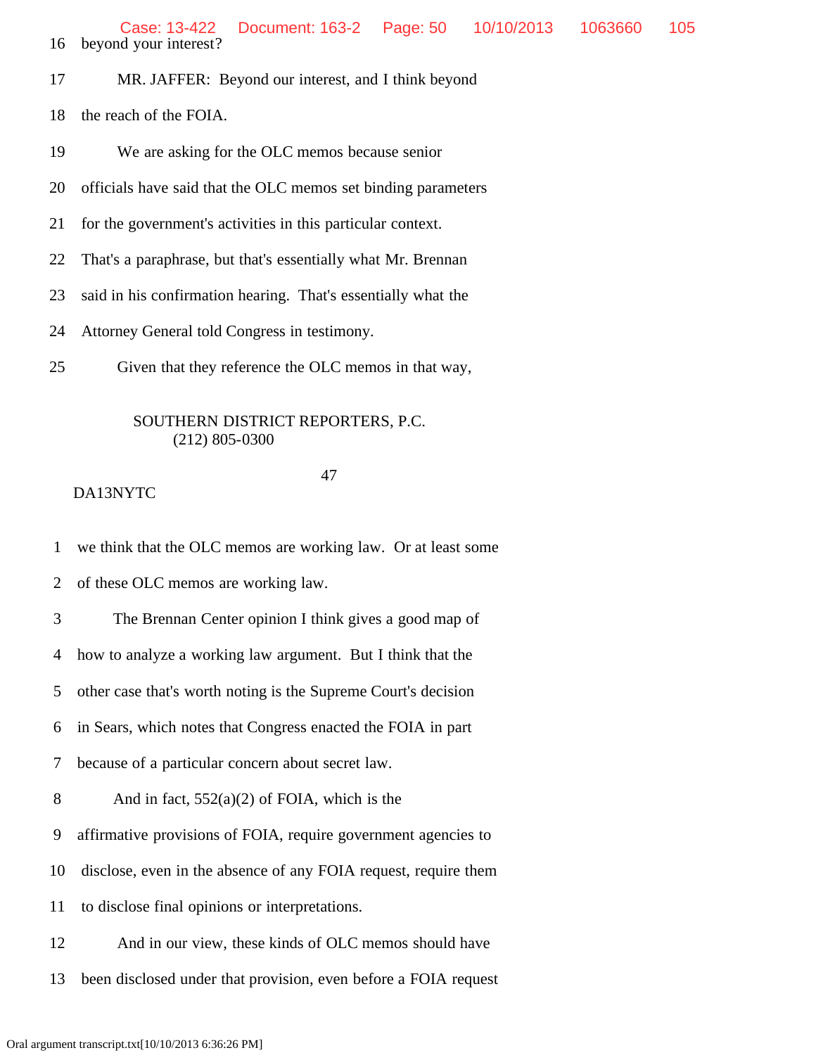16 beyond your interest?

17 MR. JAFFER: Beyond our interest, and I think beyond

18 the reach of the FOIA.

19 We are asking for the OLC memos because senior

20 officials have said that the OLC memos set binding parameters

21 for the government's activities in this particular context.

22 That's a paraphrase, but that's essentially what Mr. Brennan

23 said in his confirmation hearing. That's essentially what the

24 Attorney General told Congress in testimony.

25 Given that they reference the OLC memos in that way,

SOUTHERN DISTRICT REPORTERS, P.C.
(212) 805-0300

47

DA13NYTC

1 we think that the OLC memos are working law. Or at least some

2 of these OLC memos are working law.

3 The Brennan Center opinion I think gives a good map of

4 how to analyze a working law argument. But I think that the

5 other case that's worth noting is the Supreme Court's decision

6 in Sears, which notes that Congress enacted the FOIA in part

7 because of a particular concern about secret law.

8 And in fact, 552(a)(2) of FOIA, which is the

9 affirmative provisions of FOIA, require government agencies to

10 disclose, even in the absence of any FOIA request, require them

11 to disclose final opinions or interpretations.

12 And in our view, these kinds of OLC memos should have

13 been disclosed under that provision, even before a FOIA request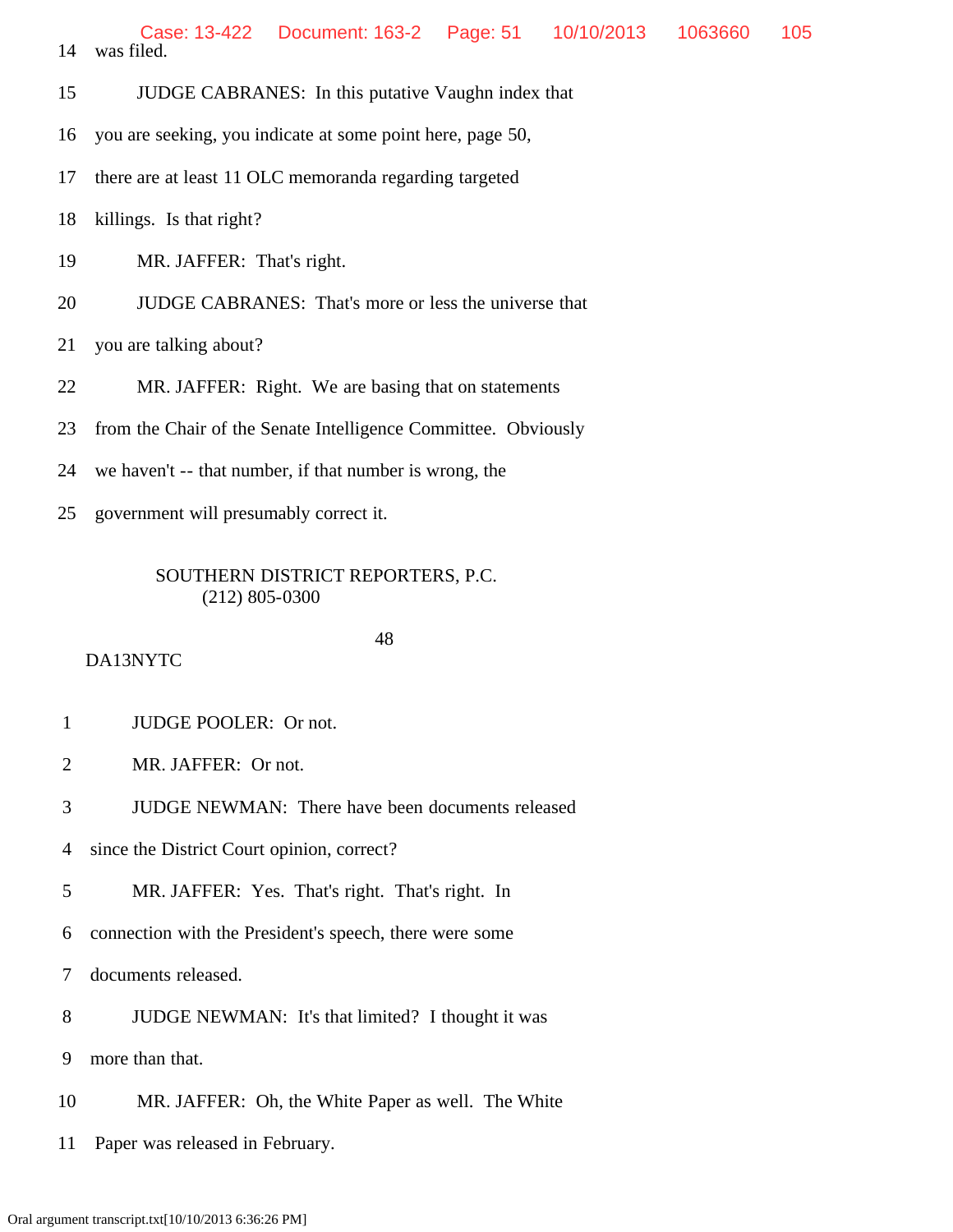14 was filed.

15 JUDGE CABRANES: In this putative Vaughn index that

16 you are seeking, you indicate at some point here, page 50,

17 there are at least 11 OLC memoranda regarding targeted

18 killings. Is that right?

19 MR. JAFFER: That's right.

20 JUDGE CABRANES: That's more or less the universe that

21 you are talking about?

22 MR. JAFFER: Right. We are basing that on statements

23 from the Chair of the Senate Intelligence Committee. Obviously

24 we haven't -- that number, if that number is wrong, the

25 government will presumably correct it.

SOUTHERN DISTRICT REPORTERS, P.C.
(212) 805-0300

48

DA13NYTC

1 JUDGE POOLER: Or not.

2 MR. JAFFER: Or not.

3 JUDGE NEWMAN: There have been documents released

4 since the District Court opinion, correct?

5 MR. JAFFER: Yes. That's right. That's right. In

6 connection with the President's speech, there were some

7 documents released.

8 JUDGE NEWMAN: It's that limited? I thought it was

9 more than that.

10 MR. JAFFER: Oh, the White Paper as well. The White

11 Paper was released in February.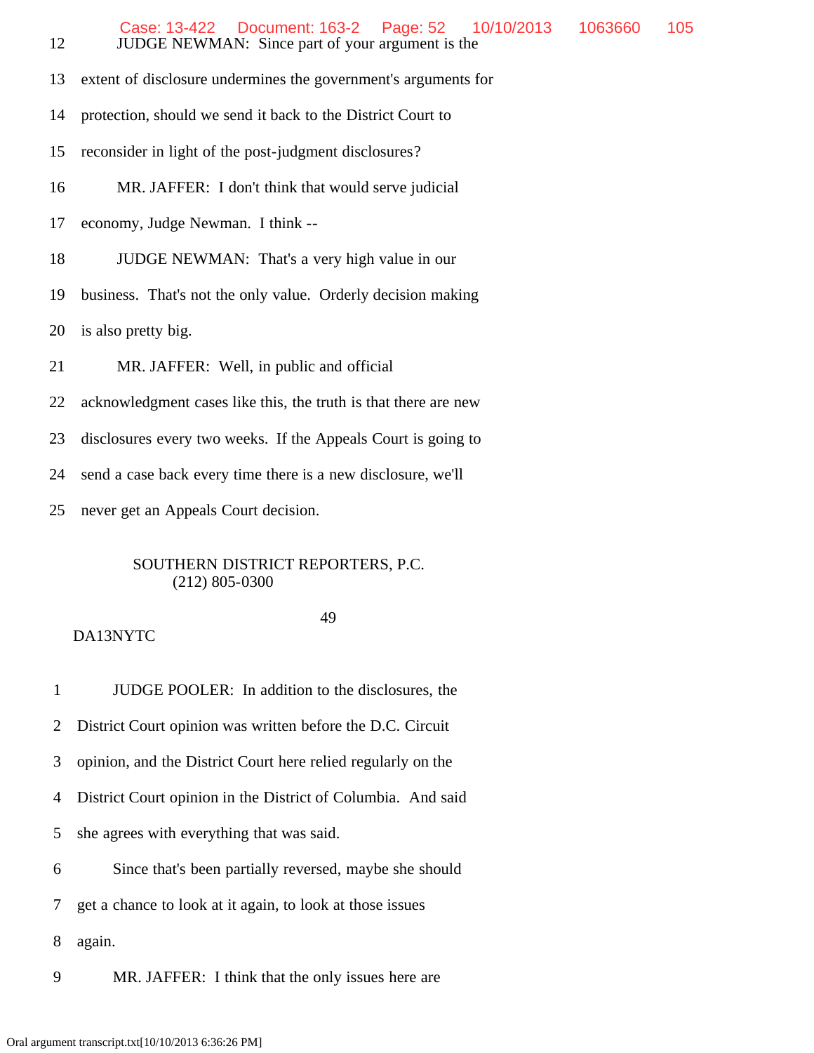12 JUDGE NEWMAN: Since part of your argument is the

13 extent of disclosure undermines the government's arguments for

14 protection, should we send it back to the District Court to

15 reconsider in light of the post-judgment disclosures?

16 MR. JAFFER: I don't think that would serve judicial

17 economy, Judge Newman. I think --

18 JUDGE NEWMAN: That's a very high value in our

19 business. That's not the only value. Orderly decision making

20 is also pretty big.

21 MR. JAFFER: Well, in public and official

22 acknowledgment cases like this, the truth is that there are new

23 disclosures every two weeks. If the Appeals Court is going to

24 send a case back every time there is a new disclosure, we'll

25 never get an Appeals Court decision.

SOUTHERN DISTRICT REPORTERS, P.C.
(212) 805-0300

DA13NYTC

1 JUDGE POOLER: In addition to the disclosures, the

2 District Court opinion was written before the D.C. Circuit

3 opinion, and the District Court here relied regularly on the

4 District Court opinion in the District of Columbia. And said

5 she agrees with everything that was said.

6 Since that's been partially reversed, maybe she should

7 get a chance to look at it again, to look at those issues

8 again.

9 MR. JAFFER: I think that the only issues here are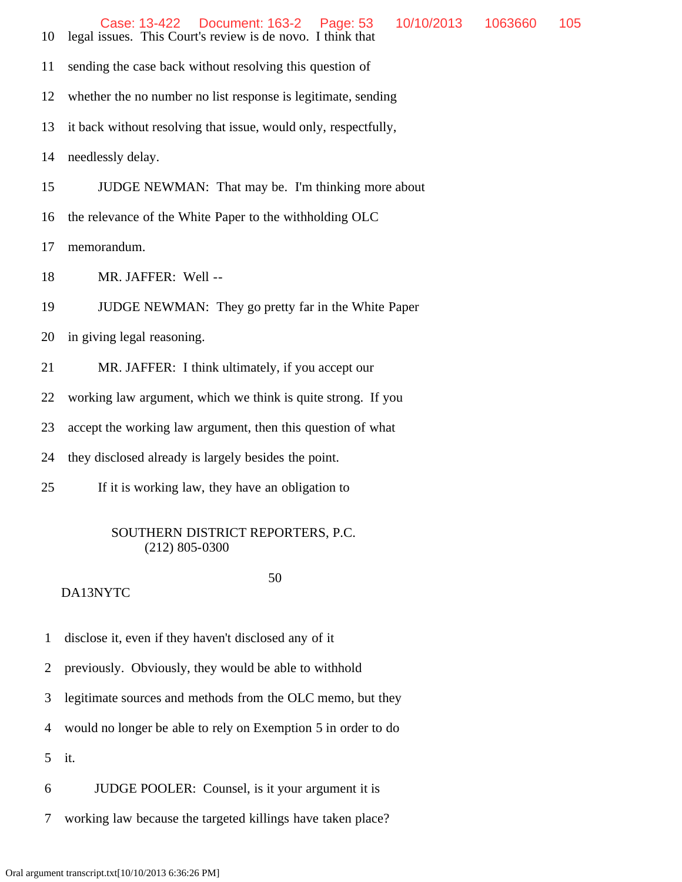10 legal issues. This Court's review is de novo. I think that

11 sending the case back without resolving this question of

12 whether the no number no list response is legitimate, sending

13 it back without resolving that issue, would only, respectfully,

14 needlessly delay.

15 JUDGE NEWMAN: That may be. I'm thinking more about

16 the relevance of the White Paper to the withholding OLC

17 memorandum.

18 MR. JAFFER: Well --

19 JUDGE NEWMAN: They go pretty far in the White Paper

20 in giving legal reasoning.

21 MR. JAFFER: I think ultimately, if you accept our

22 working law argument, which we think is quite strong. If you

23 accept the working law argument, then this question of what

24 they disclosed already is largely besides the point.

25 If it is working law, they have an obligation to

SOUTHERN DISTRICT REPORTERS, P.C.
(212) 805-0300

50

DA13NYTC

1 disclose it, even if they haven't disclosed any of it

2 previously. Obviously, they would be able to withhold

3 legitimate sources and methods from the OLC memo, but they

4 would no longer be able to rely on Exemption 5 in order to do

5 it.

6 JUDGE POOLER: Counsel, is it your argument it is

7 working law because the targeted killings have taken place?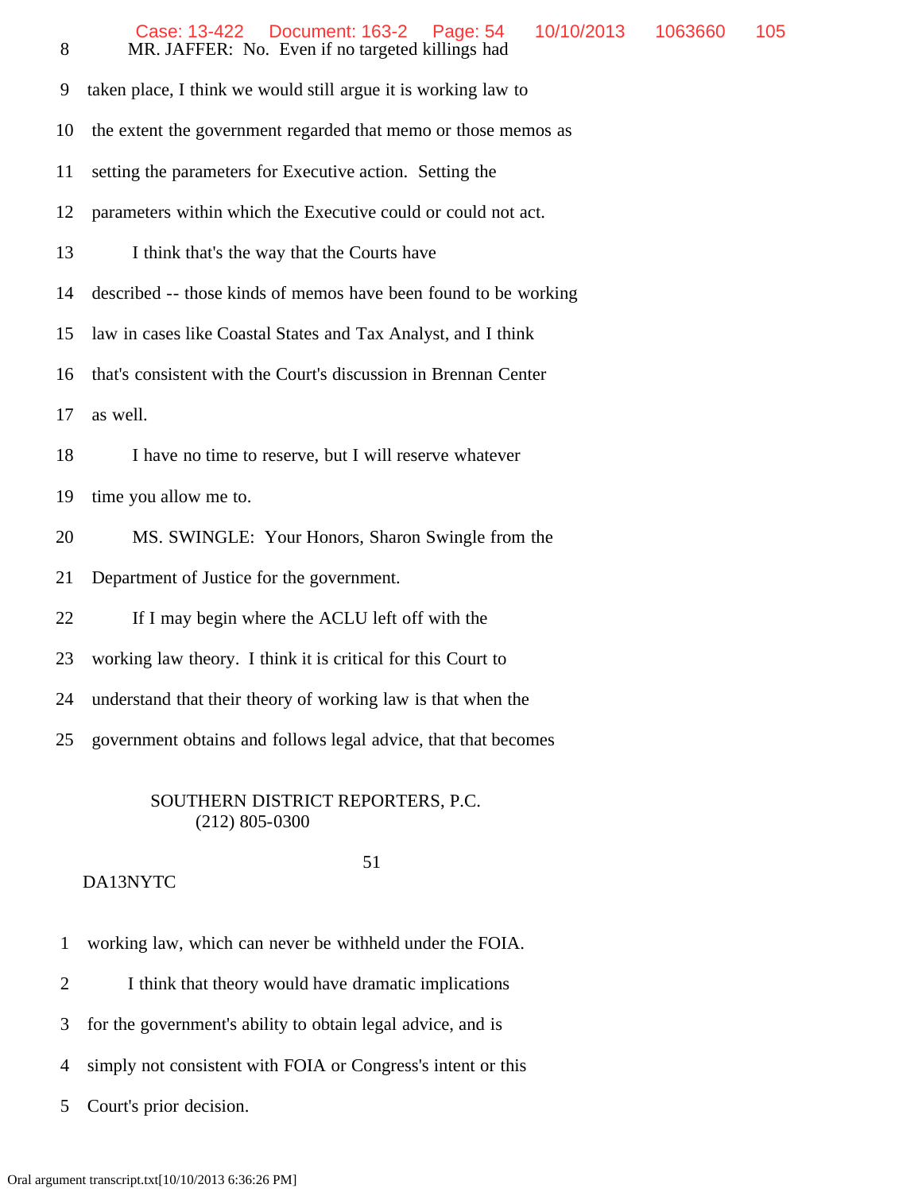8 MR. JAFFER: No. Even if no targeted killings had

9 taken place, I think we would still argue it is working law to

10 the extent the government regarded that memo or those memos as

11 setting the parameters for Executive action. Setting the

12 parameters within which the Executive could or could not act.

13 I think that's the way that the Courts have

14 described -- those kinds of memos have been found to be working

15 law in cases like Coastal States and Tax Analyst, and I think

16 that's consistent with the Court's discussion in Brennan Center

17 as well.

18 I have no time to reserve, but I will reserve whatever

19 time you allow me to.

20 MS. SWINGLE: Your Honors, Sharon Swingle from the

21 Department of Justice for the government.

22 If I may begin where the ACLU left off with the

23 working law theory. I think it is critical for this Court to

24 understand that their theory of working law is that when the

25 government obtains and follows legal advice, that that becomes

SOUTHERN DISTRICT REPORTERS, P.C.
(212) 805-0300

51

DA13NYTC

1 working law, which can never be withheld under the FOIA.

2 I think that theory would have dramatic implications

3 for the government's ability to obtain legal advice, and is

4 simply not consistent with FOIA or Congress's intent or this

5 Court's prior decision.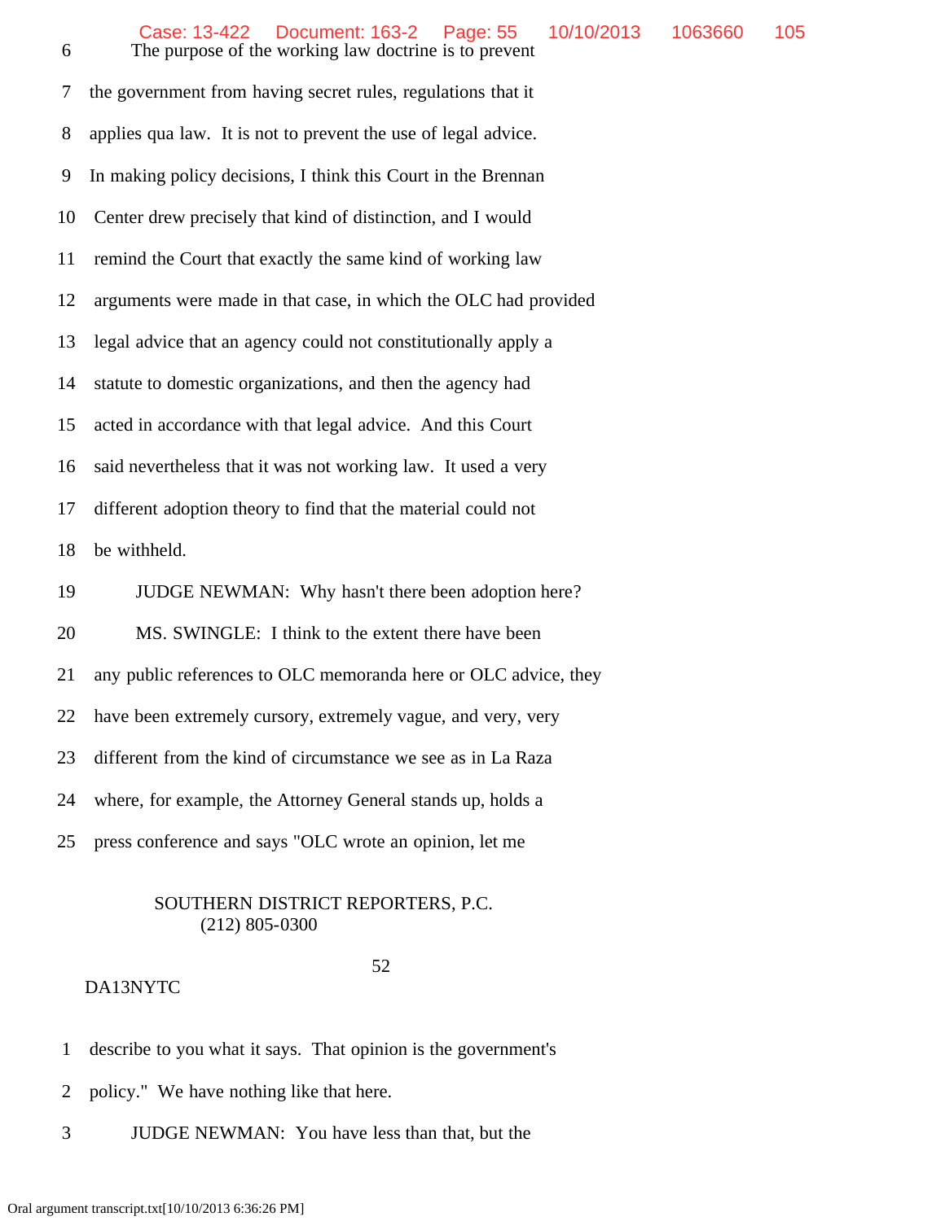6 The purpose of the working law doctrine is to prevent

7 the government from having secret rules, regulations that it

8 applies qua law. It is not to prevent the use of legal advice.

9 In making policy decisions, I think this Court in the Brennan

10 Center drew precisely that kind of distinction, and I would

11 remind the Court that exactly the same kind of working law

12 arguments were made in that case, in which the OLC had provided

13 legal advice that an agency could not constitutionally apply a

14 statute to domestic organizations, and then the agency had

15 acted in accordance with that legal advice. And this Court

16 said nevertheless that it was not working law. It used a very

17 different adoption theory to find that the material could not

18 be withheld.

19 JUDGE NEWMAN: Why hasn't there been adoption here?

20 MS. SWINGLE: I think to the extent there have been

21 any public references to OLC memoranda here or OLC advice, they

22 have been extremely cursory, extremely vague, and very, very

23 different from the kind of circumstance we see as in La Raza

24 where, for example, the Attorney General stands up, holds a

25 press conference and says "OLC wrote an opinion, let me

SOUTHERN DISTRICT REPORTERS, P.C.
(212) 805-0300

52

DA13NYTC

1 describe to you what it says. That opinion is the government's

2 policy." We have nothing like that here.

3 JUDGE NEWMAN: You have less than that, but the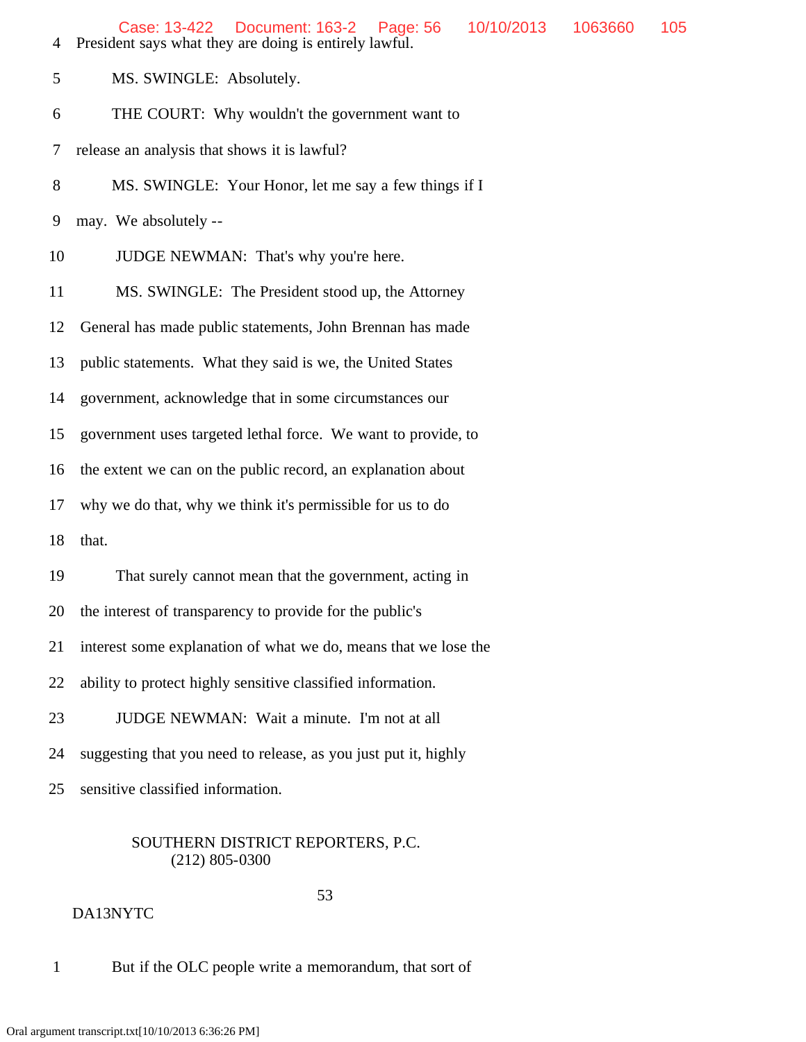4 President says what they are doing is entirely lawful.

5 MS. SWINGLE: Absolutely.

6 THE COURT: Why wouldn't the government want to

7 release an analysis that shows it is lawful?

8 MS. SWINGLE: Your Honor, let me say a few things if I

9 may. We absolutely --

10 JUDGE NEWMAN: That's why you're here.

11 MS. SWINGLE: The President stood up, the Attorney

12 General has made public statements, John Brennan has made

13 public statements. What they said is we, the United States

14 government, acknowledge that in some circumstances our

15 government uses targeted lethal force. We want to provide, to

16 the extent we can on the public record, an explanation about

17 why we do that, why we think it's permissible for us to do

18 that.

19 That surely cannot mean that the government, acting in

20 the interest of transparency to provide for the public's

21 interest some explanation of what we do, means that we lose the

22 ability to protect highly sensitive classified information.

23 JUDGE NEWMAN: Wait a minute. I'm not at all

24 suggesting that you need to release, as you just put it, highly

25 sensitive classified information.

SOUTHERN DISTRICT REPORTERS, P.C.
(212) 805-0300

53

DA13NYTC

1 But if the OLC people write a memorandum, that sort of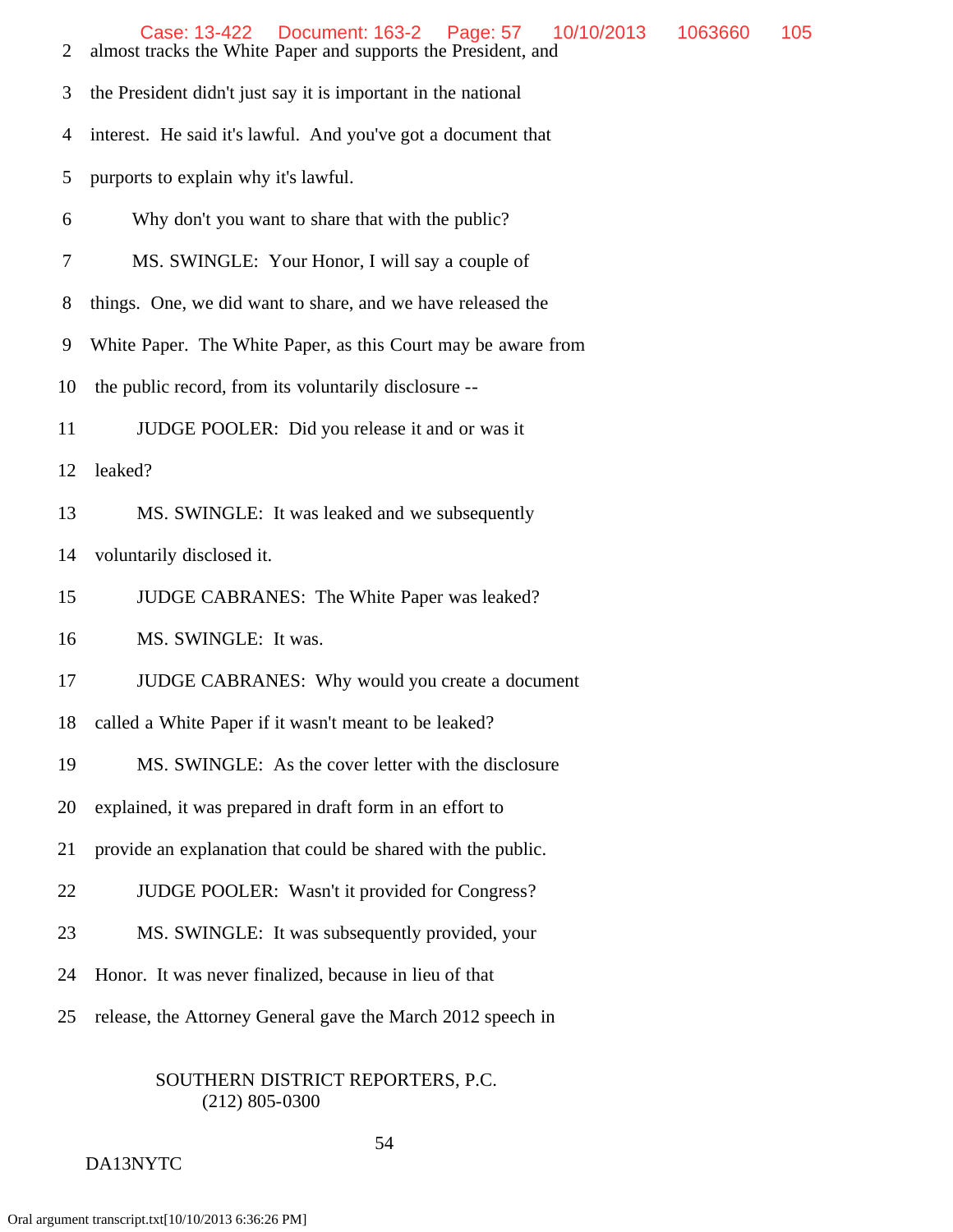2 almost tracks the White Paper and supports the President, and

3 the President didn't just say it is important in the national

4 interest. He said it's lawful. And you've got a document that

5 purports to explain why it's lawful.

6 Why don't you want to share that with the public?

7 MS. SWINGLE: Your Honor, I will say a couple of

8 things. One, we did want to share, and we have released the

9 White Paper. The White Paper, as this Court may be aware from

10 the public record, from its voluntarily disclosure --

11 JUDGE POOLER: Did you release it and or was it

12 leaked?

13 MS. SWINGLE: It was leaked and we subsequently

14 voluntarily disclosed it.

15 JUDGE CABRANES: The White Paper was leaked?

16 MS. SWINGLE: It was.

17 JUDGE CABRANES: Why would you create a document

18 called a White Paper if it wasn't meant to be leaked?

19 MS. SWINGLE: As the cover letter with the disclosure

20 explained, it was prepared in draft form in an effort to

21 provide an explanation that could be shared with the public.

22 JUDGE POOLER: Wasn't it provided for Congress?

23 MS. SWINGLE: It was subsequently provided, your

24 Honor. It was never finalized, because in lieu of that

25 release, the Attorney General gave the March 2012 speech in

SOUTHERN DISTRICT REPORTERS, P.C.
(212) 805-0300

DA13NYTC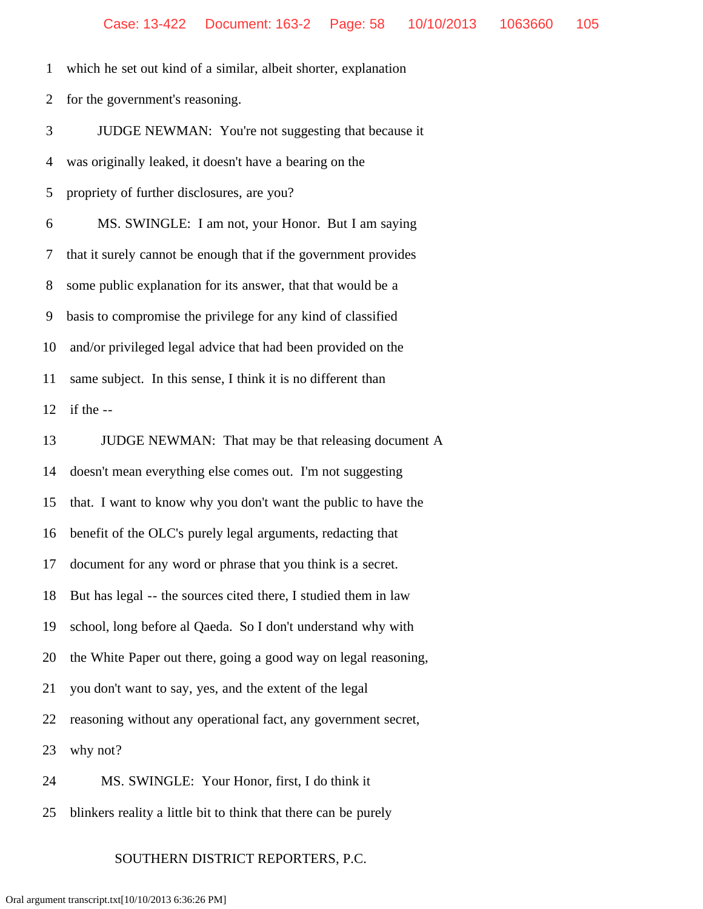1 which he set out kind of a similar, albeit shorter, explanation

2 for the government's reasoning.

3 JUDGE NEWMAN: You're not suggesting that because it

4 was originally leaked, it doesn't have a bearing on the

5 propriety of further disclosures, are you?

6 MS. SWINGLE: I am not, your Honor. But I am saying

7 that it surely cannot be enough that if the government provides

8 some public explanation for its answer, that that would be a

9 basis to compromise the privilege for any kind of classified

10 and/or privileged legal advice that had been provided on the

11 same subject. In this sense, I think it is no different than

12 if the --

13 JUDGE NEWMAN: That may be that releasing document A

14 doesn't mean everything else comes out. I'm not suggesting

15 that. I want to know why you don't want the public to have the

16 benefit of the OLC's purely legal arguments, redacting that

17 document for any word or phrase that you think is a secret.

18 But has legal -- the sources cited there, I studied them in law

19 school, long before al Qaeda. So I don't understand why with

20 the White Paper out there, going a good way on legal reasoning,

21 you don't want to say, yes, and the extent of the legal

22 reasoning without any operational fact, any government secret,

23 why not?

24 MS. SWINGLE: Your Honor, first, I do think it

25 blinkers reality a little bit to think that there can be purely

SOUTHERN DISTRICT REPORTERS, P.C.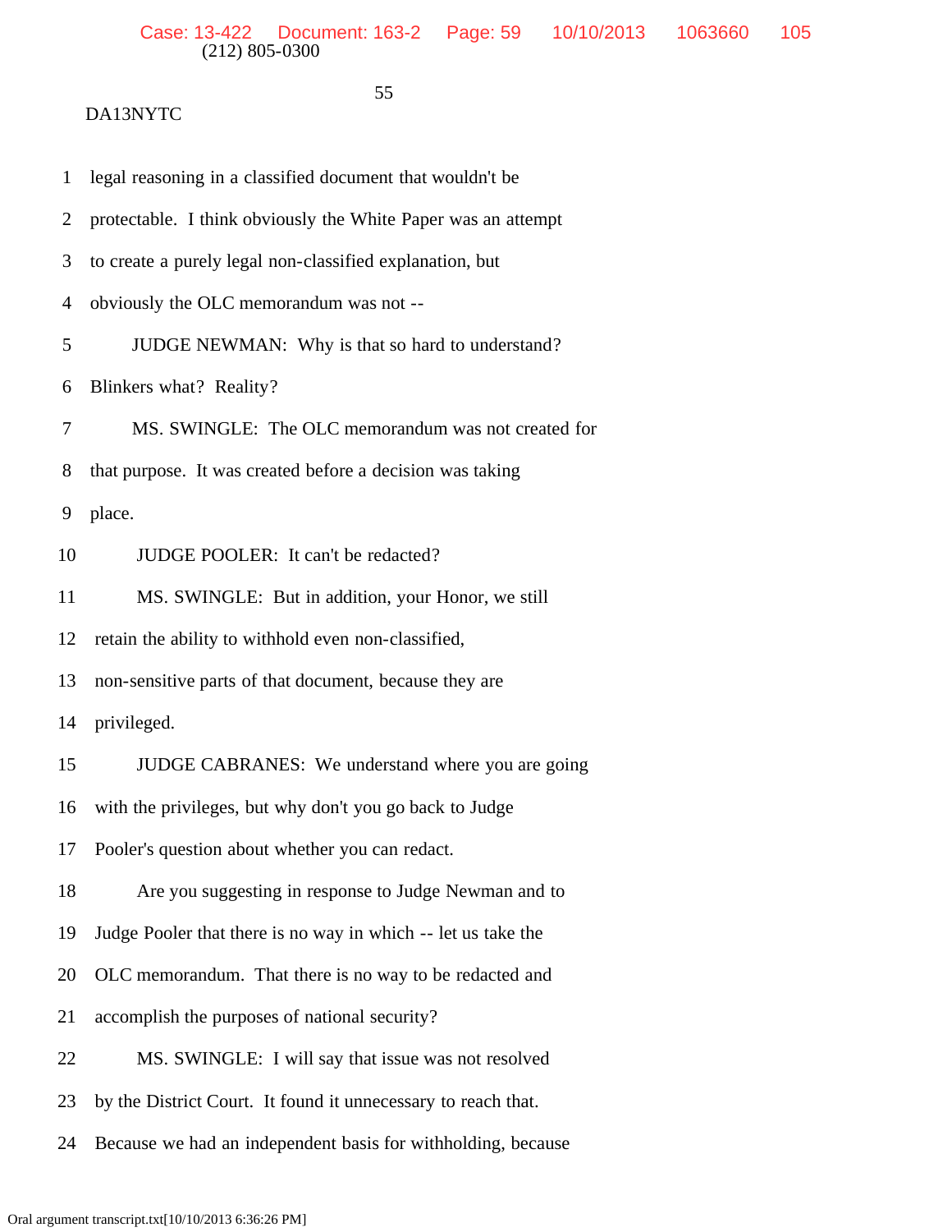DA13NYTC

1 legal reasoning in a classified document that wouldn't be

2 protectable. I think obviously the White Paper was an attempt

3 to create a purely legal non-classified explanation, but

4 obviously the OLC memorandum was not --

5 JUDGE NEWMAN: Why is that so hard to understand?

6 Blinkers what? Reality?

7 MS. SWINGLE: The OLC memorandum was not created for

8 that purpose. It was created before a decision was taking

9 place.

10 JUDGE POOLER: It can't be redacted?

11 MS. SWINGLE: But in addition, your Honor, we still

12 retain the ability to withhold even non-classified,

13 non-sensitive parts of that document, because they are

14 privileged.

15 JUDGE CABRANES: We understand where you are going

16 with the privileges, but why don't you go back to Judge

17 Pooler's question about whether you can redact.

18 Are you suggesting in response to Judge Newman and to

19 Judge Pooler that there is no way in which -- let us take the

20 OLC memorandum. That there is no way to be redacted and

21 accomplish the purposes of national security?

22 MS. SWINGLE: I will say that issue was not resolved

23 by the District Court. It found it unnecessary to reach that.

24 Because we had an independent basis for withholding, because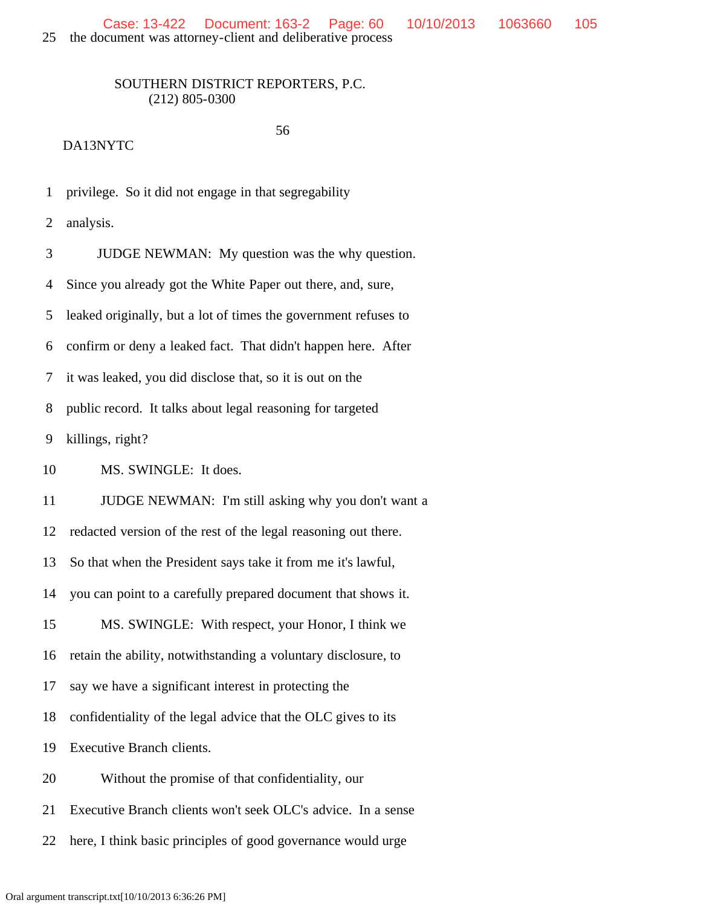25 the document was attorney-client and deliberative process

SOUTHERN DISTRICT REPORTERS, P.C.
(212) 805-0300

DA13NYTC

1 privilege. So it did not engage in that segregability

2 analysis.

3 JUDGE NEWMAN: My question was the why question.

4 Since you already got the White Paper out there, and, sure,

5 leaked originally, but a lot of times the government refuses to

6 confirm or deny a leaked fact. That didn't happen here. After

7 it was leaked, you did disclose that, so it is out on the

8 public record. It talks about legal reasoning for targeted

9 killings, right?

10 MS. SWINGLE: It does.

11 JUDGE NEWMAN: I'm still asking why you don't want a

12 redacted version of the rest of the legal reasoning out there.

13 So that when the President says take it from me it's lawful,

14 you can point to a carefully prepared document that shows it.

15 MS. SWINGLE: With respect, your Honor, I think we

16 retain the ability, notwithstanding a voluntary disclosure, to

17 say we have a significant interest in protecting the

18 confidentiality of the legal advice that the OLC gives to its

19 Executive Branch clients.

20 Without the promise of that confidentiality, our

21 Executive Branch clients won't seek OLC's advice. In a sense

22 here, I think basic principles of good governance would urge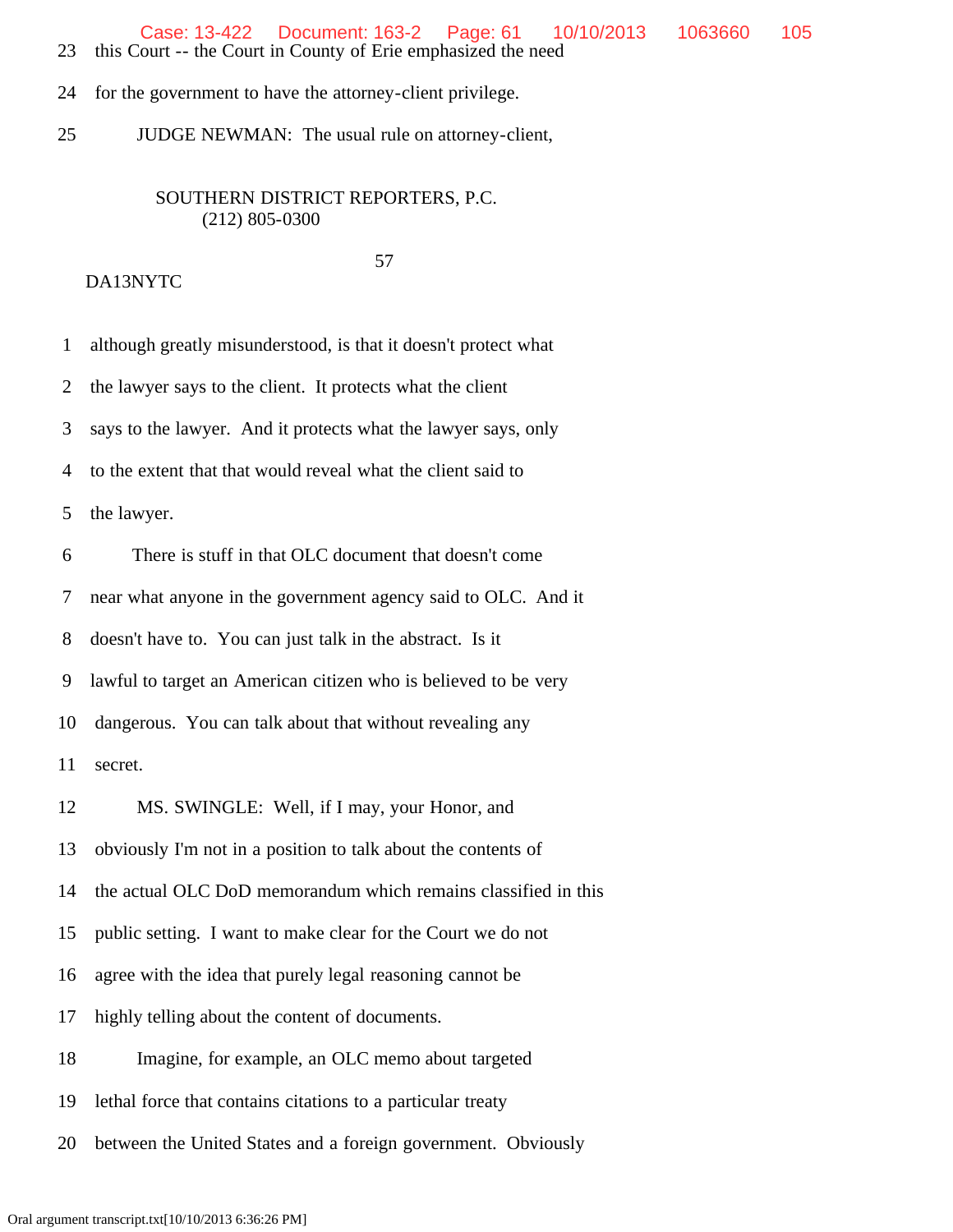23 this Court -- the Court in County of Erie emphasized the need

24 for the government to have the attorney-client privilege.

25 JUDGE NEWMAN: The usual rule on attorney-client,

SOUTHERN DISTRICT REPORTERS, P.C.
(212) 805-0300

DA13NYTC

1 although greatly misunderstood, is that it doesn't protect what

2 the lawyer says to the client. It protects what the client

3 says to the lawyer. And it protects what the lawyer says, only

4 to the extent that that would reveal what the client said to

5 the lawyer.

6 There is stuff in that OLC document that doesn't come

7 near what anyone in the government agency said to OLC. And it

8 doesn't have to. You can just talk in the abstract. Is it

9 lawful to target an American citizen who is believed to be very

10 dangerous. You can talk about that without revealing any

11 secret.

12 MS. SWINGLE: Well, if I may, your Honor, and

13 obviously I'm not in a position to talk about the contents of

14 the actual OLC DoD memorandum which remains classified in this

15 public setting. I want to make clear for the Court we do not

16 agree with the idea that purely legal reasoning cannot be

17 highly telling about the content of documents.

18 Imagine, for example, an OLC memo about targeted

19 lethal force that contains citations to a particular treaty

20 between the United States and a foreign government. Obviously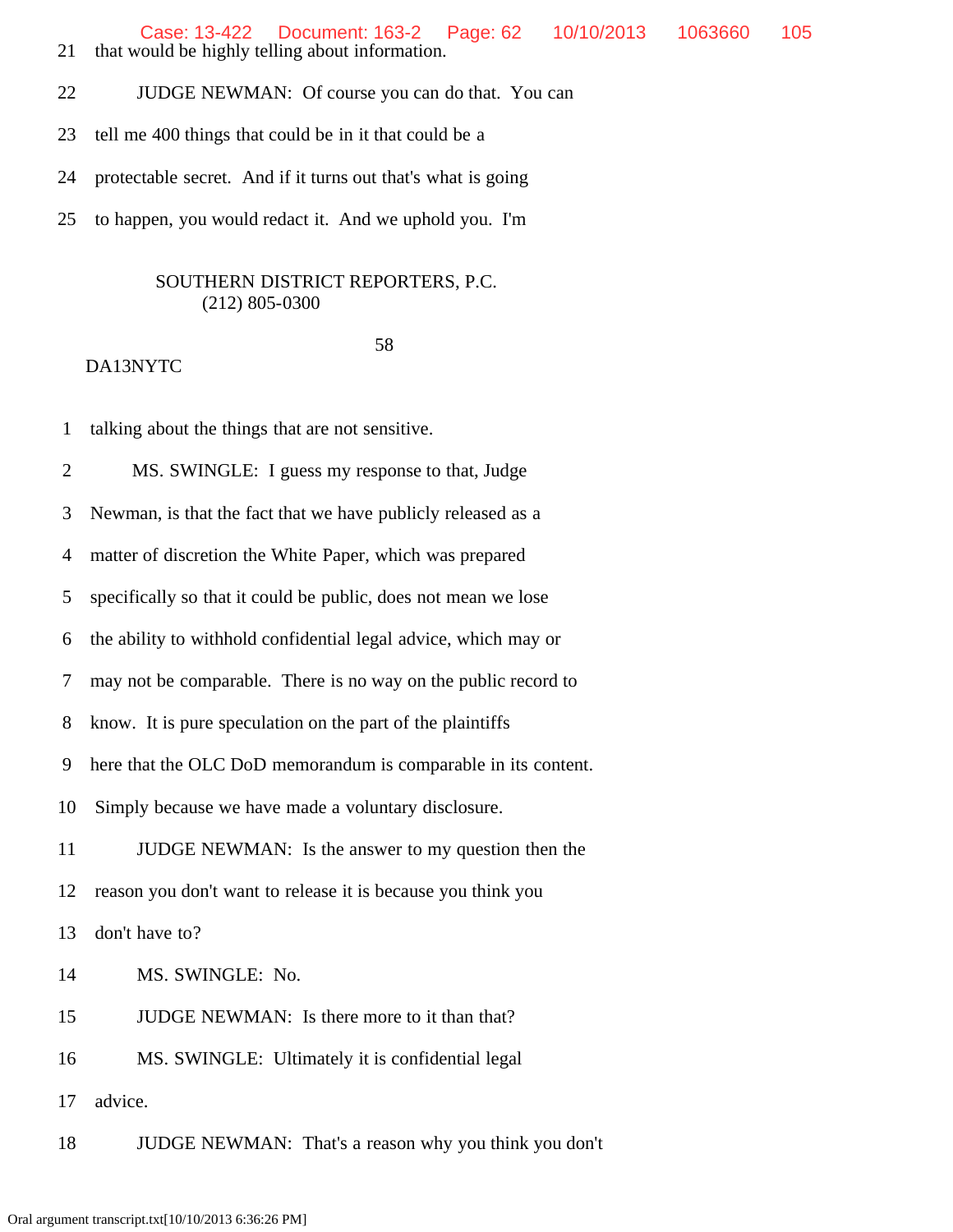21 that would be highly telling about information.

22 JUDGE NEWMAN: Of course you can do that. You can

23 tell me 400 things that could be in it that could be a

24 protectable secret. And if it turns out that's what is going

25 to happen, you would redact it. And we uphold you. I'm

SOUTHERN DISTRICT REPORTERS, P.C.
(212) 805-0300

DA13NYTC

1 talking about the things that are not sensitive.

2 MS. SWINGLE: I guess my response to that, Judge

3 Newman, is that the fact that we have publicly released as a

4 matter of discretion the White Paper, which was prepared

5 specifically so that it could be public, does not mean we lose

6 the ability to withhold confidential legal advice, which may or

7 may not be comparable. There is no way on the public record to

8 know. It is pure speculation on the part of the plaintiffs

9 here that the OLC DoD memorandum is comparable in its content.

10 Simply because we have made a voluntary disclosure.

11 JUDGE NEWMAN: Is the answer to my question then the

12 reason you don't want to release it is because you think you

13 don't have to?

14 MS. SWINGLE: No.

15 JUDGE NEWMAN: Is there more to it than that?

16 MS. SWINGLE: Ultimately it is confidential legal

17 advice.

18 JUDGE NEWMAN: That's a reason why you think you don't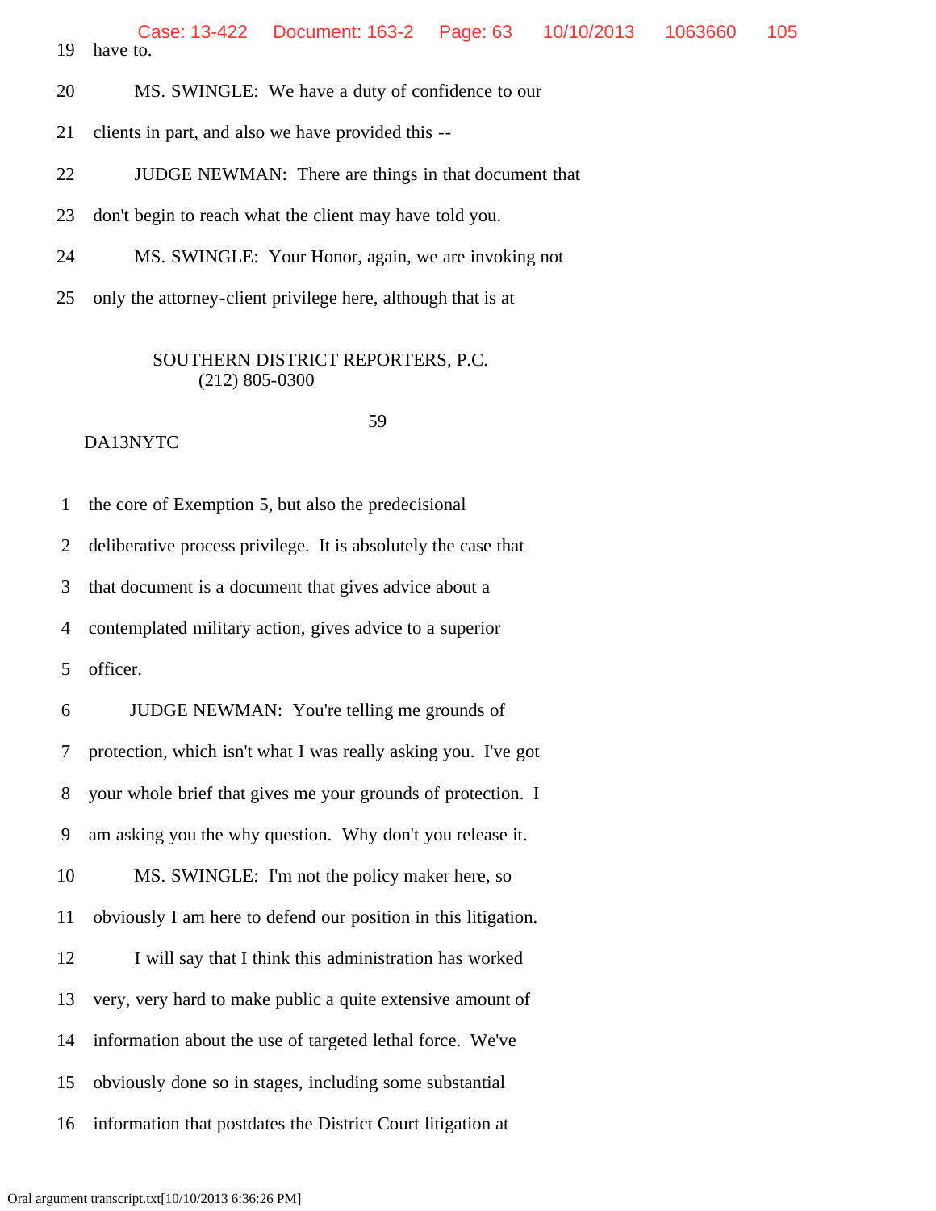19 have to.

20 MS. SWINGLE: We have a duty of confidence to our

21 clients in part, and also we have provided this --

22 JUDGE NEWMAN: There are things in that document that

23 don't begin to reach what the client may have told you.

24 MS. SWINGLE: Your Honor, again, we are invoking not

25 only the attorney-client privilege here, although that is at

SOUTHERN DISTRICT REPORTERS, P.C.
(212) 805-0300

59

DA13NYTC

1 the core of Exemption 5, but also the predecisional

2 deliberative process privilege. It is absolutely the case that

3 that document is a document that gives advice about a

4 contemplated military action, gives advice to a superior

5 officer.

6 JUDGE NEWMAN: You're telling me grounds of

7 protection, which isn't what I was really asking you. I've got

8 your whole brief that gives me your grounds of protection. I

9 am asking you the why question. Why don't you release it.

10 MS. SWINGLE: I'm not the policy maker here, so

11 obviously I am here to defend our position in this litigation.

12 I will say that I think this administration has worked

13 very, very hard to make public a quite extensive amount of

14 information about the use of targeted lethal force. We've

15 obviously done so in stages, including some substantial

16 information that postdates the District Court litigation at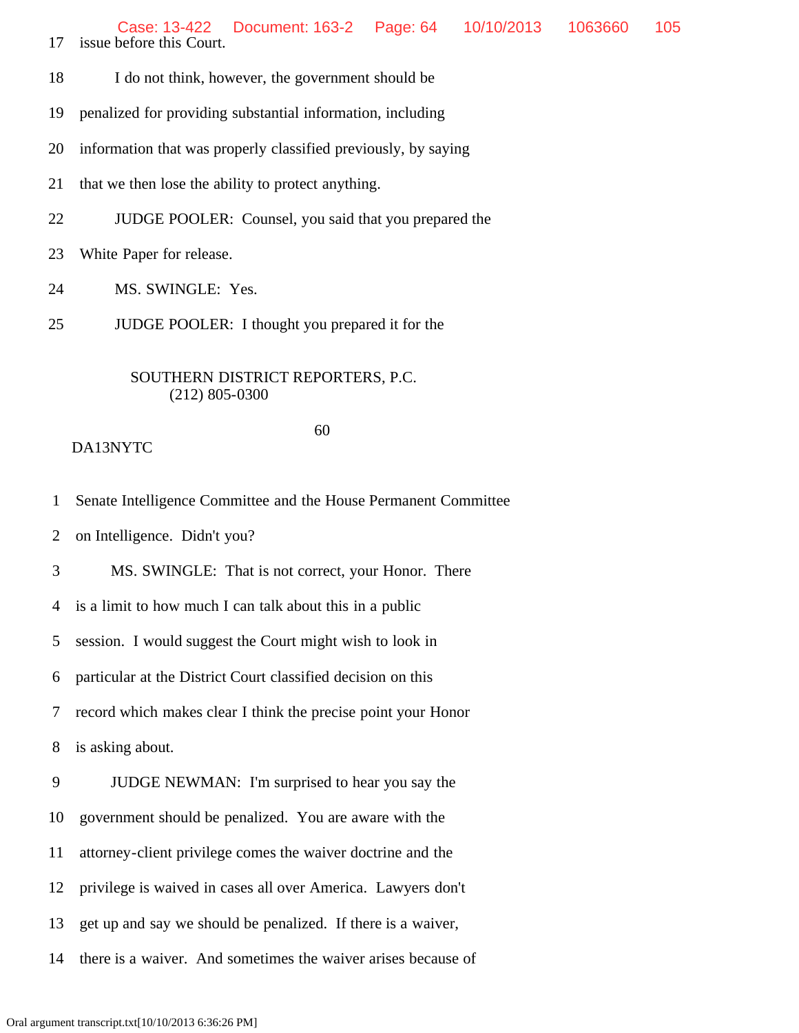17 issue before this Court.

18 I do not think, however, the government should be

19 penalized for providing substantial information, including

20 information that was properly classified previously, by saying

21 that we then lose the ability to protect anything.

22 JUDGE POOLER: Counsel, you said that you prepared the

23 White Paper for release.

24 MS. SWINGLE: Yes.

25 JUDGE POOLER: I thought you prepared it for the

SOUTHERN DISTRICT REPORTERS, P.C.
(212) 805-0300

DA13NYTC

1 Senate Intelligence Committee and the House Permanent Committee

2 on Intelligence. Didn't you?

3 MS. SWINGLE: That is not correct, your Honor. There

4 is a limit to how much I can talk about this in a public

5 session. I would suggest the Court might wish to look in

6 particular at the District Court classified decision on this

7 record which makes clear I think the precise point your Honor

8 is asking about.

9 JUDGE NEWMAN: I'm surprised to hear you say the

10 government should be penalized. You are aware with the

11 attorney-client privilege comes the waiver doctrine and the

12 privilege is waived in cases all over America. Lawyers don't

13 get up and say we should be penalized. If there is a waiver,

14 there is a waiver. And sometimes the waiver arises because of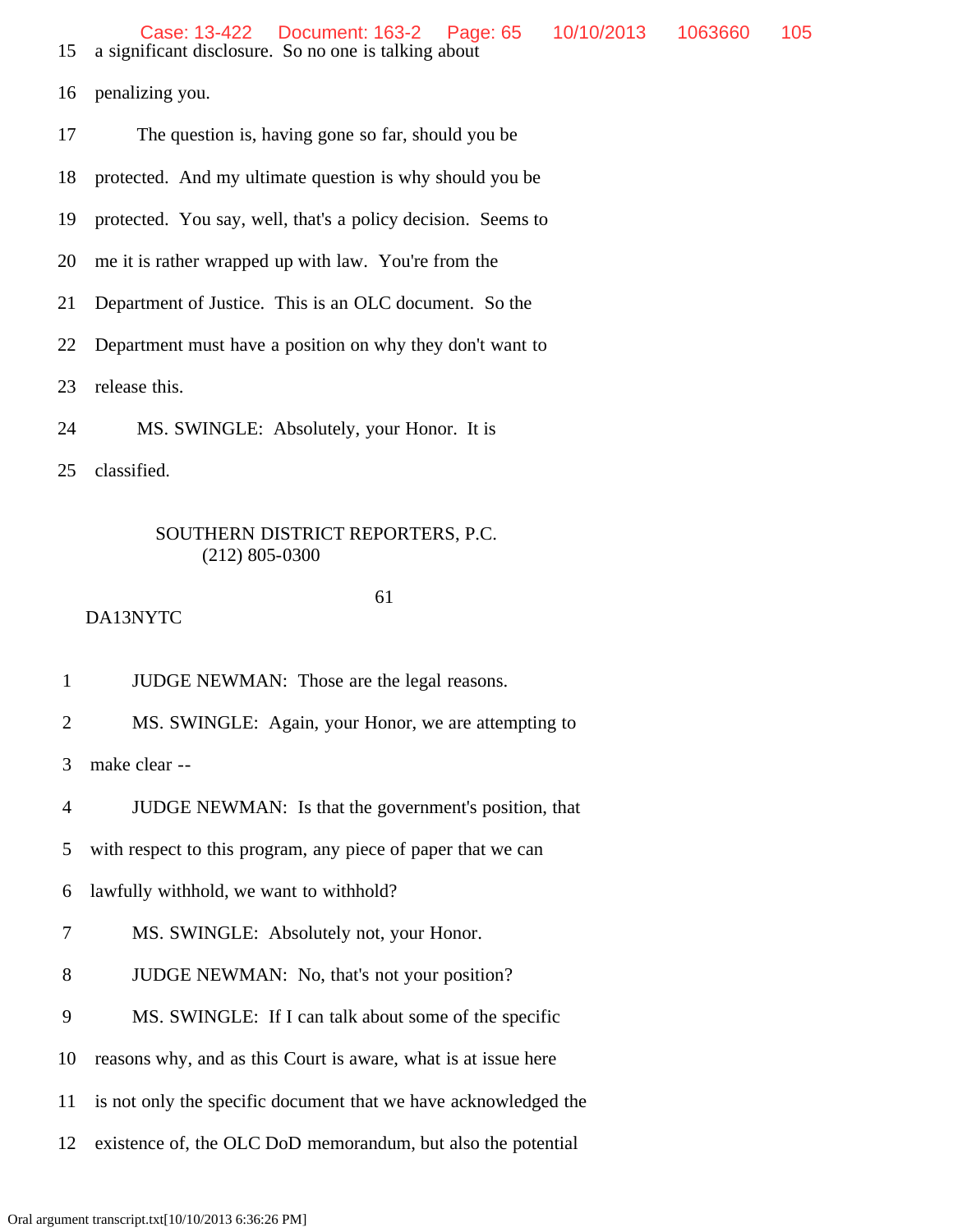15 a significant disclosure. So no one is talking about

16 penalizing you.

17 The question is, having gone so far, should you be

18 protected. And my ultimate question is why should you be

19 protected. You say, well, that's a policy decision. Seems to

20 me it is rather wrapped up with law. You're from the

21 Department of Justice. This is an OLC document. So the

22 Department must have a position on why they don't want to

23 release this.

24 MS. SWINGLE: Absolutely, your Honor. It is

25 classified.

SOUTHERN DISTRICT REPORTERS, P.C.
(212) 805-0300

DA13NYTC

1 JUDGE NEWMAN: Those are the legal reasons.

2 MS. SWINGLE: Again, your Honor, we are attempting to

3 make clear --

4 JUDGE NEWMAN: Is that the government's position, that

5 with respect to this program, any piece of paper that we can

6 lawfully withhold, we want to withhold?

7 MS. SWINGLE: Absolutely not, your Honor.

8 JUDGE NEWMAN: No, that's not your position?

9 MS. SWINGLE: If I can talk about some of the specific

10 reasons why, and as this Court is aware, what is at issue here

11 is not only the specific document that we have acknowledged the

12 existence of, the OLC DoD memorandum, but also the potential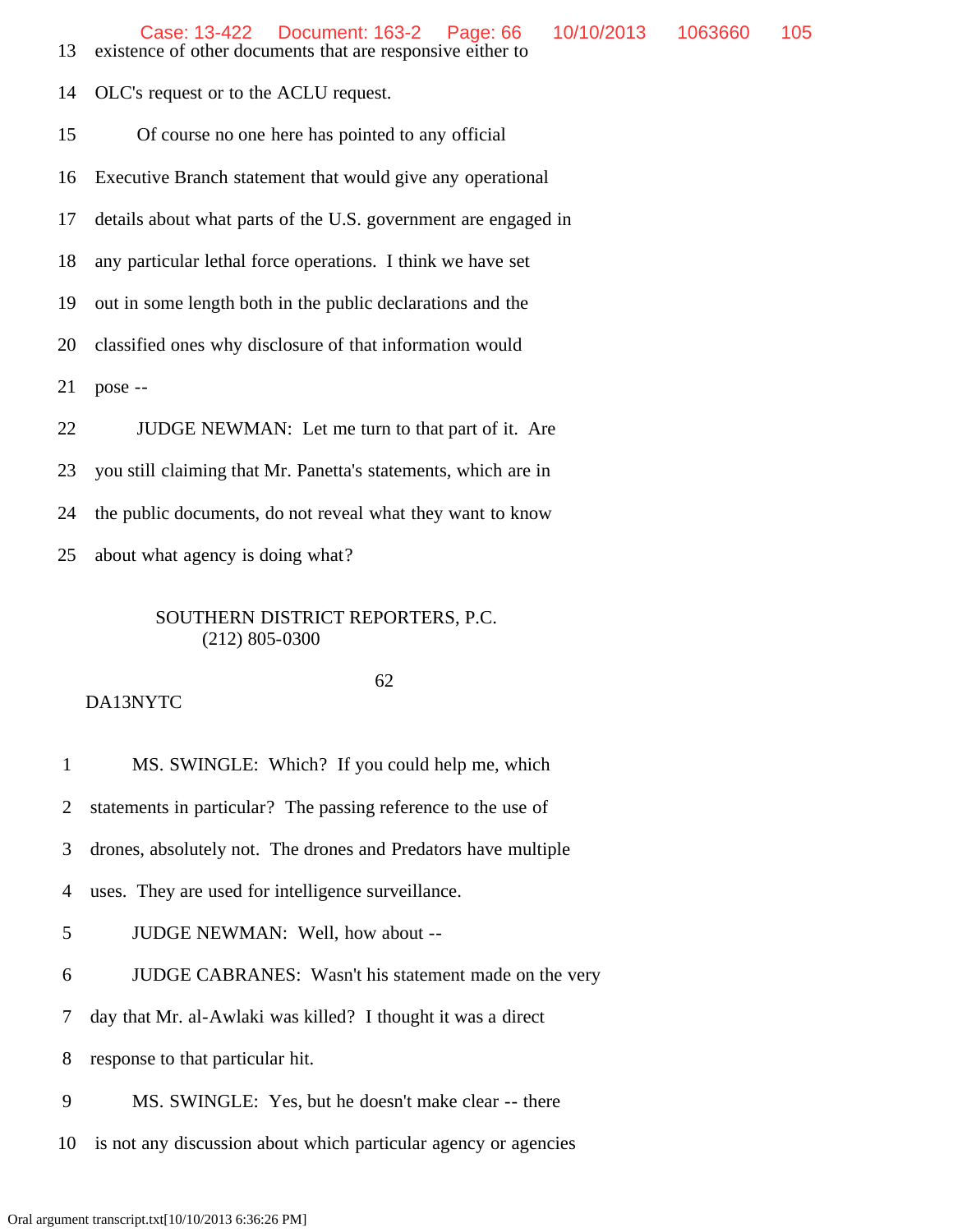13 existence of other documents that are responsive either to

14 OLC's request or to the ACLU request.

15 Of course no one here has pointed to any official

16 Executive Branch statement that would give any operational

17 details about what parts of the U.S. government are engaged in

18 any particular lethal force operations. I think we have set

19 out in some length both in the public declarations and the

20 classified ones why disclosure of that information would

21 pose --

22 JUDGE NEWMAN: Let me turn to that part of it. Are

23 you still claiming that Mr. Panetta's statements, which are in

24 the public documents, do not reveal what they want to know

25 about what agency is doing what?

SOUTHERN DISTRICT REPORTERS, P.C.
(212) 805-0300

62

DA13NYTC

1 MS. SWINGLE: Which? If you could help me, which

2 statements in particular? The passing reference to the use of

3 drones, absolutely not. The drones and Predators have multiple

4 uses. They are used for intelligence surveillance.

5 JUDGE NEWMAN: Well, how about --

6 JUDGE CABRANES: Wasn't his statement made on the very

7 day that Mr. al-Awlaki was killed? I thought it was a direct

8 response to that particular hit.

9 MS. SWINGLE: Yes, but he doesn't make clear -- there

10 is not any discussion about which particular agency or agencies

Oral argument transcript.txt[10/10/2013 6:36:26 PM]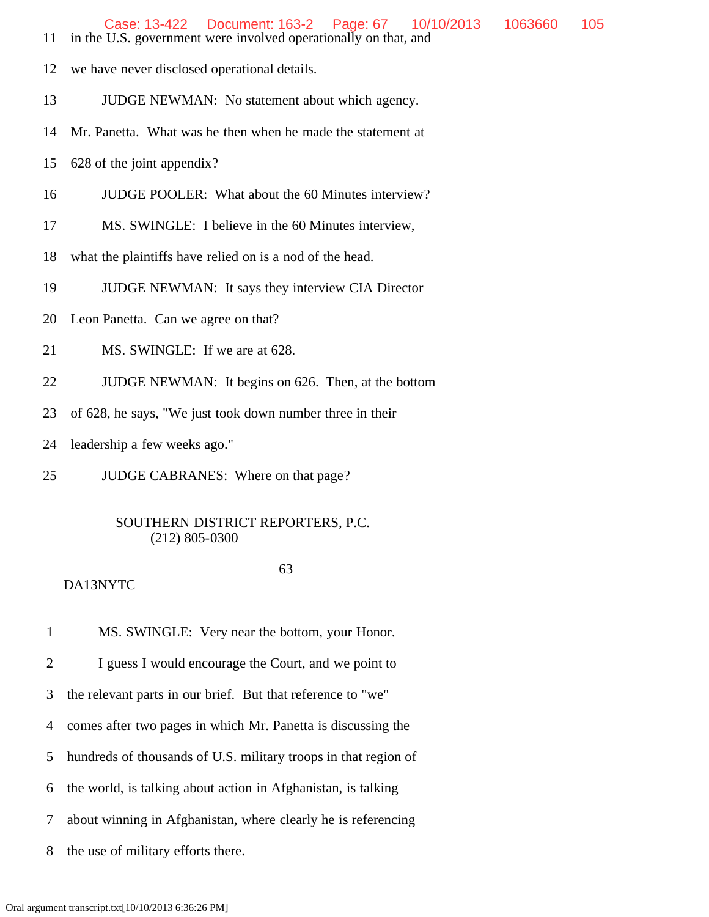11 in the U.S. government were involved operationally on that, and

12 we have never disclosed operational details.

13 JUDGE NEWMAN: No statement about which agency.

14 Mr. Panetta. What was he then when he made the statement at

15 628 of the joint appendix?

16 JUDGE POOLER: What about the 60 Minutes interview?

17 MS. SWINGLE: I believe in the 60 Minutes interview,

18 what the plaintiffs have relied on is a nod of the head.

19 JUDGE NEWMAN: It says they interview CIA Director

20 Leon Panetta. Can we agree on that?

21 MS. SWINGLE: If we are at 628.

22 JUDGE NEWMAN: It begins on 626. Then, at the bottom

23 of 628, he says, "We just took down number three in their

24 leadership a few weeks ago."

25 JUDGE CABRANES: Where on that page?

SOUTHERN DISTRICT REPORTERS, P.C.
(212) 805-0300

DA13NYTC

1 MS. SWINGLE: Very near the bottom, your Honor.

2 I guess I would encourage the Court, and we point to

3 the relevant parts in our brief. But that reference to "we"

4 comes after two pages in which Mr. Panetta is discussing the

5 hundreds of thousands of U.S. military troops in that region of

6 the world, is talking about action in Afghanistan, is talking

7 about winning in Afghanistan, where clearly he is referencing

8 the use of military efforts there.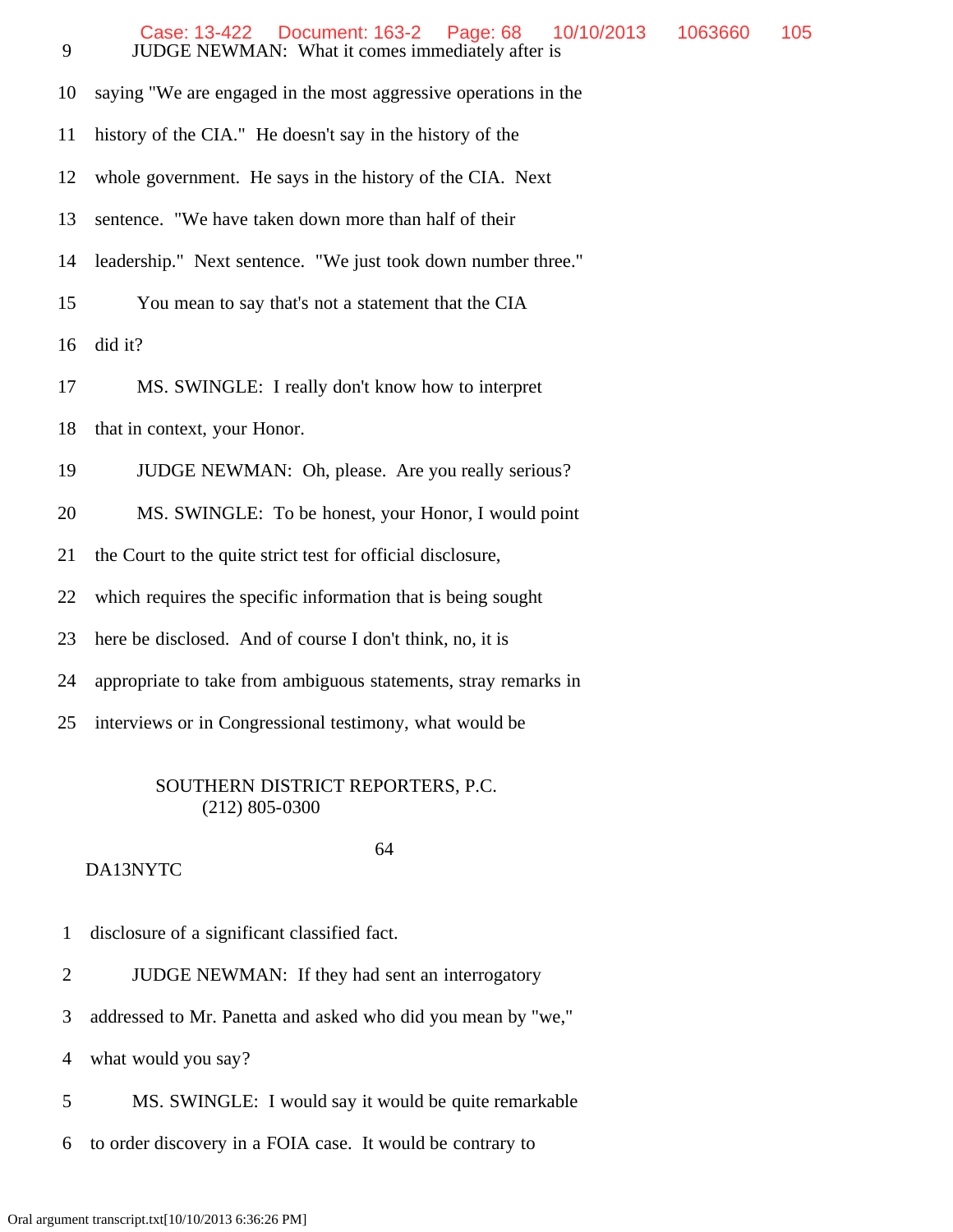9 JUDGE NEWMAN: What it comes immediately after is

10 saying "We are engaged in the most aggressive operations in the

11 history of the CIA." He doesn't say in the history of the

12 whole government. He says in the history of the CIA. Next

13 sentence. "We have taken down more than half of their

14 leadership." Next sentence. "We just took down number three."

15 You mean to say that's not a statement that the CIA

16 did it?

17 MS. SWINGLE: I really don't know how to interpret

18 that in context, your Honor.

19 JUDGE NEWMAN: Oh, please. Are you really serious?

20 MS. SWINGLE: To be honest, your Honor, I would point

21 the Court to the quite strict test for official disclosure,

22 which requires the specific information that is being sought

23 here be disclosed. And of course I don't think, no, it is

24 appropriate to take from ambiguous statements, stray remarks in

25 interviews or in Congressional testimony, what would be

SOUTHERN DISTRICT REPORTERS, P.C.
(212) 805-0300

64

DA13NYTC

1 disclosure of a significant classified fact.

2 JUDGE NEWMAN: If they had sent an interrogatory

3 addressed to Mr. Panetta and asked who did you mean by "we,"

4 what would you say?

5 MS. SWINGLE: I would say it would be quite remarkable

6 to order discovery in a FOIA case. It would be contrary to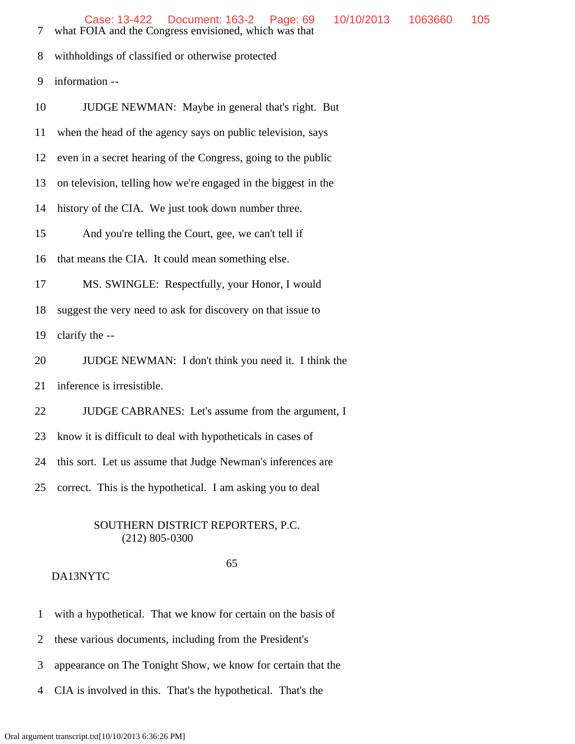7 what FOIA and the Congress envisioned, which was that

8 withholdings of classified or otherwise protected

9 information --

10 JUDGE NEWMAN: Maybe in general that's right. But

11 when the head of the agency says on public television, says

12 even in a secret hearing of the Congress, going to the public

13 on television, telling how we're engaged in the biggest in the

14 history of the CIA. We just took down number three.

15 And you're telling the Court, gee, we can't tell if

16 that means the CIA. It could mean something else.

17 MS. SWINGLE: Respectfully, your Honor, I would

18 suggest the very need to ask for discovery on that issue to

19 clarify the --

20 JUDGE NEWMAN: I don't think you need it. I think the

21 inference is irresistible.

22 JUDGE CABRANES: Let's assume from the argument, I

23 know it is difficult to deal with hypotheticals in cases of

24 this sort. Let us assume that Judge Newman's inferences are

25 correct. This is the hypothetical. I am asking you to deal

SOUTHERN DISTRICT REPORTERS, P.C.
(212) 805-0300

DA13NYTC

1 with a hypothetical. That we know for certain on the basis of

2 these various documents, including from the President's

3 appearance on The Tonight Show, we know for certain that the

4 CIA is involved in this. That's the hypothetical. That's the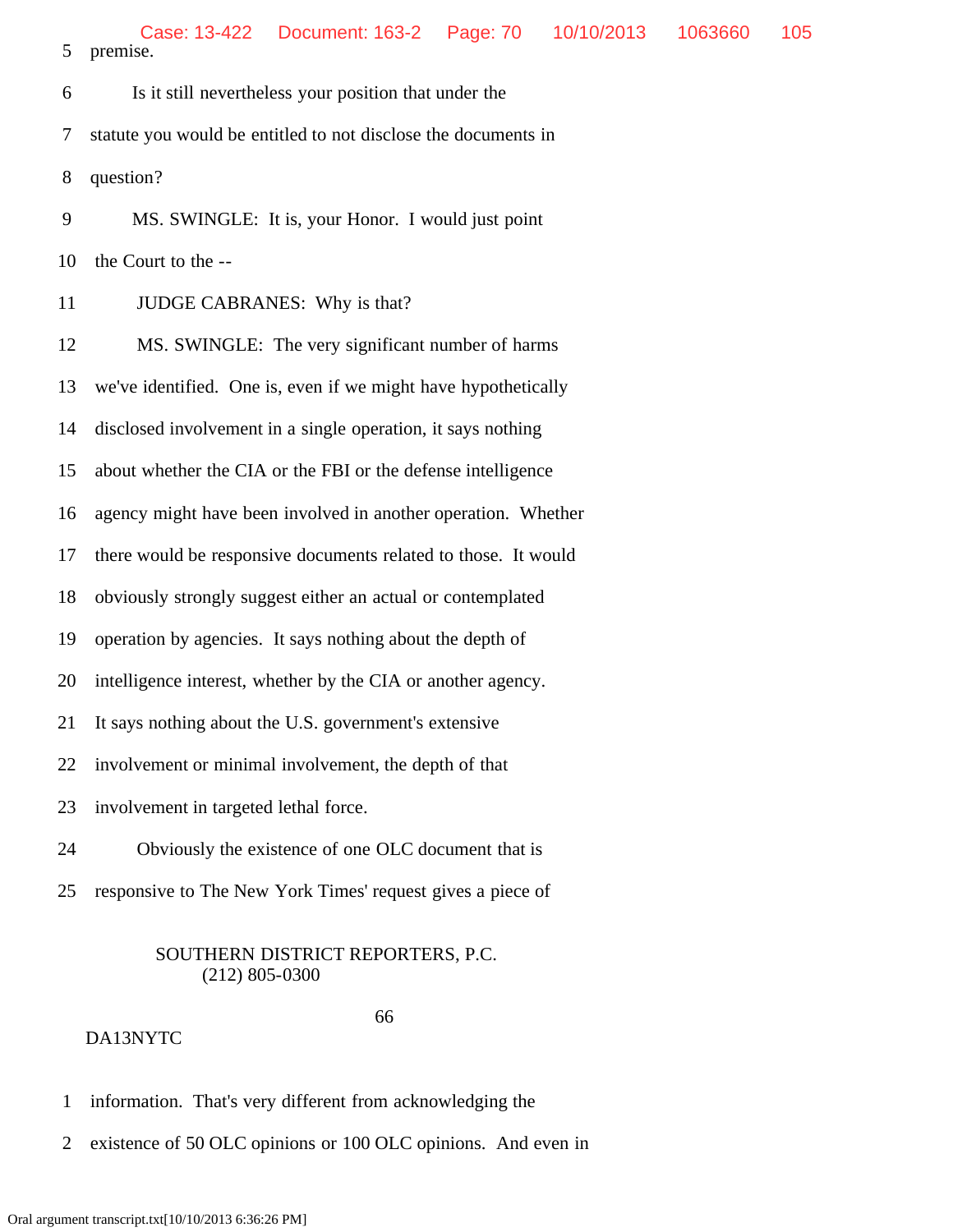5 premise.

6 Is it still nevertheless your position that under the

7 statute you would be entitled to not disclose the documents in

8 question?

9 MS. SWINGLE: It is, your Honor. I would just point

10 the Court to the --

11 JUDGE CABRANES: Why is that?

12 MS. SWINGLE: The very significant number of harms

13 we've identified. One is, even if we might have hypothetically

14 disclosed involvement in a single operation, it says nothing

15 about whether the CIA or the FBI or the defense intelligence

16 agency might have been involved in another operation. Whether

17 there would be responsive documents related to those. It would

18 obviously strongly suggest either an actual or contemplated

19 operation by agencies. It says nothing about the depth of

20 intelligence interest, whether by the CIA or another agency.

21 It says nothing about the U.S. government's extensive

22 involvement or minimal involvement, the depth of that

23 involvement in targeted lethal force.

24 Obviously the existence of one OLC document that is

25 responsive to The New York Times' request gives a piece of

SOUTHERN DISTRICT REPORTERS, P.C.
(212) 805-0300

66

DA13NYTC

1 information. That's very different from acknowledging the

2 existence of 50 OLC opinions or 100 OLC opinions. And even in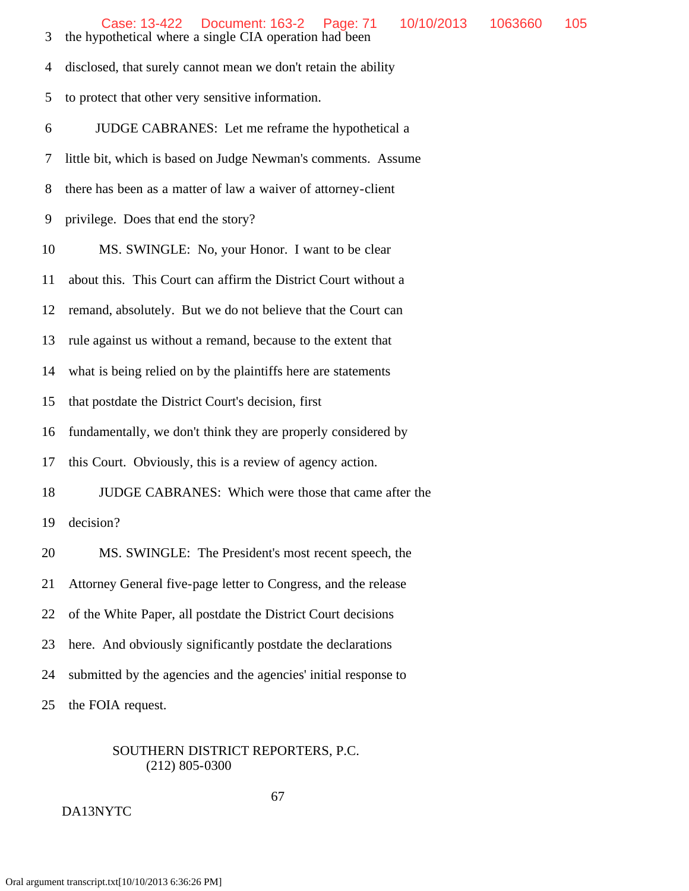3 the hypothetical where a single CIA operation had been

4 disclosed, that surely cannot mean we don't retain the ability

5 to protect that other very sensitive information.

6 JUDGE CABRANES: Let me reframe the hypothetical a

7 little bit, which is based on Judge Newman's comments. Assume

8 there has been as a matter of law a waiver of attorney-client

9 privilege. Does that end the story?

10 MS. SWINGLE: No, your Honor. I want to be clear

11 about this. This Court can affirm the District Court without a

12 remand, absolutely. But we do not believe that the Court can

13 rule against us without a remand, because to the extent that

14 what is being relied on by the plaintiffs here are statements

15 that postdate the District Court's decision, first

16 fundamentally, we don't think they are properly considered by

17 this Court. Obviously, this is a review of agency action.

18 JUDGE CABRANES: Which were those that came after the

19 decision?

20 MS. SWINGLE: The President's most recent speech, the

21 Attorney General five-page letter to Congress, and the release

22 of the White Paper, all postdate the District Court decisions

23 here. And obviously significantly postdate the declarations

24 submitted by the agencies and the agencies' initial response to

25 the FOIA request.

SOUTHERN DISTRICT REPORTERS, P.C.
(212) 805-0300

67

DA13NYTC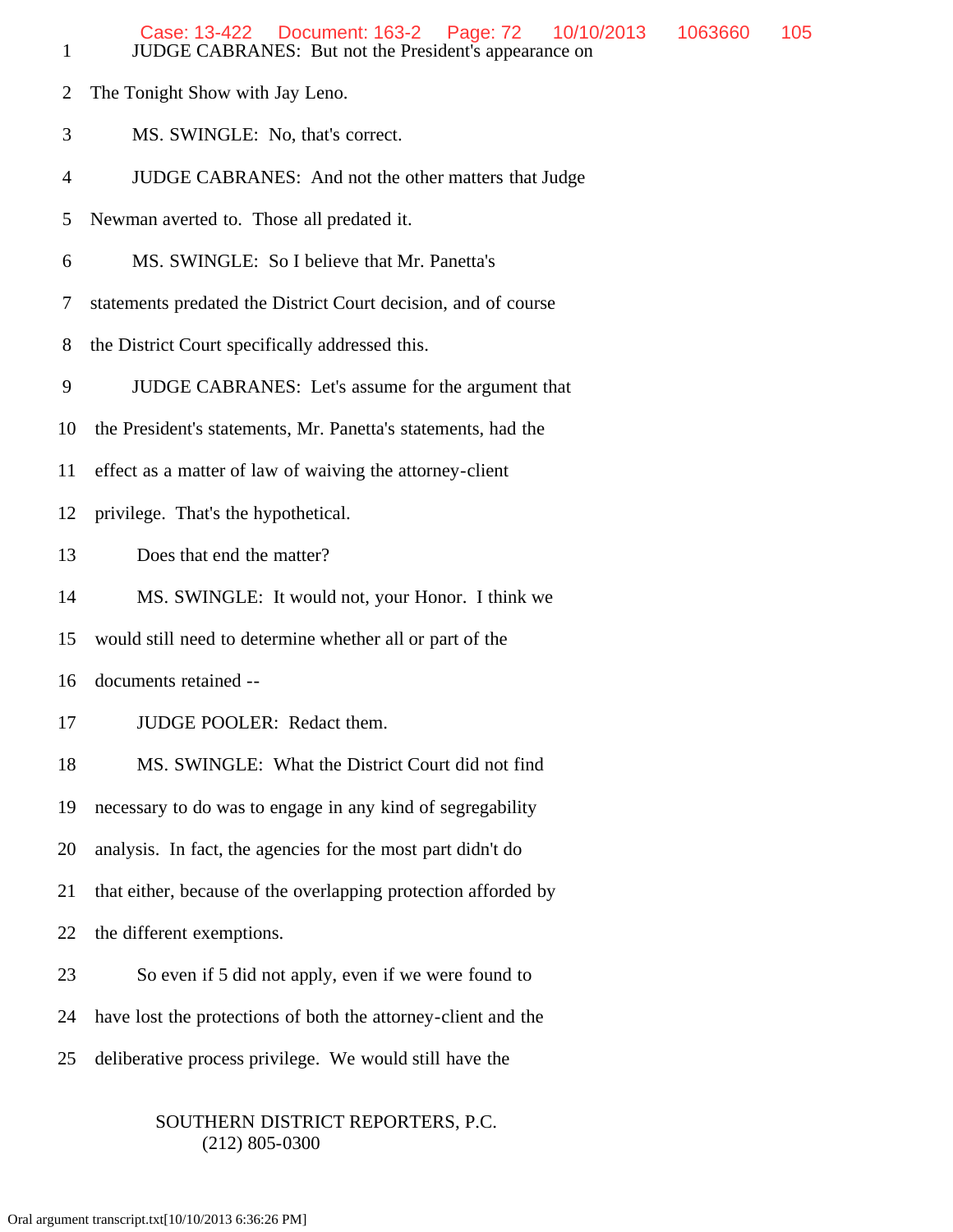JUDGE CABRANES: But not the President's appearance on The Tonight Show with Jay Leno.

MS. SWINGLE: No, that's correct.

JUDGE CABRANES: And not the other matters that Judge Newman averted to. Those all predated it.

MS. SWINGLE: So I believe that Mr. Panetta's statements predated the District Court decision, and of course the District Court specifically addressed this.

JUDGE CABRANES: Let's assume for the argument that the President's statements, Mr. Panetta's statements, had the effect as a matter of law of waiving the attorney-client privilege. That's the hypothetical.

Does that end the matter?

MS. SWINGLE: It would not, your Honor. I think we would still need to determine whether all or part of the documents retained --

JUDGE POOLER: Redact them.

MS. SWINGLE: What the District Court did not find necessary to do was to engage in any kind of segregability analysis. In fact, the agencies for the most part didn't do that either, because of the overlapping protection afforded by the different exemptions.

So even if 5 did not apply, even if we were found to have lost the protections of both the attorney-client and the deliberative process privilege. We would still have the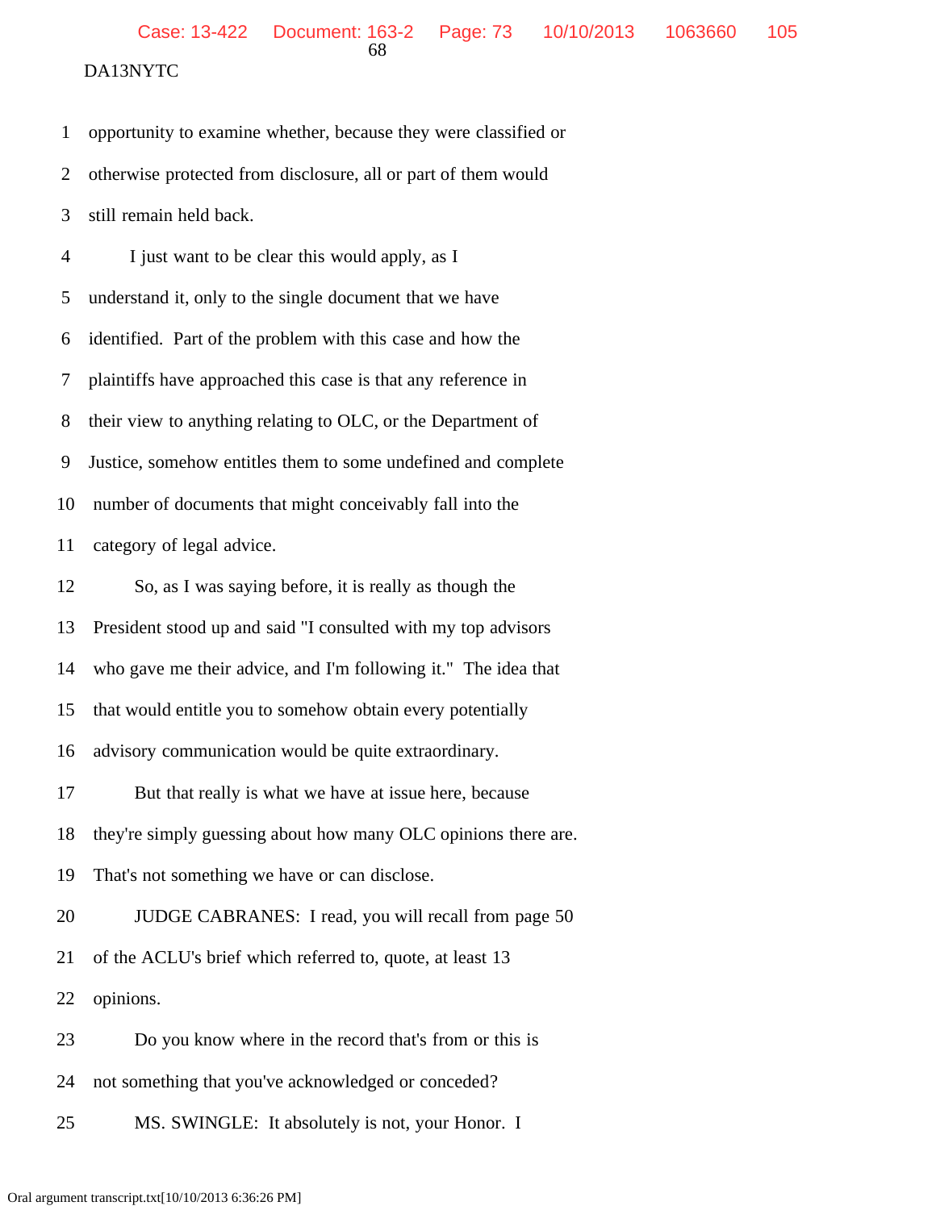opportunity to examine whether, because they were classified or otherwise protected from disclosure, all or part of them would still remain held back.

I just want to be clear this would apply, as I understand it, only to the single document that we have identified. Part of the problem with this case and how the plaintiffs have approached this case is that any reference in their view to anything relating to OLC, or the Department of Justice, somehow entitles them to some undefined and complete number of documents that might conceivably fall into the category of legal advice.

So, as I was saying before, it is really as though the President stood up and said "I consulted with my top advisors who gave me their advice, and I'm following it." The idea that that would entitle you to somehow obtain every potentially advisory communication would be quite extraordinary.

But that really is what we have at issue here, because they're simply guessing about how many OLC opinions there are. That's not something we have or can disclose.

JUDGE CABRANES: I read, you will recall from page 50 of the ACLU's brief which referred to, quote, at least 13 opinions.

Do you know where in the record that's from or this is not something that you've acknowledged or conceded?

MS. SWINGLE: It absolutely is not, your Honor. I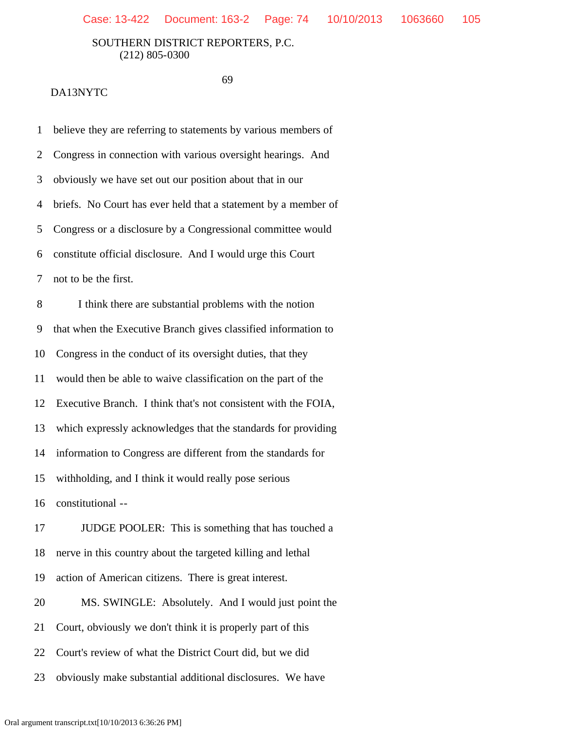believe they are referring to statements by various members of Congress in connection with various oversight hearings. And obviously we have set out our position about that in our briefs. No Court has ever held that a statement by a member of Congress or a disclosure by a Congressional committee would constitute official disclosure. And I would urge this Court not to be the first.

I think there are substantial problems with the notion that when the Executive Branch gives classified information to Congress in the conduct of its oversight duties, that they would then be able to waive classification on the part of the Executive Branch. I think that's not consistent with the FOIA, which expressly acknowledges that the standards for providing information to Congress are different from the standards for withholding, and I think it would really pose serious constitutional --

JUDGE POOLER: This is something that has touched a nerve in this country about the targeted killing and lethal action of American citizens. There is great interest.

MS. SWINGLE: Absolutely. And I would just point the Court, obviously we don't think it is properly part of this Court's review of what the District Court did, but we did obviously make substantial additional disclosures. We have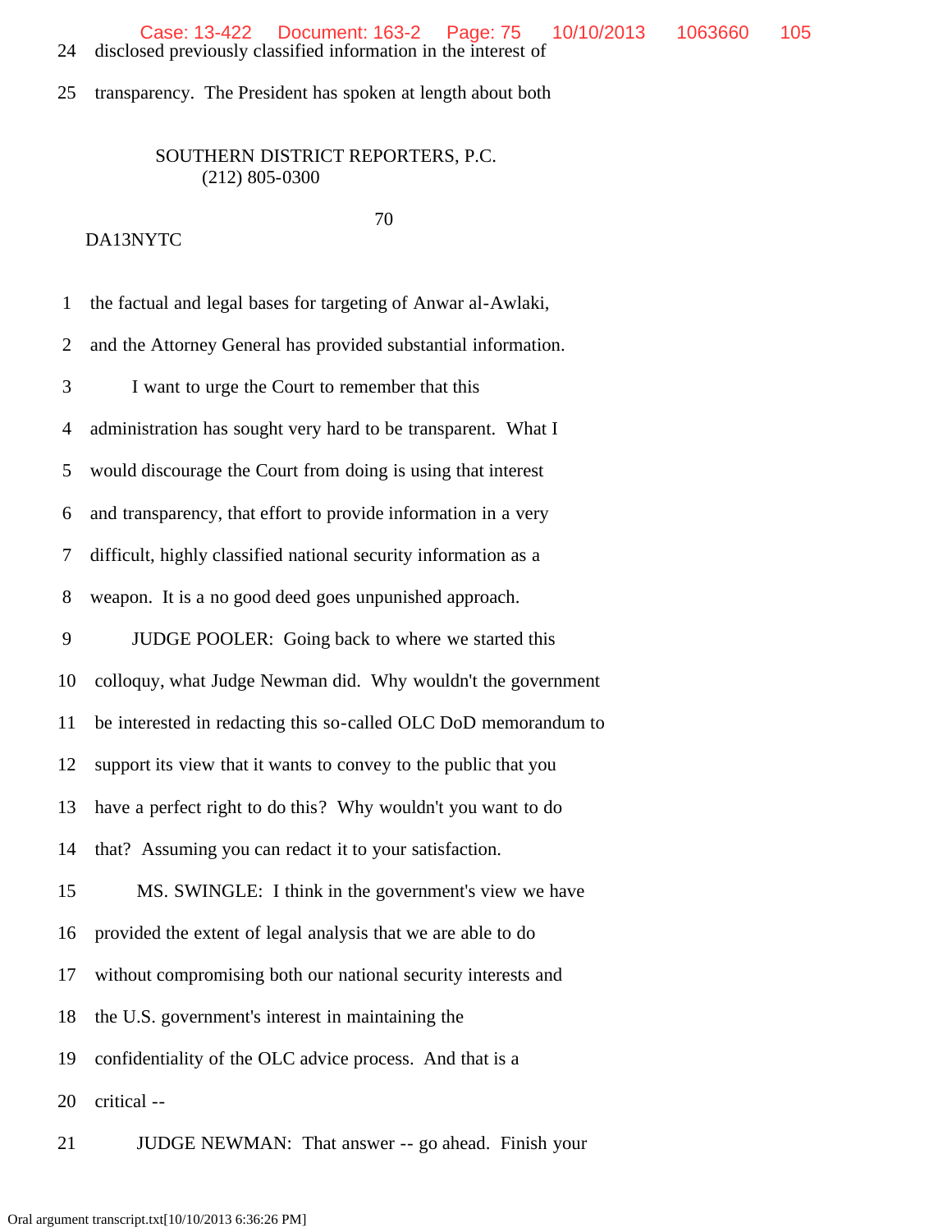24 disclosed previously classified information in the interest of

25 transparency. The President has spoken at length about both

SOUTHERN DISTRICT REPORTERS, P.C.
(212) 805-0300

70

DA13NYTC

1 the factual and legal bases for targeting of Anwar al-Awlaki,

2 and the Attorney General has provided substantial information.

3 I want to urge the Court to remember that this

4 administration has sought very hard to be transparent. What I

5 would discourage the Court from doing is using that interest

6 and transparency, that effort to provide information in a very

7 difficult, highly classified national security information as a

8 weapon. It is a no good deed goes unpunished approach.

9 JUDGE POOLER: Going back to where we started this

10 colloquy, what Judge Newman did. Why wouldn't the government

11 be interested in redacting this so-called OLC DoD memorandum to

12 support its view that it wants to convey to the public that you

13 have a perfect right to do this? Why wouldn't you want to do

14 that? Assuming you can redact it to your satisfaction.

15 MS. SWINGLE: I think in the government's view we have

16 provided the extent of legal analysis that we are able to do

17 without compromising both our national security interests and

18 the U.S. government's interest in maintaining the

19 confidentiality of the OLC advice process. And that is a

20 critical --

21 JUDGE NEWMAN: That answer -- go ahead. Finish your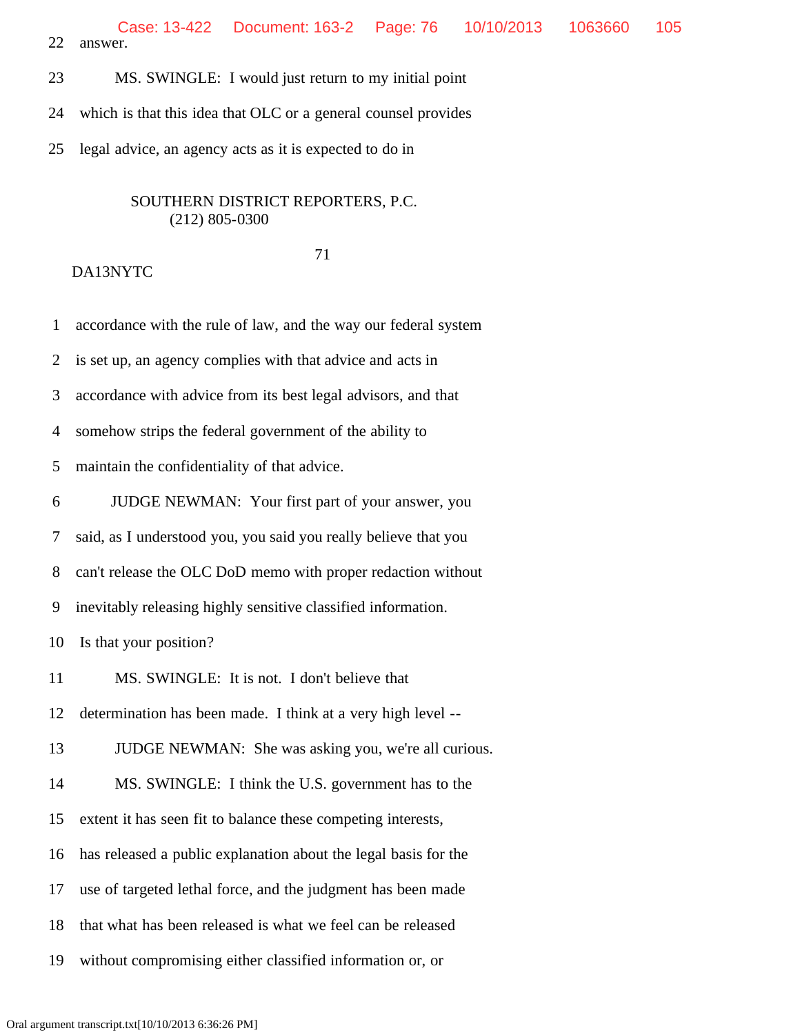22 answer.

23 MS. SWINGLE: I would just return to my initial point

24 which is that this idea that OLC or a general counsel provides

25 legal advice, an agency acts as it is expected to do in

SOUTHERN DISTRICT REPORTERS, P.C.
(212) 805-0300

71

DA13NYTC

1 accordance with the rule of law, and the way our federal system

2 is set up, an agency complies with that advice and acts in

3 accordance with advice from its best legal advisors, and that

4 somehow strips the federal government of the ability to

5 maintain the confidentiality of that advice.

6 JUDGE NEWMAN: Your first part of your answer, you

7 said, as I understood you, you said you really believe that you

8 can't release the OLC DoD memo with proper redaction without

9 inevitably releasing highly sensitive classified information.

10 Is that your position?

11 MS. SWINGLE: It is not. I don't believe that

12 determination has been made. I think at a very high level --

13 JUDGE NEWMAN: She was asking you, we're all curious.

14 MS. SWINGLE: I think the U.S. government has to the

15 extent it has seen fit to balance these competing interests,

16 has released a public explanation about the legal basis for the

17 use of targeted lethal force, and the judgment has been made

18 that what has been released is what we feel can be released

19 without compromising either classified information or, or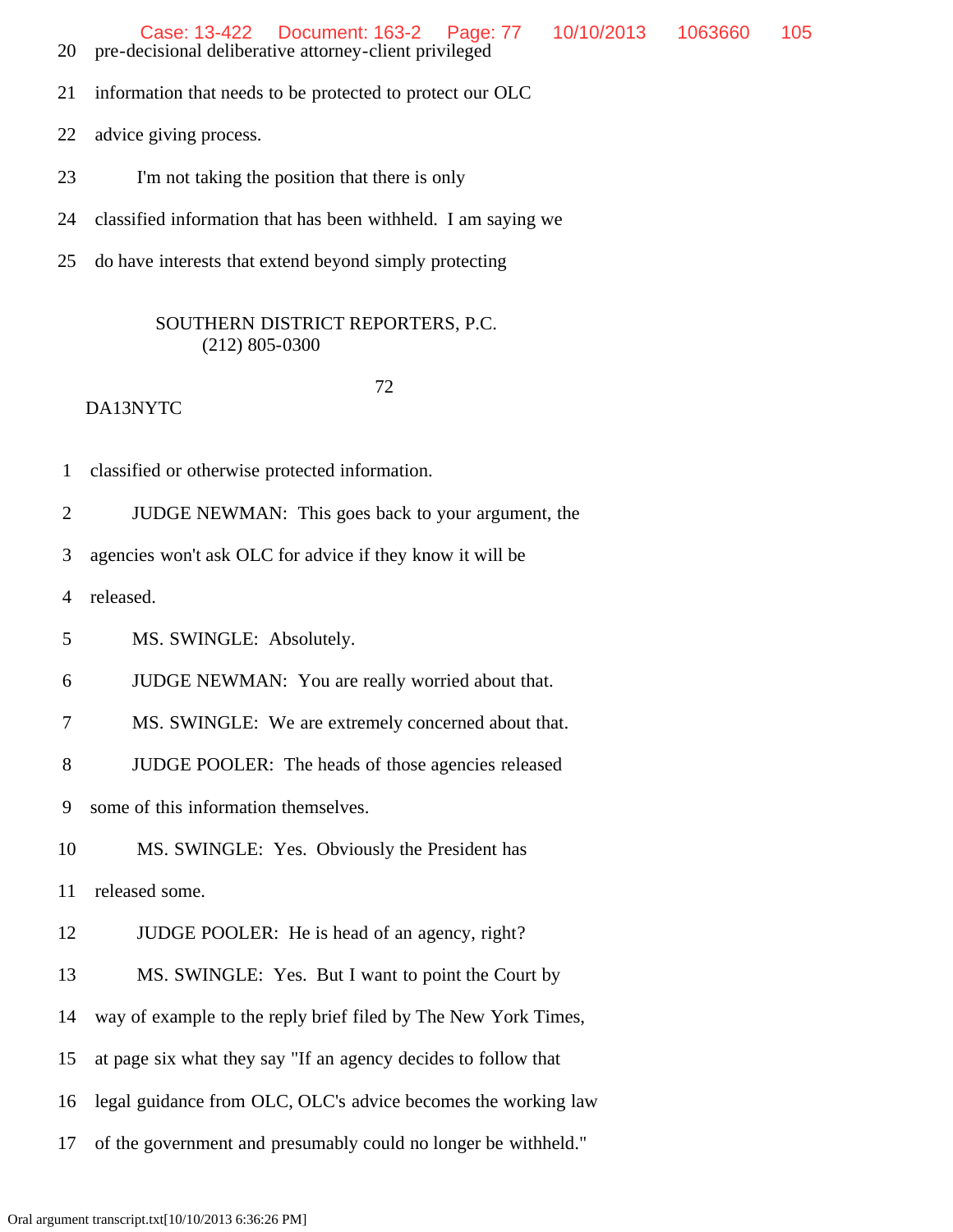20 pre-decisional deliberative attorney-client privileged

21 information that needs to be protected to protect our OLC

22 advice giving process.

23 I'm not taking the position that there is only

24 classified information that has been withheld. I am saying we

25 do have interests that extend beyond simply protecting

SOUTHERN DISTRICT REPORTERS, P.C.
(212) 805-0300

72

DA13NYTC

1 classified or otherwise protected information.

2 JUDGE NEWMAN: This goes back to your argument, the

3 agencies won't ask OLC for advice if they know it will be

4 released.

5 MS. SWINGLE: Absolutely.

6 JUDGE NEWMAN: You are really worried about that.

7 MS. SWINGLE: We are extremely concerned about that.

8 JUDGE POOLER: The heads of those agencies released

9 some of this information themselves.

10 MS. SWINGLE: Yes. Obviously the President has

11 released some.

12 JUDGE POOLER: He is head of an agency, right?

13 MS. SWINGLE: Yes. But I want to point the Court by

14 way of example to the reply brief filed by The New York Times,

15 at page six what they say "If an agency decides to follow that

16 legal guidance from OLC, OLC's advice becomes the working law

17 of the government and presumably could no longer be withheld."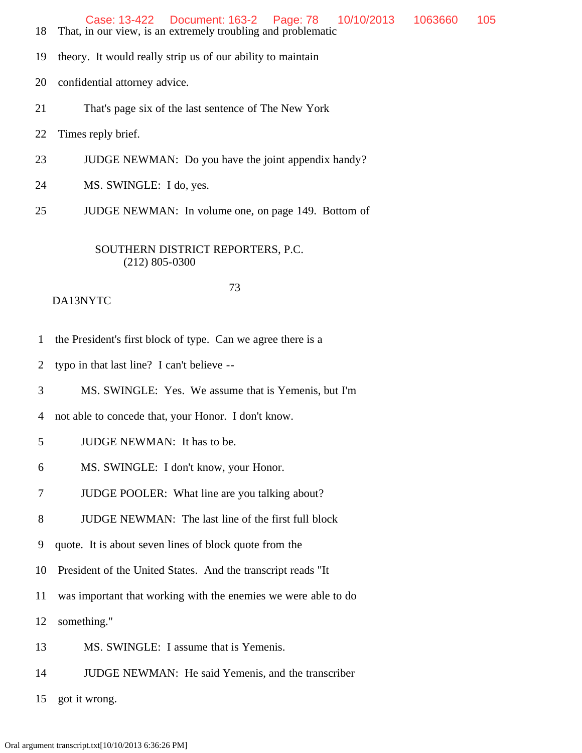18 That, in our view, is an extremely troubling and problematic

19 theory. It would really strip us of our ability to maintain

20 confidential attorney advice.

21 That's page six of the last sentence of The New York

22 Times reply brief.

23 JUDGE NEWMAN: Do you have the joint appendix handy?

24 MS. SWINGLE: I do, yes.

25 JUDGE NEWMAN: In volume one, on page 149. Bottom of

SOUTHERN DISTRICT REPORTERS, P.C.
(212) 805-0300

73

DA13NYTC

1 the President's first block of type. Can we agree there is a

2 typo in that last line? I can't believe --

3 MS. SWINGLE: Yes. We assume that is Yemenis, but I'm

4 not able to concede that, your Honor. I don't know.

5 JUDGE NEWMAN: It has to be.

6 MS. SWINGLE: I don't know, your Honor.

7 JUDGE POOLER: What line are you talking about?

8 JUDGE NEWMAN: The last line of the first full block

9 quote. It is about seven lines of block quote from the

10 President of the United States. And the transcript reads "It

11 was important that working with the enemies we were able to do

12 something."

13 MS. SWINGLE: I assume that is Yemenis.

14 JUDGE NEWMAN: He said Yemenis, and the transcriber

15 got it wrong.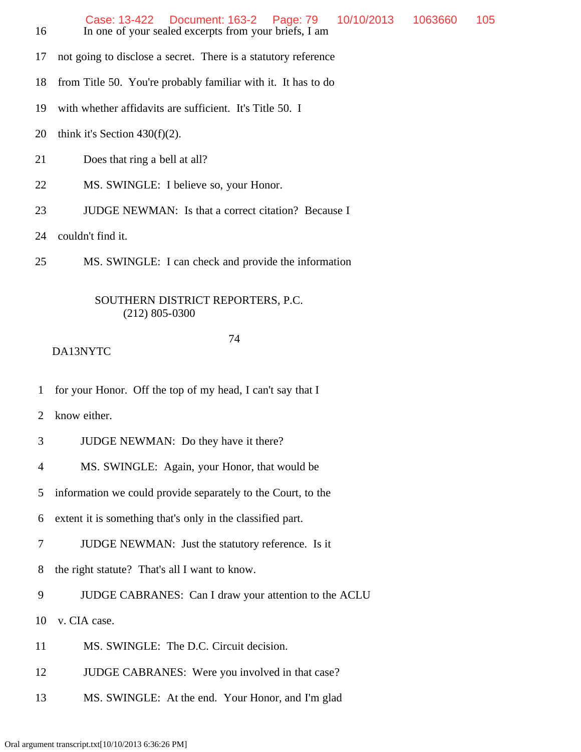16 In one of your sealed excerpts from your briefs, I am

17 not going to disclose a secret. There is a statutory reference

18 from Title 50. You're probably familiar with it. It has to do

19 with whether affidavits are sufficient. It's Title 50. I

20 think it's Section 430(f)(2).

21 Does that ring a bell at all?

22 MS. SWINGLE: I believe so, your Honor.

23 JUDGE NEWMAN: Is that a correct citation? Because I

24 couldn't find it.

25 MS. SWINGLE: I can check and provide the information

SOUTHERN DISTRICT REPORTERS, P.C.
(212) 805-0300

74

DA13NYTC

1 for your Honor. Off the top of my head, I can't say that I

2 know either.

3 JUDGE NEWMAN: Do they have it there?

4 MS. SWINGLE: Again, your Honor, that would be

5 information we could provide separately to the Court, to the

6 extent it is something that's only in the classified part.

7 JUDGE NEWMAN: Just the statutory reference. Is it

8 the right statute? That's all I want to know.

9 JUDGE CABRANES: Can I draw your attention to the ACLU

10 v. CIA case.

11 MS. SWINGLE: The D.C. Circuit decision.

12 JUDGE CABRANES: Were you involved in that case?

13 MS. SWINGLE: At the end. Your Honor, and I'm glad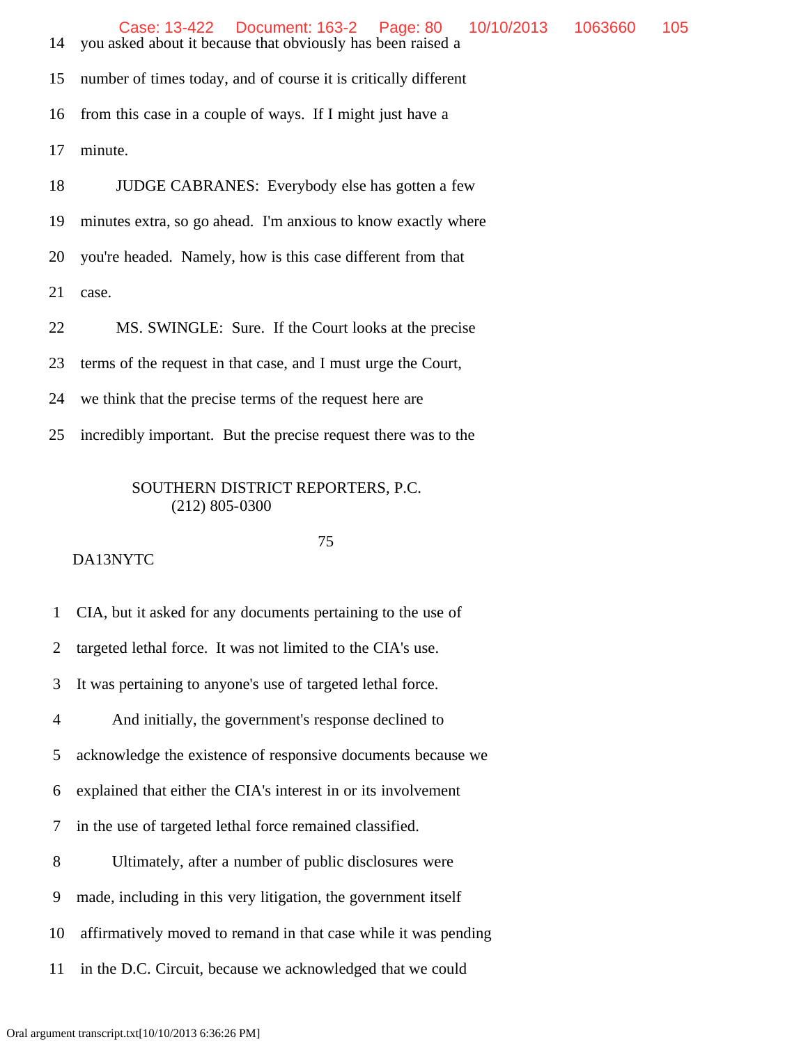14 you asked about it because that obviously has been raised a

15 number of times today, and of course it is critically different

16 from this case in a couple of ways. If I might just have a

17 minute.

18 JUDGE CABRANES: Everybody else has gotten a few

19 minutes extra, so go ahead. I'm anxious to know exactly where

20 you're headed. Namely, how is this case different from that

21 case.

22 MS. SWINGLE: Sure. If the Court looks at the precise

23 terms of the request in that case, and I must urge the Court,

24 we think that the precise terms of the request here are

25 incredibly important. But the precise request there was to the

SOUTHERN DISTRICT REPORTERS, P.C.
(212) 805-0300

DA13NYTC

1 CIA, but it asked for any documents pertaining to the use of

2 targeted lethal force. It was not limited to the CIA's use.

3 It was pertaining to anyone's use of targeted lethal force.

4 And initially, the government's response declined to

5 acknowledge the existence of responsive documents because we

6 explained that either the CIA's interest in or its involvement

7 in the use of targeted lethal force remained classified.

8 Ultimately, after a number of public disclosures were

9 made, including in this very litigation, the government itself

10 affirmatively moved to remand in that case while it was pending

11 in the D.C. Circuit, because we acknowledged that we could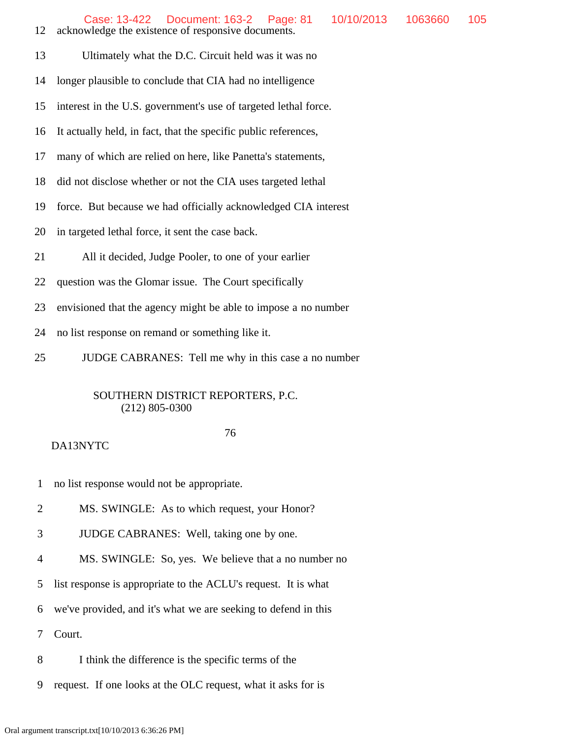12 acknowledge the existence of responsive documents.

13 Ultimately what the D.C. Circuit held was it was no

14 longer plausible to conclude that CIA had no intelligence

15 interest in the U.S. government's use of targeted lethal force.

16 It actually held, in fact, that the specific public references,

17 many of which are relied on here, like Panetta's statements,

18 did not disclose whether or not the CIA uses targeted lethal

19 force. But because we had officially acknowledged CIA interest

20 in targeted lethal force, it sent the case back.

21 All it decided, Judge Pooler, to one of your earlier

22 question was the Glomar issue. The Court specifically

23 envisioned that the agency might be able to impose a no number

24 no list response on remand or something like it.

25 JUDGE CABRANES: Tell me why in this case a no number

SOUTHERN DISTRICT REPORTERS, P.C.
(212) 805-0300

76

DA13NYTC

1 no list response would not be appropriate.

2 MS. SWINGLE: As to which request, your Honor?

3 JUDGE CABRANES: Well, taking one by one.

4 MS. SWINGLE: So, yes. We believe that a no number no

5 list response is appropriate to the ACLU's request. It is what

6 we've provided, and it's what we are seeking to defend in this

7 Court.

8 I think the difference is the specific terms of the

9 request. If one looks at the OLC request, what it asks for is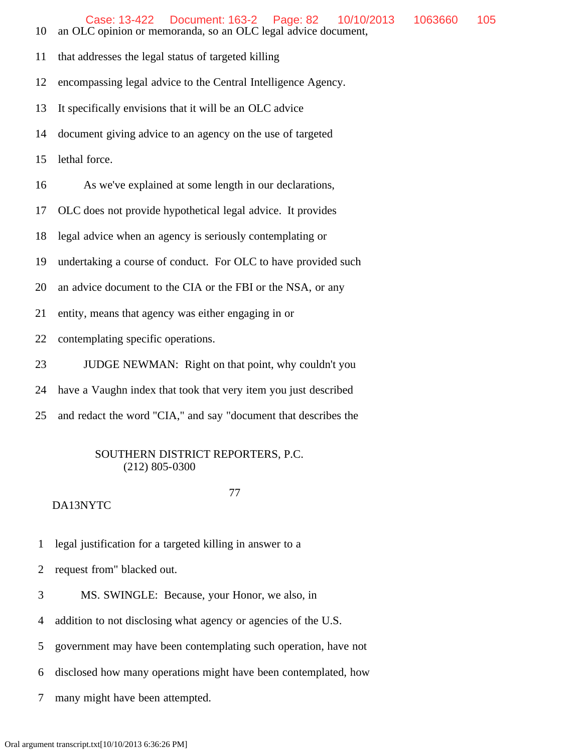10 an OLC opinion or memoranda, so an OLC legal advice document,

11 that addresses the legal status of targeted killing

12 encompassing legal advice to the Central Intelligence Agency.

13 It specifically envisions that it will be an OLC advice

14 document giving advice to an agency on the use of targeted

15 lethal force.

16 As we've explained at some length in our declarations,

17 OLC does not provide hypothetical legal advice. It provides

18 legal advice when an agency is seriously contemplating or

19 undertaking a course of conduct. For OLC to have provided such

20 an advice document to the CIA or the FBI or the NSA, or any

21 entity, means that agency was either engaging in or

22 contemplating specific operations.

23 JUDGE NEWMAN: Right on that point, why couldn't you

24 have a Vaughn index that took that very item you just described

25 and redact the word "CIA," and say "document that describes the

SOUTHERN DISTRICT REPORTERS, P.C.
(212) 805-0300

77

DA13NYTC

1 legal justification for a targeted killing in answer to a

2 request from" blacked out.

3 MS. SWINGLE: Because, your Honor, we also, in

4 addition to not disclosing what agency or agencies of the U.S.

5 government may have been contemplating such operation, have not

6 disclosed how many operations might have been contemplated, how

7 many might have been attempted.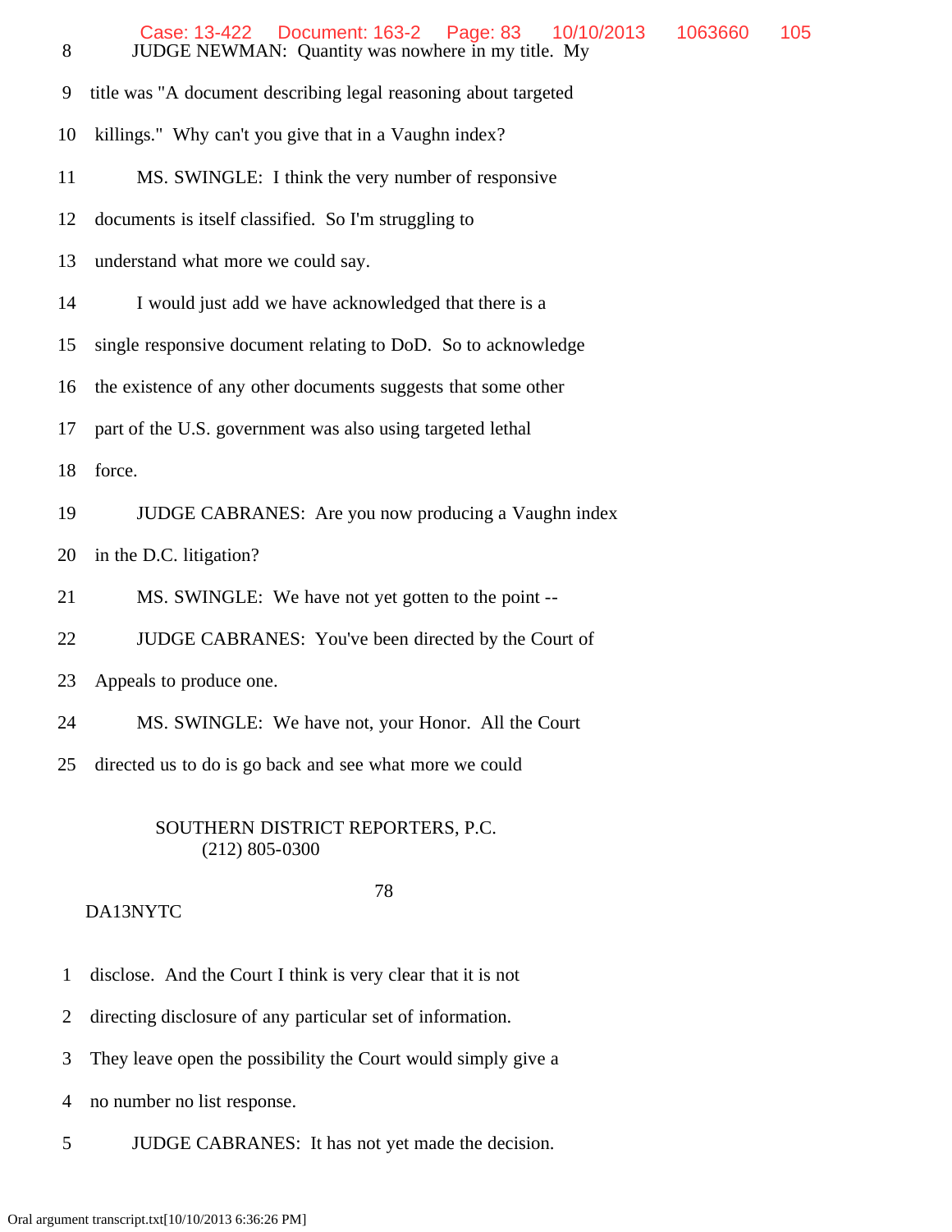8 JUDGE NEWMAN: Quantity was nowhere in my title. My

9 title was "A document describing legal reasoning about targeted

10 killings." Why can't you give that in a Vaughn index?

11 MS. SWINGLE: I think the very number of responsive

12 documents is itself classified. So I'm struggling to

13 understand what more we could say.

14 I would just add we have acknowledged that there is a

15 single responsive document relating to DoD. So to acknowledge

16 the existence of any other documents suggests that some other

17 part of the U.S. government was also using targeted lethal

18 force.

19 JUDGE CABRANES: Are you now producing a Vaughn index

20 in the D.C. litigation?

21 MS. SWINGLE: We have not yet gotten to the point --

22 JUDGE CABRANES: You've been directed by the Court of

23 Appeals to produce one.

24 MS. SWINGLE: We have not, your Honor. All the Court

25 directed us to do is go back and see what more we could

SOUTHERN DISTRICT REPORTERS, P.C.
(212) 805-0300

78

DA13NYTC

1 disclose. And the Court I think is very clear that it is not

2 directing disclosure of any particular set of information.

3 They leave open the possibility the Court would simply give a

4 no number no list response.

5 JUDGE CABRANES: It has not yet made the decision.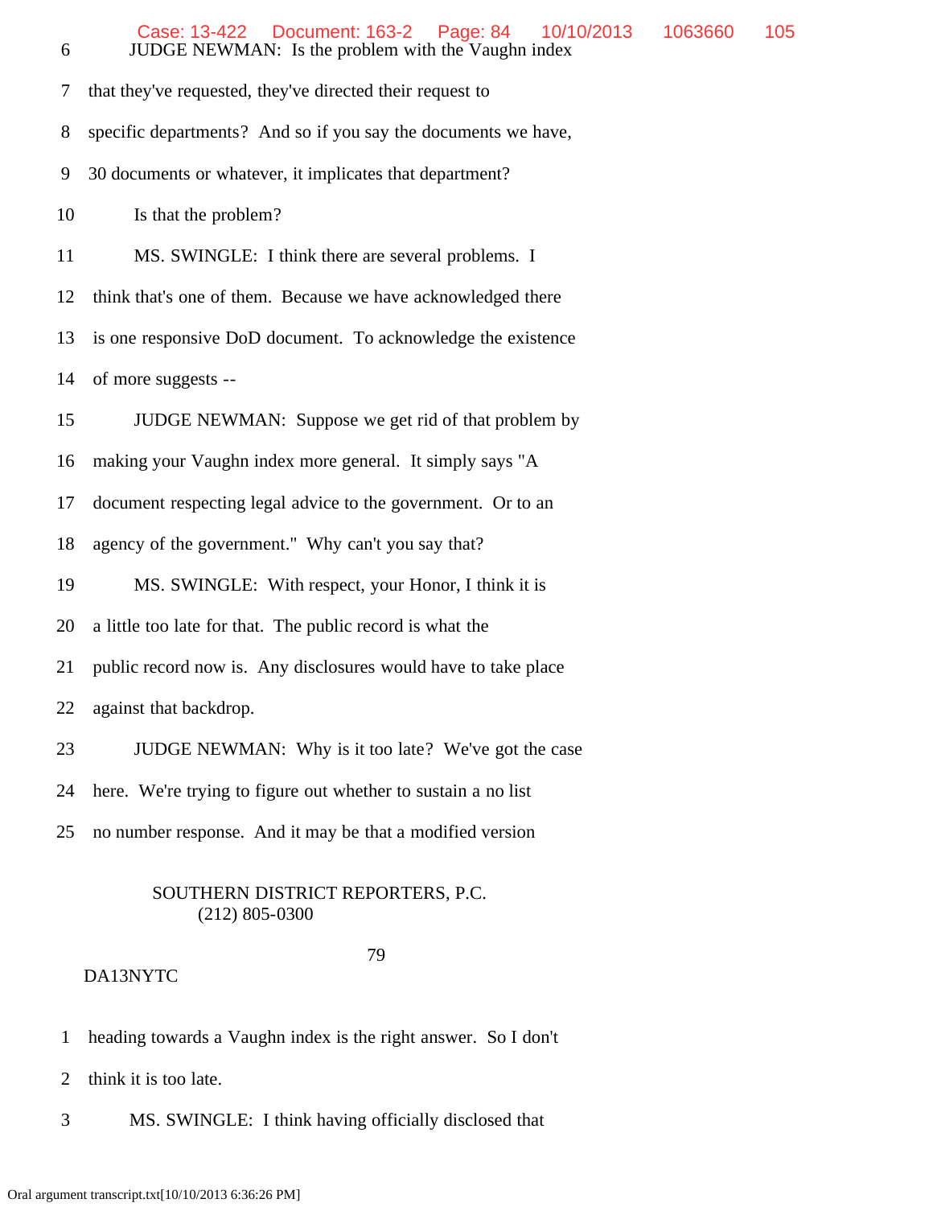6 JUDGE NEWMAN: Is the problem with the Vaughn index

7 that they've requested, they've directed their request to

8 specific departments? And so if you say the documents we have,

9 30 documents or whatever, it implicates that department?

10 Is that the problem?

11 MS. SWINGLE: I think there are several problems. I

12 think that's one of them. Because we have acknowledged there

13 is one responsive DoD document. To acknowledge the existence

14 of more suggests --

15 JUDGE NEWMAN: Suppose we get rid of that problem by

16 making your Vaughn index more general. It simply says "A

17 document respecting legal advice to the government. Or to an

18 agency of the government." Why can't you say that?

19 MS. SWINGLE: With respect, your Honor, I think it is

20 a little too late for that. The public record is what the

21 public record now is. Any disclosures would have to take place

22 against that backdrop.

23 JUDGE NEWMAN: Why is it too late? We've got the case

24 here. We're trying to figure out whether to sustain a no list

25 no number response. And it may be that a modified version

SOUTHERN DISTRICT REPORTERS, P.C.
(212) 805-0300

79

DA13NYTC

1 heading towards a Vaughn index is the right answer. So I don't

2 think it is too late.

3 MS. SWINGLE: I think having officially disclosed that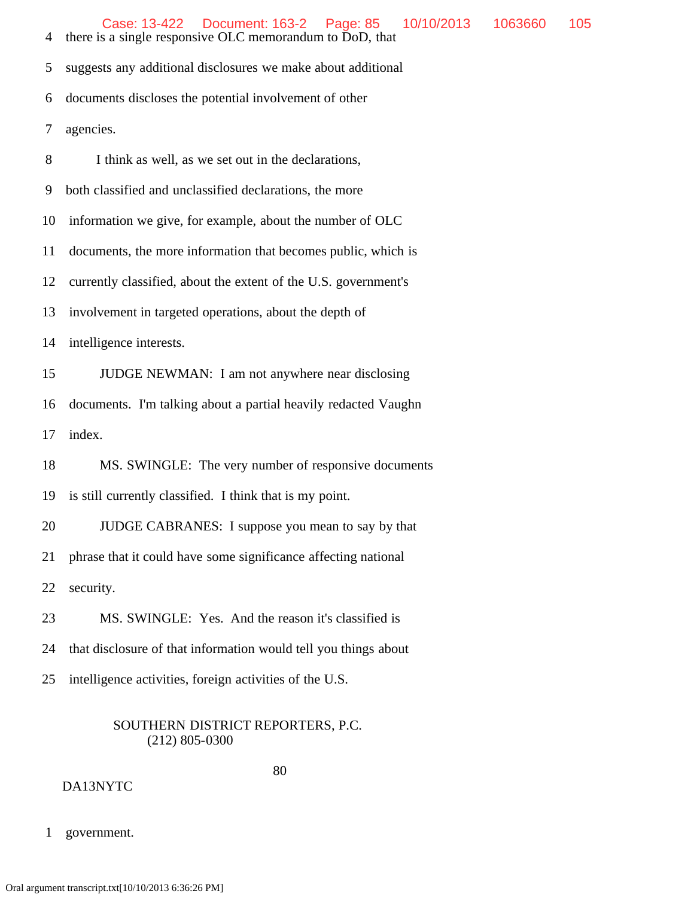4 there is a single responsive OLC memorandum to DoD, that

5 suggests any additional disclosures we make about additional

6 documents discloses the potential involvement of other

7 agencies.

8 I think as well, as we set out in the declarations,

9 both classified and unclassified declarations, the more

10 information we give, for example, about the number of OLC

11 documents, the more information that becomes public, which is

12 currently classified, about the extent of the U.S. government's

13 involvement in targeted operations, about the depth of

14 intelligence interests.

15 JUDGE NEWMAN: I am not anywhere near disclosing

16 documents. I'm talking about a partial heavily redacted Vaughn

17 index.

18 MS. SWINGLE: The very number of responsive documents

19 is still currently classified. I think that is my point.

20 JUDGE CABRANES: I suppose you mean to say by that

21 phrase that it could have some significance affecting national

22 security.

23 MS. SWINGLE: Yes. And the reason it's classified is

24 that disclosure of that information would tell you things about

25 intelligence activities, foreign activities of the U.S.

SOUTHERN DISTRICT REPORTERS, P.C.
(212) 805-0300

80

DA13NYTC

1 government.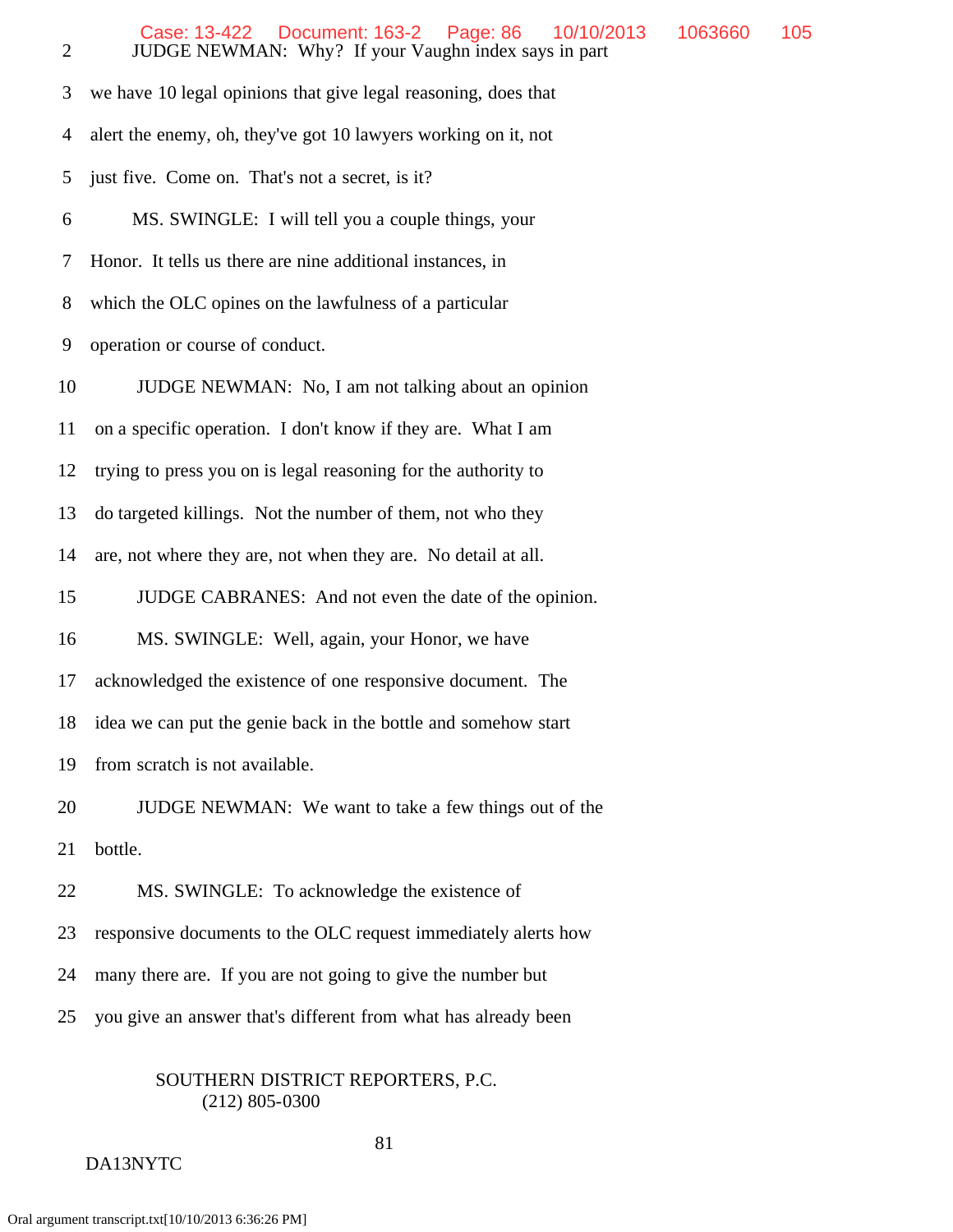2 JUDGE NEWMAN: Why? If your Vaughn index says in part

3 we have 10 legal opinions that give legal reasoning, does that

4 alert the enemy, oh, they've got 10 lawyers working on it, not

5 just five. Come on. That's not a secret, is it?

6 MS. SWINGLE: I will tell you a couple things, your

7 Honor. It tells us there are nine additional instances, in

8 which the OLC opines on the lawfulness of a particular

9 operation or course of conduct.

10 JUDGE NEWMAN: No, I am not talking about an opinion

11 on a specific operation. I don't know if they are. What I am

12 trying to press you on is legal reasoning for the authority to

13 do targeted killings. Not the number of them, not who they

14 are, not where they are, not when they are. No detail at all.

15 JUDGE CABRANES: And not even the date of the opinion.

16 MS. SWINGLE: Well, again, your Honor, we have

17 acknowledged the existence of one responsive document. The

18 idea we can put the genie back in the bottle and somehow start

19 from scratch is not available.

20 JUDGE NEWMAN: We want to take a few things out of the

21 bottle.

22 MS. SWINGLE: To acknowledge the existence of

23 responsive documents to the OLC request immediately alerts how

24 many there are. If you are not going to give the number but

25 you give an answer that's different from what has already been

SOUTHERN DISTRICT REPORTERS, P.C.
(212) 805-0300

81

DA13NYTC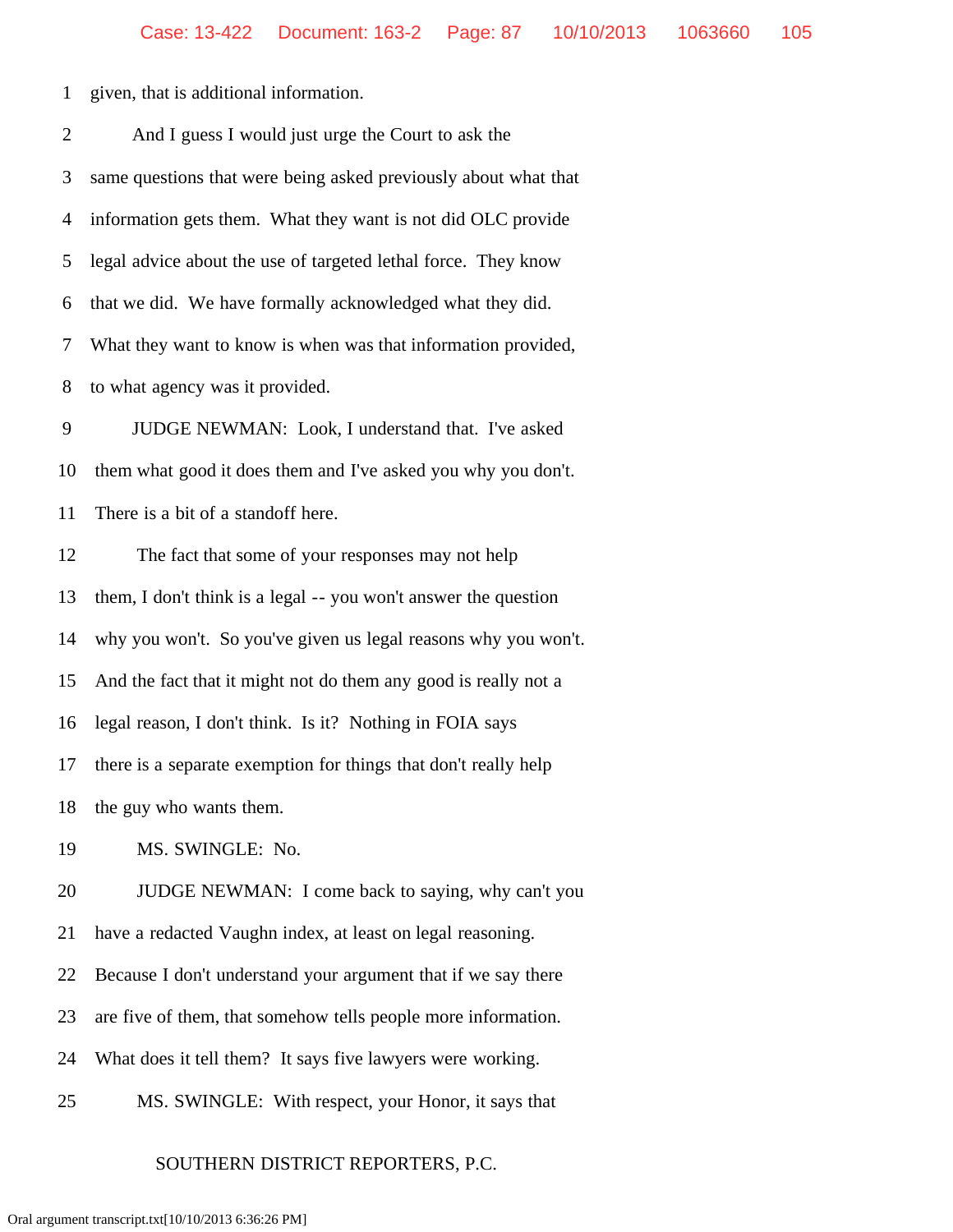1 given, that is additional information.

2 And I guess I would just urge the Court to ask the

3 same questions that were being asked previously about what that

4 information gets them. What they want is not did OLC provide

5 legal advice about the use of targeted lethal force. They know

6 that we did. We have formally acknowledged what they did.

7 What they want to know is when was that information provided,

8 to what agency was it provided.

9 JUDGE NEWMAN: Look, I understand that. I've asked

10 them what good it does them and I've asked you why you don't.

11 There is a bit of a standoff here.

12 The fact that some of your responses may not help

13 them, I don't think is a legal -- you won't answer the question

14 why you won't. So you've given us legal reasons why you won't.

15 And the fact that it might not do them any good is really not a

16 legal reason, I don't think. Is it? Nothing in FOIA says

17 there is a separate exemption for things that don't really help

18 the guy who wants them.

19 MS. SWINGLE: No.

20 JUDGE NEWMAN: I come back to saying, why can't you

21 have a redacted Vaughn index, at least on legal reasoning.

22 Because I don't understand your argument that if we say there

23 are five of them, that somehow tells people more information.

24 What does it tell them? It says five lawyers were working.

25 MS. SWINGLE: With respect, your Honor, it says that

SOUTHERN DISTRICT REPORTERS, P.C.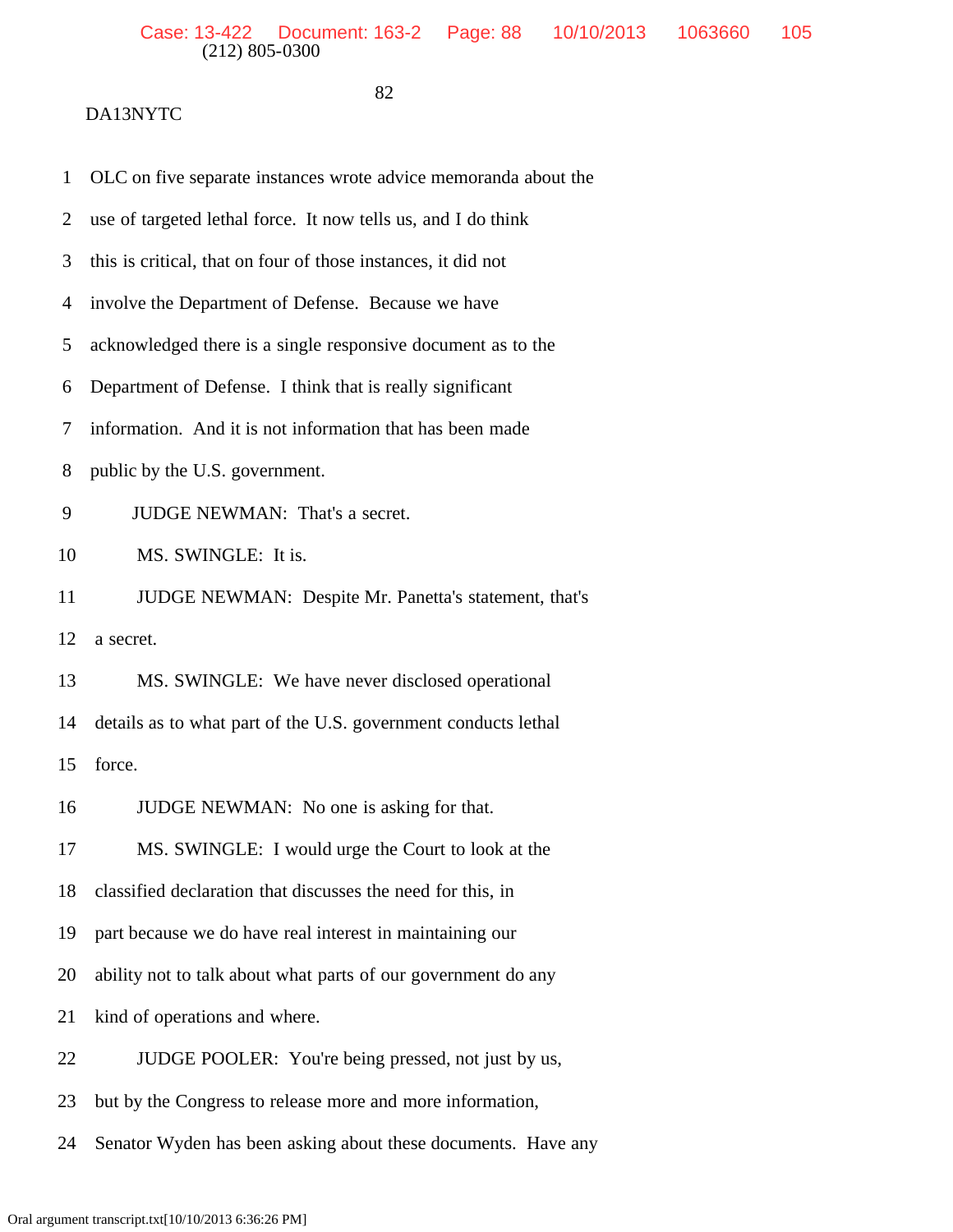1 OLC on five separate instances wrote advice memoranda about the

2 use of targeted lethal force. It now tells us, and I do think

3 this is critical, that on four of those instances, it did not

4 involve the Department of Defense. Because we have

5 acknowledged there is a single responsive document as to the

6 Department of Defense. I think that is really significant

7 information. And it is not information that has been made

8 public by the U.S. government.

9 JUDGE NEWMAN: That's a secret.

10 MS. SWINGLE: It is.

11 JUDGE NEWMAN: Despite Mr. Panetta's statement, that's

12 a secret.

13 MS. SWINGLE: We have never disclosed operational

14 details as to what part of the U.S. government conducts lethal

15 force.

16 JUDGE NEWMAN: No one is asking for that.

17 MS. SWINGLE: I would urge the Court to look at the

18 classified declaration that discusses the need for this, in

19 part because we do have real interest in maintaining our

20 ability not to talk about what parts of our government do any

21 kind of operations and where.

22 JUDGE POOLER: You're being pressed, not just by us,

23 but by the Congress to release more and more information,

24 Senator Wyden has been asking about these documents. Have any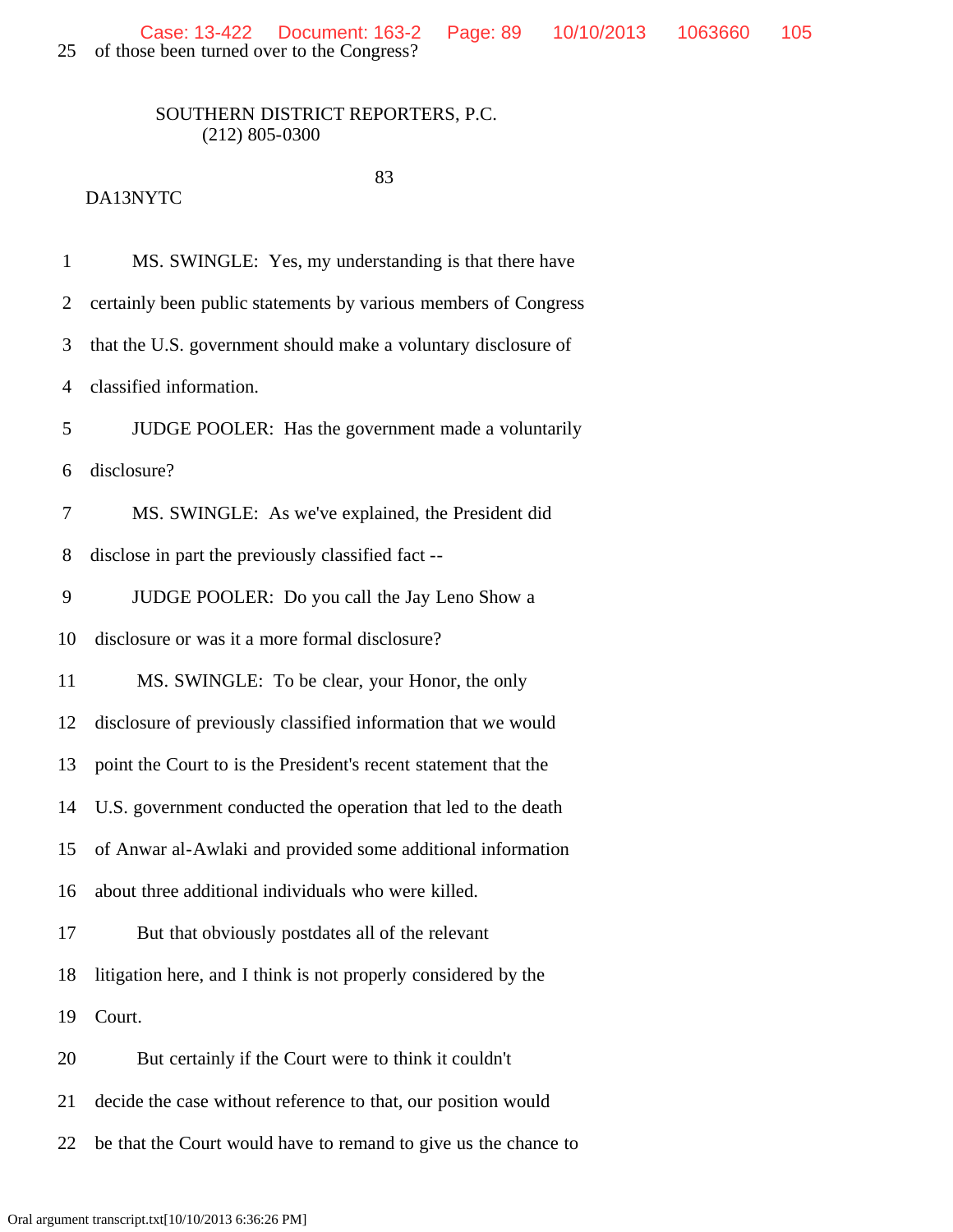25 of those been turned over to the Congress?

SOUTHERN DISTRICT REPORTERS, P.C.
(212) 805-0300

DA13NYTC

1 MS. SWINGLE: Yes, my understanding is that there have

2 certainly been public statements by various members of Congress

3 that the U.S. government should make a voluntary disclosure of

4 classified information.

5 JUDGE POOLER: Has the government made a voluntarily

6 disclosure?

7 MS. SWINGLE: As we've explained, the President did

8 disclose in part the previously classified fact --

9 JUDGE POOLER: Do you call the Jay Leno Show a

10 disclosure or was it a more formal disclosure?

11 MS. SWINGLE: To be clear, your Honor, the only

12 disclosure of previously classified information that we would

13 point the Court to is the President's recent statement that the

14 U.S. government conducted the operation that led to the death

15 of Anwar al-Awlaki and provided some additional information

16 about three additional individuals who were killed.

17 But that obviously postdates all of the relevant

18 litigation here, and I think is not properly considered by the

19 Court.

20 But certainly if the Court were to think it couldn't

21 decide the case without reference to that, our position would

22 be that the Court would have to remand to give us the chance to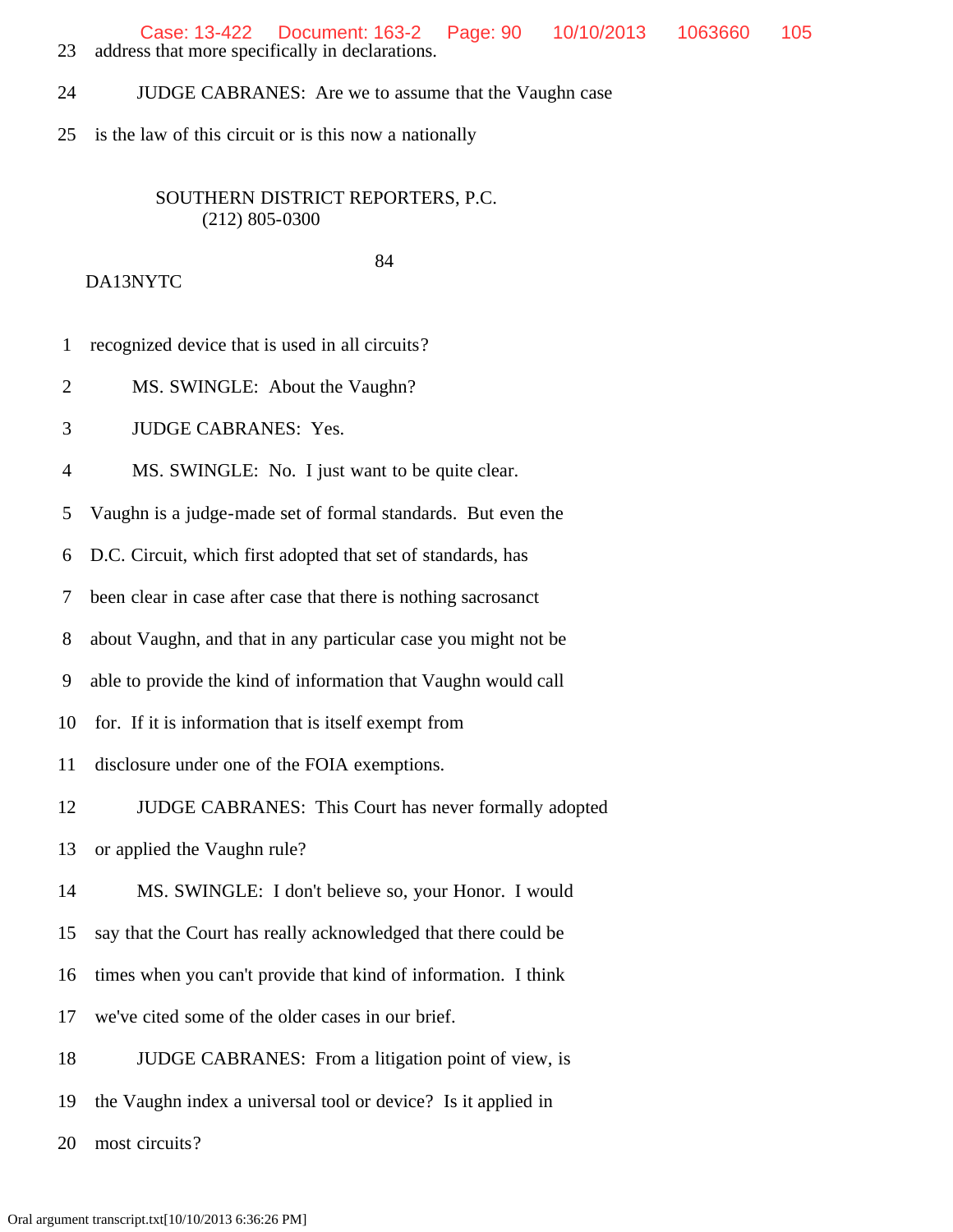23 address that more specifically in declarations.

24 JUDGE CABRANES: Are we to assume that the Vaughn case

25 is the law of this circuit or is this now a nationally

SOUTHERN DISTRICT REPORTERS, P.C.
(212) 805-0300

DA13NYTC

1 recognized device that is used in all circuits?

2 MS. SWINGLE: About the Vaughn?

3 JUDGE CABRANES: Yes.

4 MS. SWINGLE: No. I just want to be quite clear.

5 Vaughn is a judge-made set of formal standards. But even the

6 D.C. Circuit, which first adopted that set of standards, has

7 been clear in case after case that there is nothing sacrosanct

8 about Vaughn, and that in any particular case you might not be

9 able to provide the kind of information that Vaughn would call

10 for. If it is information that is itself exempt from

11 disclosure under one of the FOIA exemptions.

12 JUDGE CABRANES: This Court has never formally adopted

13 or applied the Vaughn rule?

14 MS. SWINGLE: I don't believe so, your Honor. I would

15 say that the Court has really acknowledged that there could be

16 times when you can't provide that kind of information. I think

17 we've cited some of the older cases in our brief.

18 JUDGE CABRANES: From a litigation point of view, is

19 the Vaughn index a universal tool or device? Is it applied in

20 most circuits?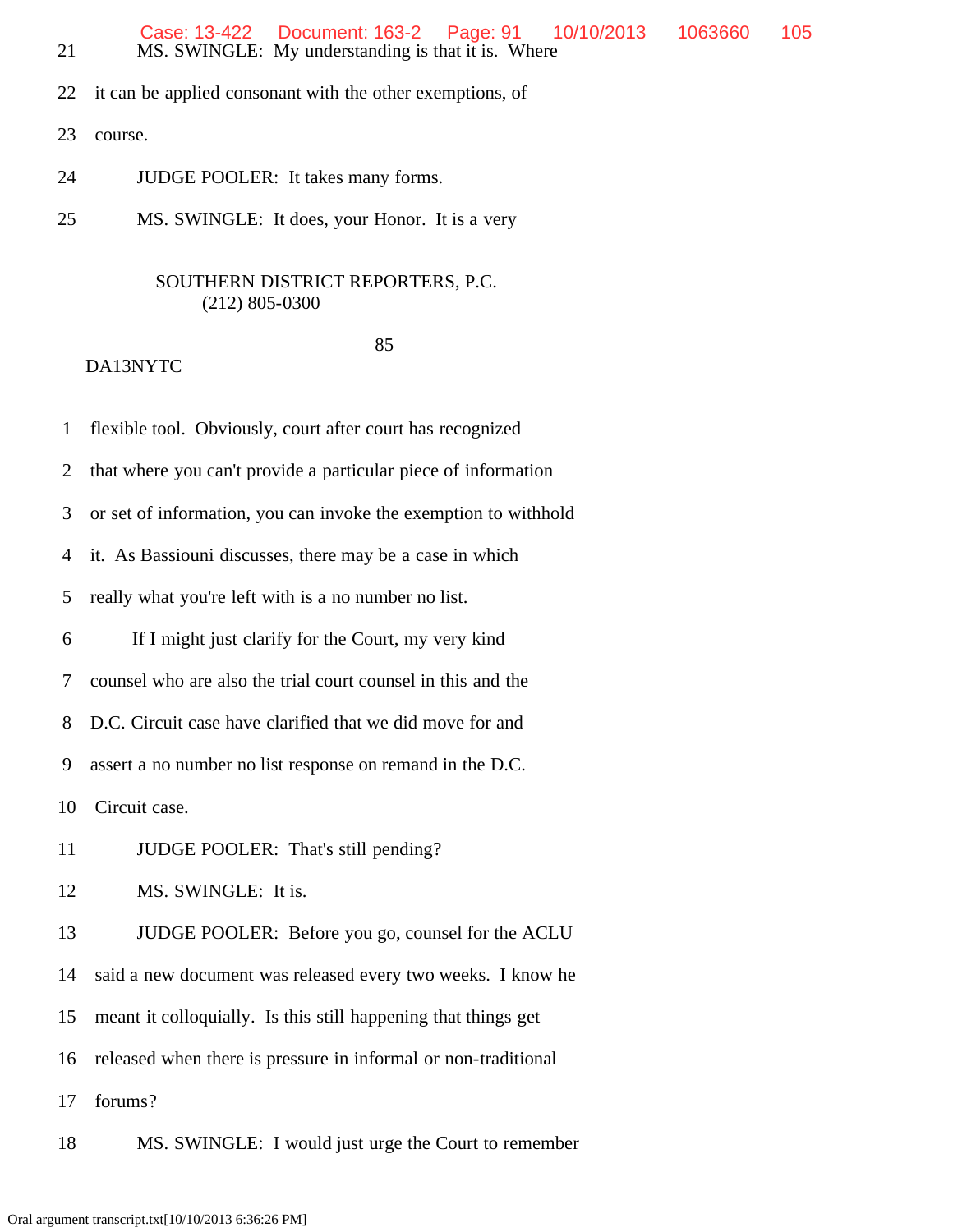21 MS. SWINGLE: My understanding is that it is. Where

22 it can be applied consonant with the other exemptions, of

23 course.

24 JUDGE POOLER: It takes many forms.

25 MS. SWINGLE: It does, your Honor. It is a very

SOUTHERN DISTRICT REPORTERS, P.C.
(212) 805-0300

85

DA13NYTC

1 flexible tool. Obviously, court after court has recognized

2 that where you can't provide a particular piece of information

3 or set of information, you can invoke the exemption to withhold

4 it. As Bassiouni discusses, there may be a case in which

5 really what you're left with is a no number no list.

6 If I might just clarify for the Court, my very kind

7 counsel who are also the trial court counsel in this and the

8 D.C. Circuit case have clarified that we did move for and

9 assert a no number no list response on remand in the D.C.

10 Circuit case.

11 JUDGE POOLER: That's still pending?

12 MS. SWINGLE: It is.

13 JUDGE POOLER: Before you go, counsel for the ACLU

14 said a new document was released every two weeks. I know he

15 meant it colloquially. Is this still happening that things get

16 released when there is pressure in informal or non-traditional

17 forums?

18 MS. SWINGLE: I would just urge the Court to remember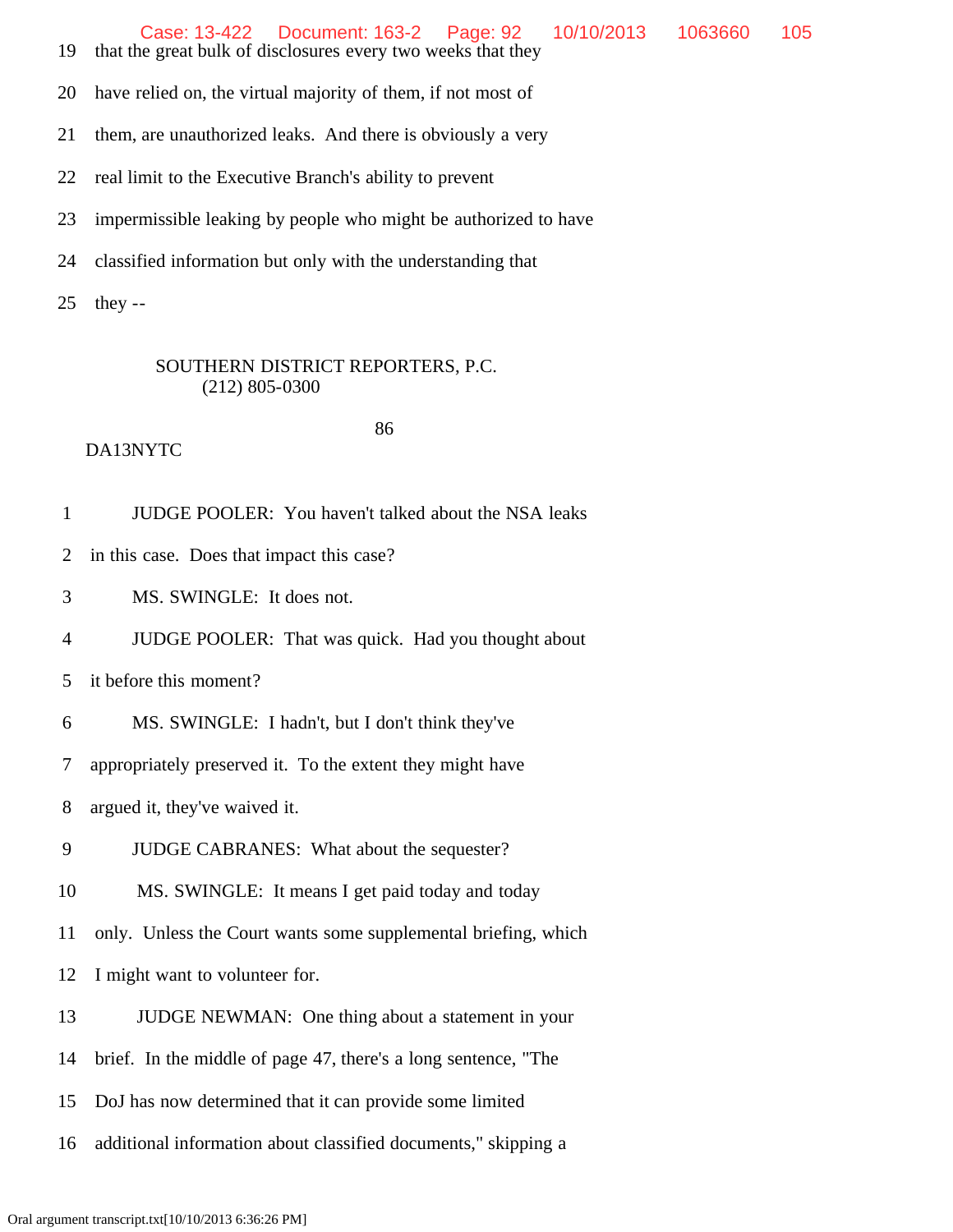19 that the great bulk of disclosures every two weeks that they

20 have relied on, the virtual majority of them, if not most of

21 them, are unauthorized leaks. And there is obviously a very

22 real limit to the Executive Branch's ability to prevent

23 impermissible leaking by people who might be authorized to have

24 classified information but only with the understanding that

25 they --

SOUTHERN DISTRICT REPORTERS, P.C.
(212) 805-0300

86

DA13NYTC

1 JUDGE POOLER: You haven't talked about the NSA leaks

2 in this case. Does that impact this case?

3 MS. SWINGLE: It does not.

4 JUDGE POOLER: That was quick. Had you thought about

5 it before this moment?

6 MS. SWINGLE: I hadn't, but I don't think they've

7 appropriately preserved it. To the extent they might have

8 argued it, they've waived it.

9 JUDGE CABRANES: What about the sequester?

10 MS. SWINGLE: It means I get paid today and today

11 only. Unless the Court wants some supplemental briefing, which

12 I might want to volunteer for.

13 JUDGE NEWMAN: One thing about a statement in your

14 brief. In the middle of page 47, there's a long sentence, "The

15 DoJ has now determined that it can provide some limited

16 additional information about classified documents," skipping a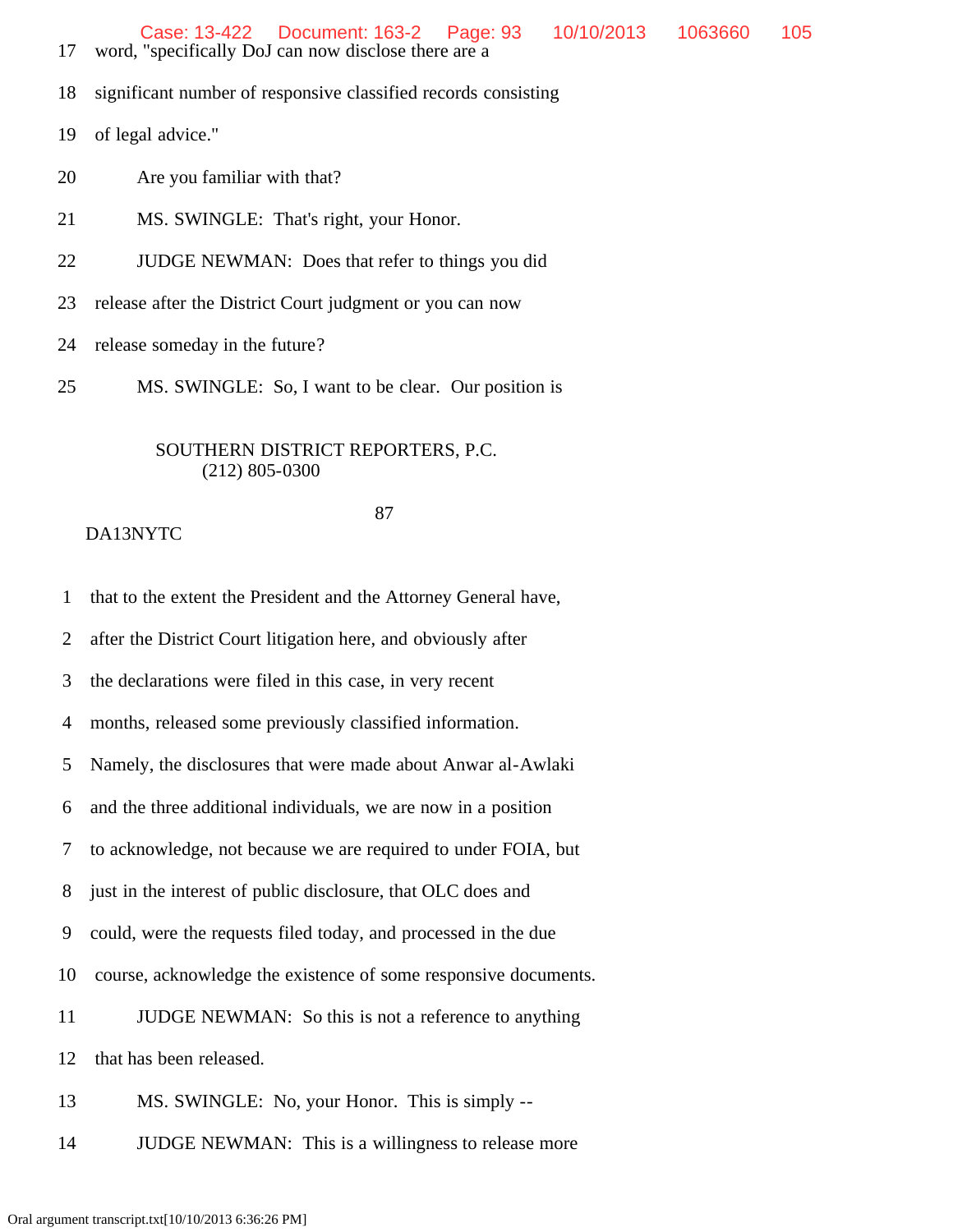17 word, "specifically DoJ can now disclose there are a

18 significant number of responsive classified records consisting

19 of legal advice."

20 Are you familiar with that?

21 MS. SWINGLE: That's right, your Honor.

22 JUDGE NEWMAN: Does that refer to things you did

23 release after the District Court judgment or you can now

24 release someday in the future?

25 MS. SWINGLE: So, I want to be clear. Our position is

SOUTHERN DISTRICT REPORTERS, P.C.
(212) 805-0300

87

DA13NYTC

1 that to the extent the President and the Attorney General have,

2 after the District Court litigation here, and obviously after

3 the declarations were filed in this case, in very recent

4 months, released some previously classified information.

5 Namely, the disclosures that were made about Anwar al-Awlaki

6 and the three additional individuals, we are now in a position

7 to acknowledge, not because we are required to under FOIA, but

8 just in the interest of public disclosure, that OLC does and

9 could, were the requests filed today, and processed in the due

10 course, acknowledge the existence of some responsive documents.

11 JUDGE NEWMAN: So this is not a reference to anything

12 that has been released.

13 MS. SWINGLE: No, your Honor. This is simply --

14 JUDGE NEWMAN: This is a willingness to release more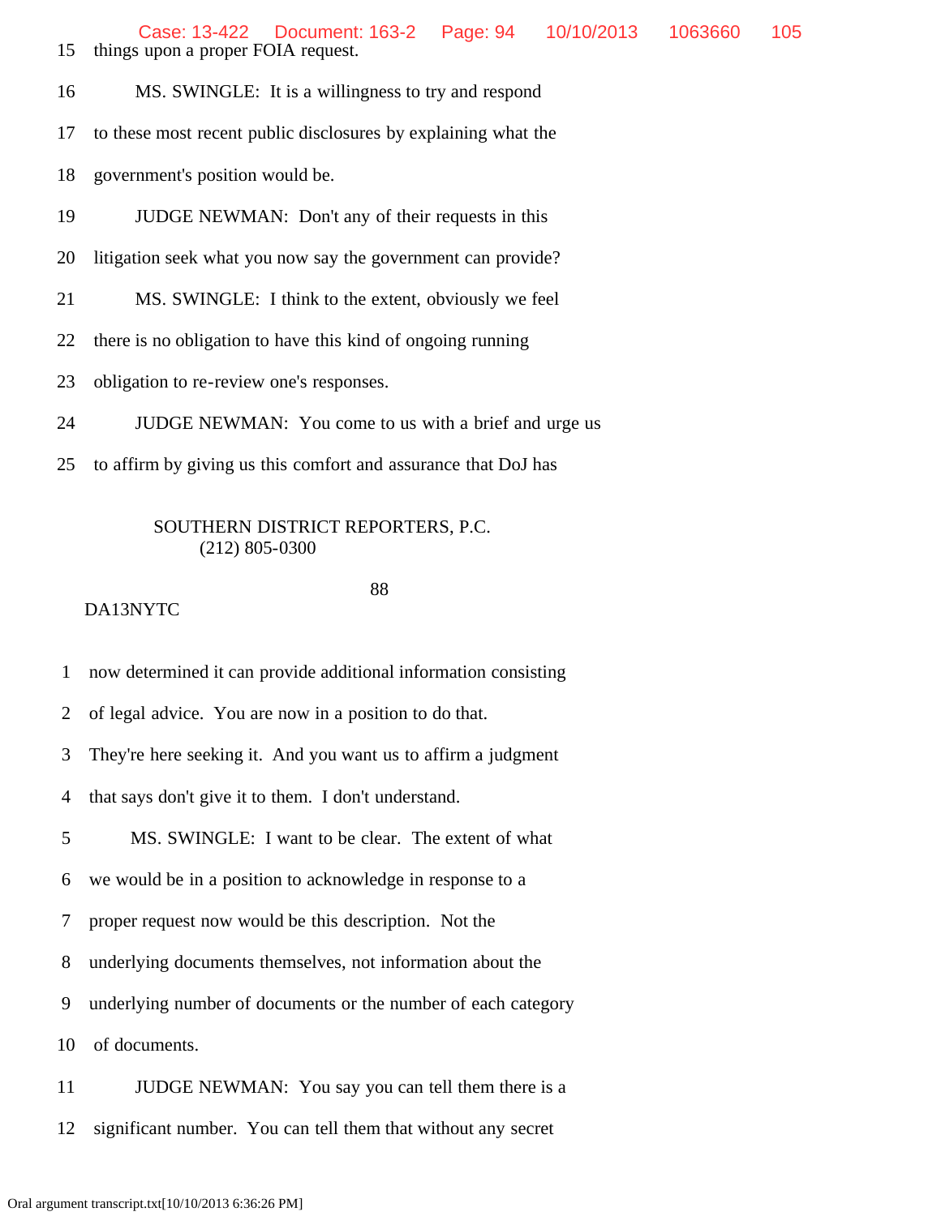15 things upon a proper FOIA request.

16 MS. SWINGLE: It is a willingness to try and respond

17 to these most recent public disclosures by explaining what the

18 government's position would be.

19 JUDGE NEWMAN: Don't any of their requests in this

20 litigation seek what you now say the government can provide?

21 MS. SWINGLE: I think to the extent, obviously we feel

22 there is no obligation to have this kind of ongoing running

23 obligation to re-review one's responses.

24 JUDGE NEWMAN: You come to us with a brief and urge us

25 to affirm by giving us this comfort and assurance that DoJ has

SOUTHERN DISTRICT REPORTERS, P.C.
(212) 805-0300

DA13NYTC

1 now determined it can provide additional information consisting

2 of legal advice. You are now in a position to do that.

3 They're here seeking it. And you want us to affirm a judgment

4 that says don't give it to them. I don't understand.

5 MS. SWINGLE: I want to be clear. The extent of what

6 we would be in a position to acknowledge in response to a

7 proper request now would be this description. Not the

8 underlying documents themselves, not information about the

9 underlying number of documents or the number of each category

10 of documents.

11 JUDGE NEWMAN: You say you can tell them there is a

12 significant number. You can tell them that without any secret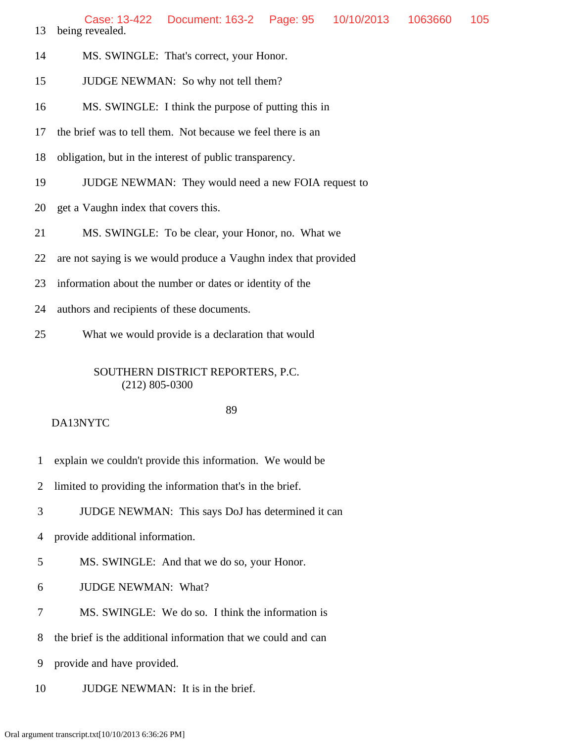13 being revealed.

14 MS. SWINGLE: That's correct, your Honor.

15 JUDGE NEWMAN: So why not tell them?

16 MS. SWINGLE: I think the purpose of putting this in

17 the brief was to tell them. Not because we feel there is an

18 obligation, but in the interest of public transparency.

19 JUDGE NEWMAN: They would need a new FOIA request to

20 get a Vaughn index that covers this.

21 MS. SWINGLE: To be clear, your Honor, no. What we

22 are not saying is we would produce a Vaughn index that provided

23 information about the number or dates or identity of the

24 authors and recipients of these documents.

25 What we would provide is a declaration that would

SOUTHERN DISTRICT REPORTERS, P.C.
(212) 805-0300

DA13NYTC

1 explain we couldn't provide this information. We would be

2 limited to providing the information that's in the brief.

3 JUDGE NEWMAN: This says DoJ has determined it can

4 provide additional information.

5 MS. SWINGLE: And that we do so, your Honor.

6 JUDGE NEWMAN: What?

7 MS. SWINGLE: We do so. I think the information is

8 the brief is the additional information that we could and can

9 provide and have provided.

10 JUDGE NEWMAN: It is in the brief.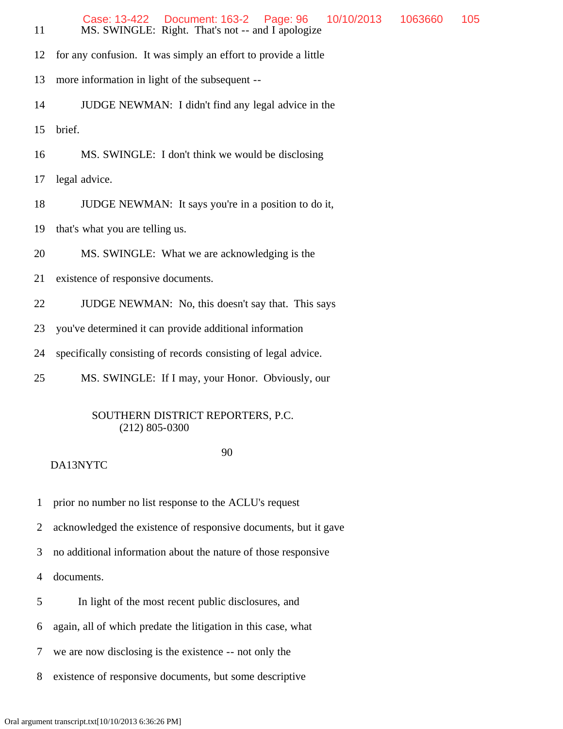11 MS. SWINGLE: Right. That's not -- and I apologize

12 for any confusion. It was simply an effort to provide a little

13 more information in light of the subsequent --

14 JUDGE NEWMAN: I didn't find any legal advice in the

15 brief.

16 MS. SWINGLE: I don't think we would be disclosing

17 legal advice.

18 JUDGE NEWMAN: It says you're in a position to do it,

19 that's what you are telling us.

20 MS. SWINGLE: What we are acknowledging is the

21 existence of responsive documents.

22 JUDGE NEWMAN: No, this doesn't say that. This says

23 you've determined it can provide additional information

24 specifically consisting of records consisting of legal advice.

25 MS. SWINGLE: If I may, your Honor. Obviously, our

SOUTHERN DISTRICT REPORTERS, P.C.
(212) 805-0300

DA13NYTC

1 prior no number no list response to the ACLU's request

2 acknowledged the existence of responsive documents, but it gave

3 no additional information about the nature of those responsive

4 documents.

5 In light of the most recent public disclosures, and

6 again, all of which predate the litigation in this case, what

7 we are now disclosing is the existence -- not only the

8 existence of responsive documents, but some descriptive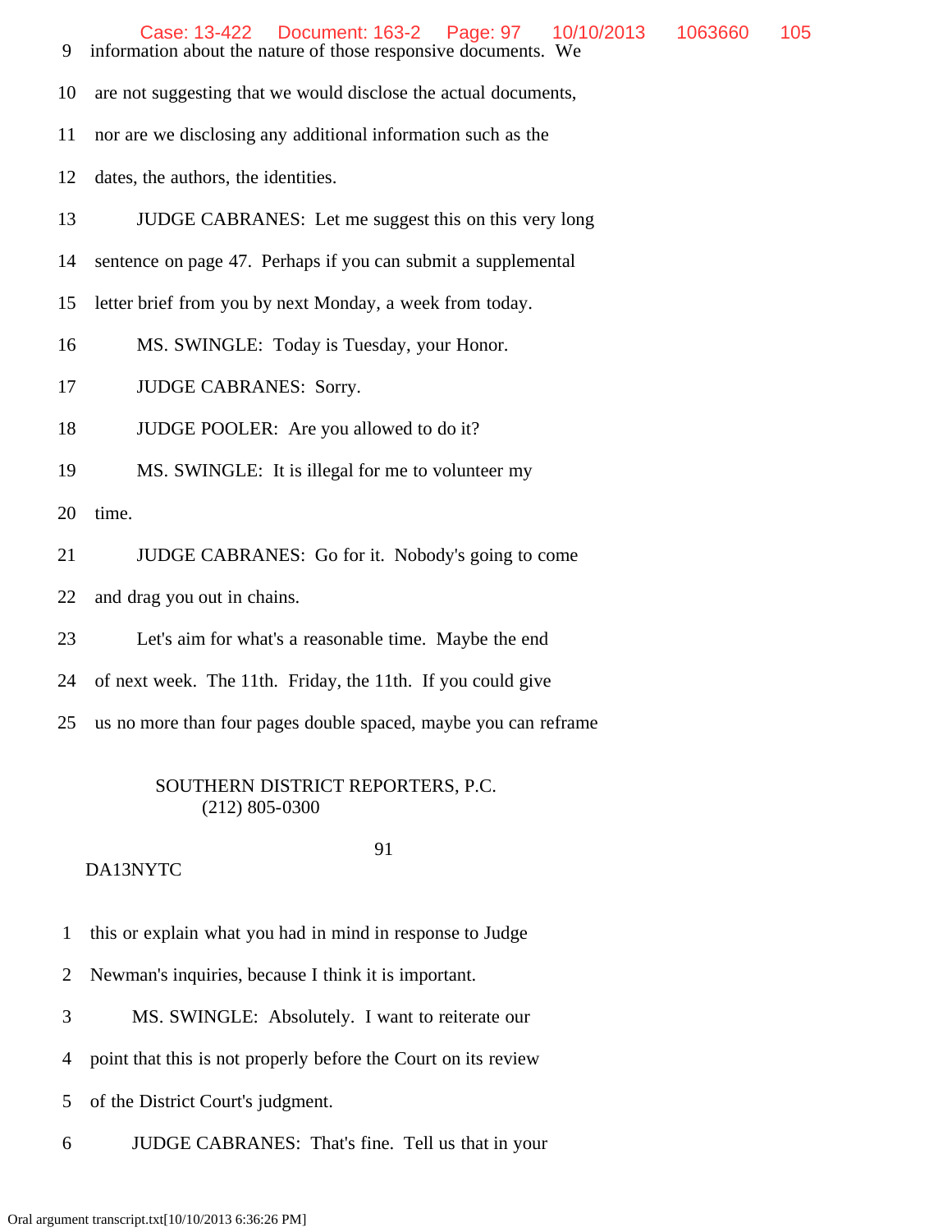9 information about the nature of those responsive documents. We

10 are not suggesting that we would disclose the actual documents,

11 nor are we disclosing any additional information such as the

12 dates, the authors, the identities.

13 JUDGE CABRANES: Let me suggest this on this very long

14 sentence on page 47. Perhaps if you can submit a supplemental

15 letter brief from you by next Monday, a week from today.

16 MS. SWINGLE: Today is Tuesday, your Honor.

17 JUDGE CABRANES: Sorry.

18 JUDGE POOLER: Are you allowed to do it?

19 MS. SWINGLE: It is illegal for me to volunteer my

20 time.

21 JUDGE CABRANES: Go for it. Nobody's going to come

22 and drag you out in chains.

23 Let's aim for what's a reasonable time. Maybe the end

24 of next week. The 11th. Friday, the 11th. If you could give

25 us no more than four pages double spaced, maybe you can reframe

SOUTHERN DISTRICT REPORTERS, P.C.
(212) 805-0300

91

DA13NYTC

1 this or explain what you had in mind in response to Judge

2 Newman's inquiries, because I think it is important.

3 MS. SWINGLE: Absolutely. I want to reiterate our

4 point that this is not properly before the Court on its review

5 of the District Court's judgment.

6 JUDGE CABRANES: That's fine. Tell us that in your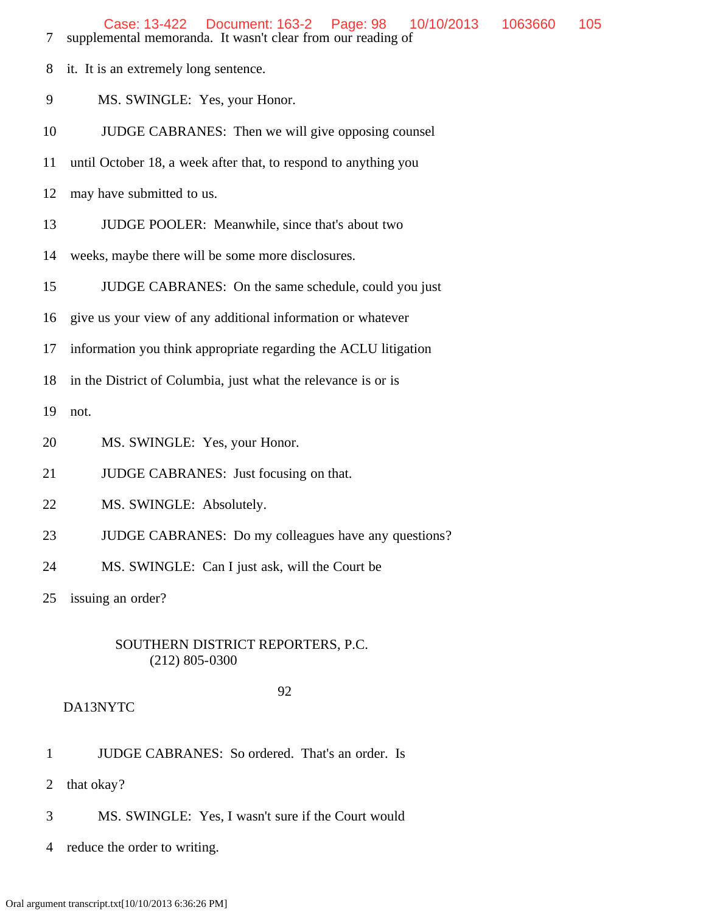7 supplemental memoranda. It wasn't clear from our reading of

8 it. It is an extremely long sentence.

9 MS. SWINGLE: Yes, your Honor.

10 JUDGE CABRANES: Then we will give opposing counsel

11 until October 18, a week after that, to respond to anything you

12 may have submitted to us.

13 JUDGE POOLER: Meanwhile, since that's about two

14 weeks, maybe there will be some more disclosures.

15 JUDGE CABRANES: On the same schedule, could you just

16 give us your view of any additional information or whatever

17 information you think appropriate regarding the ACLU litigation

18 in the District of Columbia, just what the relevance is or is

19 not.

20 MS. SWINGLE: Yes, your Honor.

21 JUDGE CABRANES: Just focusing on that.

22 MS. SWINGLE: Absolutely.

23 JUDGE CABRANES: Do my colleagues have any questions?

24 MS. SWINGLE: Can I just ask, will the Court be

25 issuing an order?

SOUTHERN DISTRICT REPORTERS, P.C.
(212) 805-0300

92

DA13NYTC

1 JUDGE CABRANES: So ordered. That's an order. Is

2 that okay?

3 MS. SWINGLE: Yes, I wasn't sure if the Court would

4 reduce the order to writing.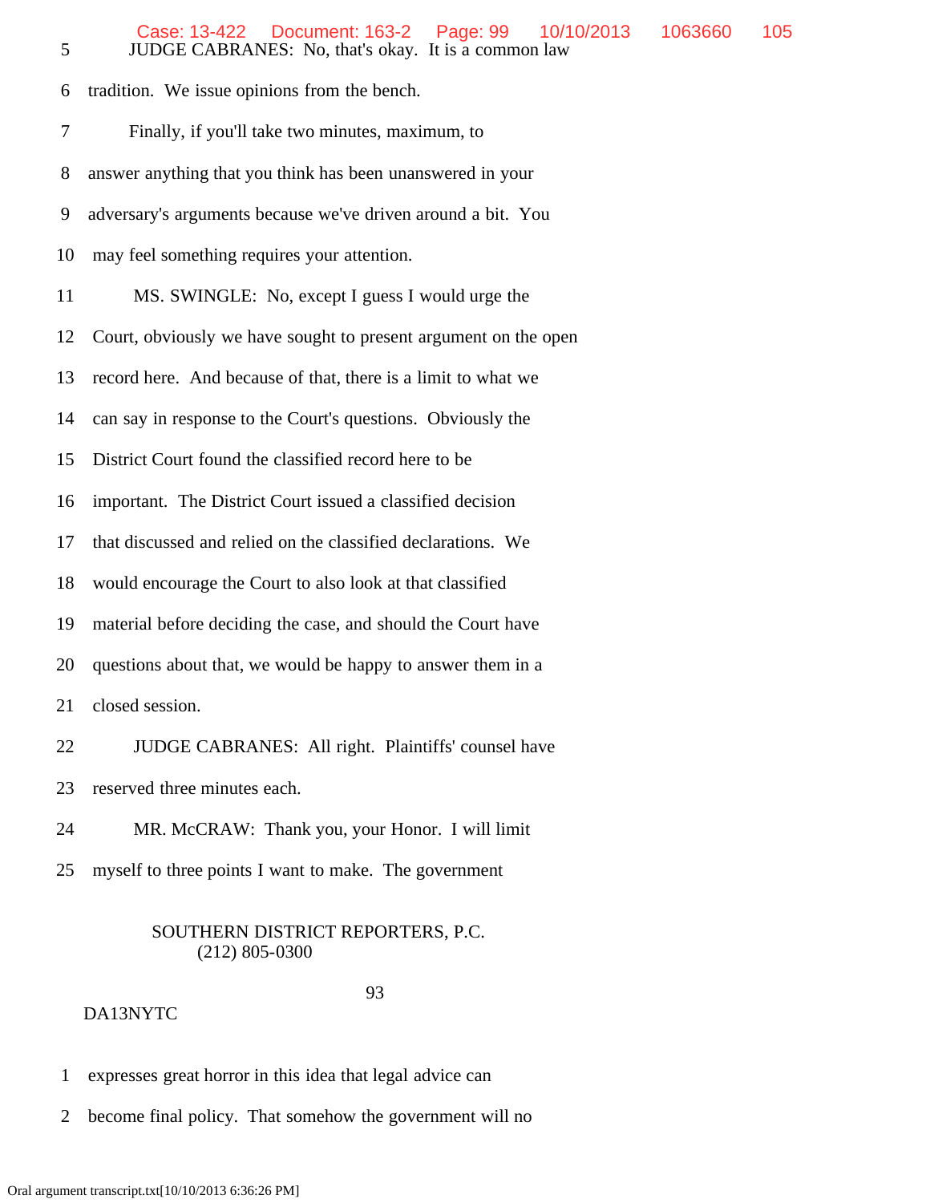5 JUDGE CABRANES: No, that's okay. It is a common law

6 tradition. We issue opinions from the bench.

7 Finally, if you'll take two minutes, maximum, to

8 answer anything that you think has been unanswered in your

9 adversary's arguments because we've driven around a bit. You

10 may feel something requires your attention.

11 MS. SWINGLE: No, except I guess I would urge the

12 Court, obviously we have sought to present argument on the open

13 record here. And because of that, there is a limit to what we

14 can say in response to the Court's questions. Obviously the

15 District Court found the classified record here to be

16 important. The District Court issued a classified decision

17 that discussed and relied on the classified declarations. We

18 would encourage the Court to also look at that classified

19 material before deciding the case, and should the Court have

20 questions about that, we would be happy to answer them in a

21 closed session.

22 JUDGE CABRANES: All right. Plaintiffs' counsel have

23 reserved three minutes each.

24 MR. McCRAW: Thank you, your Honor. I will limit

25 myself to three points I want to make. The government

SOUTHERN DISTRICT REPORTERS, P.C.
(212) 805-0300

93

DA13NYTC

1 expresses great horror in this idea that legal advice can

2 become final policy. That somehow the government will no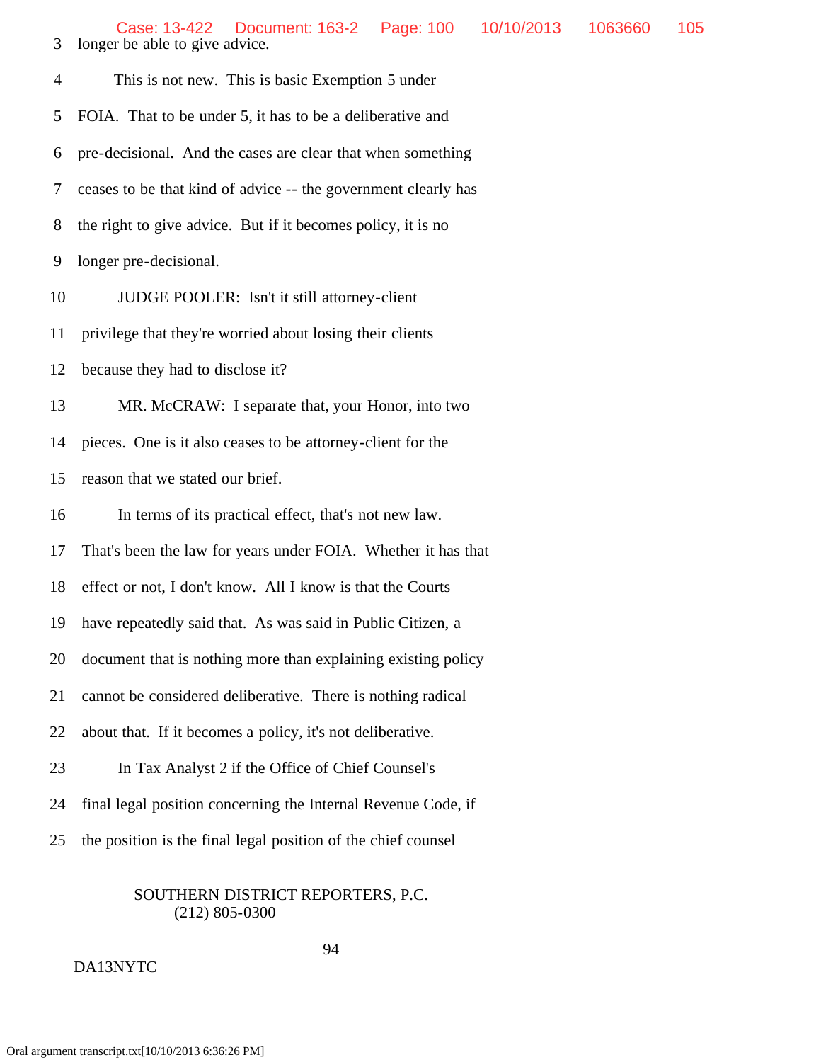longer be able to give advice.

This is not new. This is basic Exemption 5 under FOIA. That to be under 5, it has to be a deliberative and pre-decisional. And the cases are clear that when something ceases to be that kind of advice -- the government clearly has the right to give advice. But if it becomes policy, it is no longer pre-decisional.

JUDGE POOLER: Isn't it still attorney-client privilege that they're worried about losing their clients because they had to disclose it?

MR. McCRAW: I separate that, your Honor, into two pieces. One is it also ceases to be attorney-client for the reason that we stated our brief.

In terms of its practical effect, that's not new law. That's been the law for years under FOIA. Whether it has that effect or not, I don't know. All I know is that the Courts have repeatedly said that. As was said in Public Citizen, a document that is nothing more than explaining existing policy cannot be considered deliberative. There is nothing radical about that. If it becomes a policy, it's not deliberative.

In Tax Analyst 2 if the Office of Chief Counsel's final legal position concerning the Internal Revenue Code, if the position is the final legal position of the chief counsel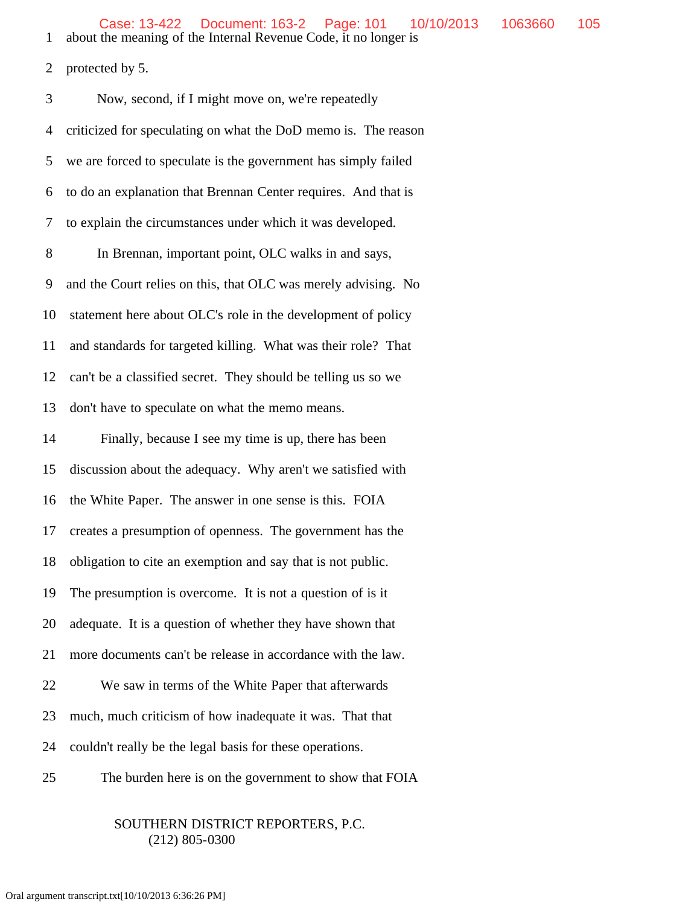about the meaning of the Internal Revenue Code, it no longer is protected by 5.

Now, second, if I might move on, we're repeatedly criticized for speculating on what the DoD memo is. The reason we are forced to speculate is the government has simply failed to do an explanation that Brennan Center requires. And that is to explain the circumstances under which it was developed.

In Brennan, important point, OLC walks in and says, and the Court relies on this, that OLC was merely advising. No statement here about OLC's role in the development of policy and standards for targeted killing. What was their role? That can't be a classified secret. They should be telling us so we don't have to speculate on what the memo means.

Finally, because I see my time is up, there has been discussion about the adequacy. Why aren't we satisfied with the White Paper. The answer in one sense is this. FOIA creates a presumption of openness. The government has the obligation to cite an exemption and say that is not public. The presumption is overcome. It is not a question of is it adequate. It is a question of whether they have shown that more documents can't be release in accordance with the law.

We saw in terms of the White Paper that afterwards much, much criticism of how inadequate it was. That that couldn't really be the legal basis for these operations.

The burden here is on the government to show that FOIA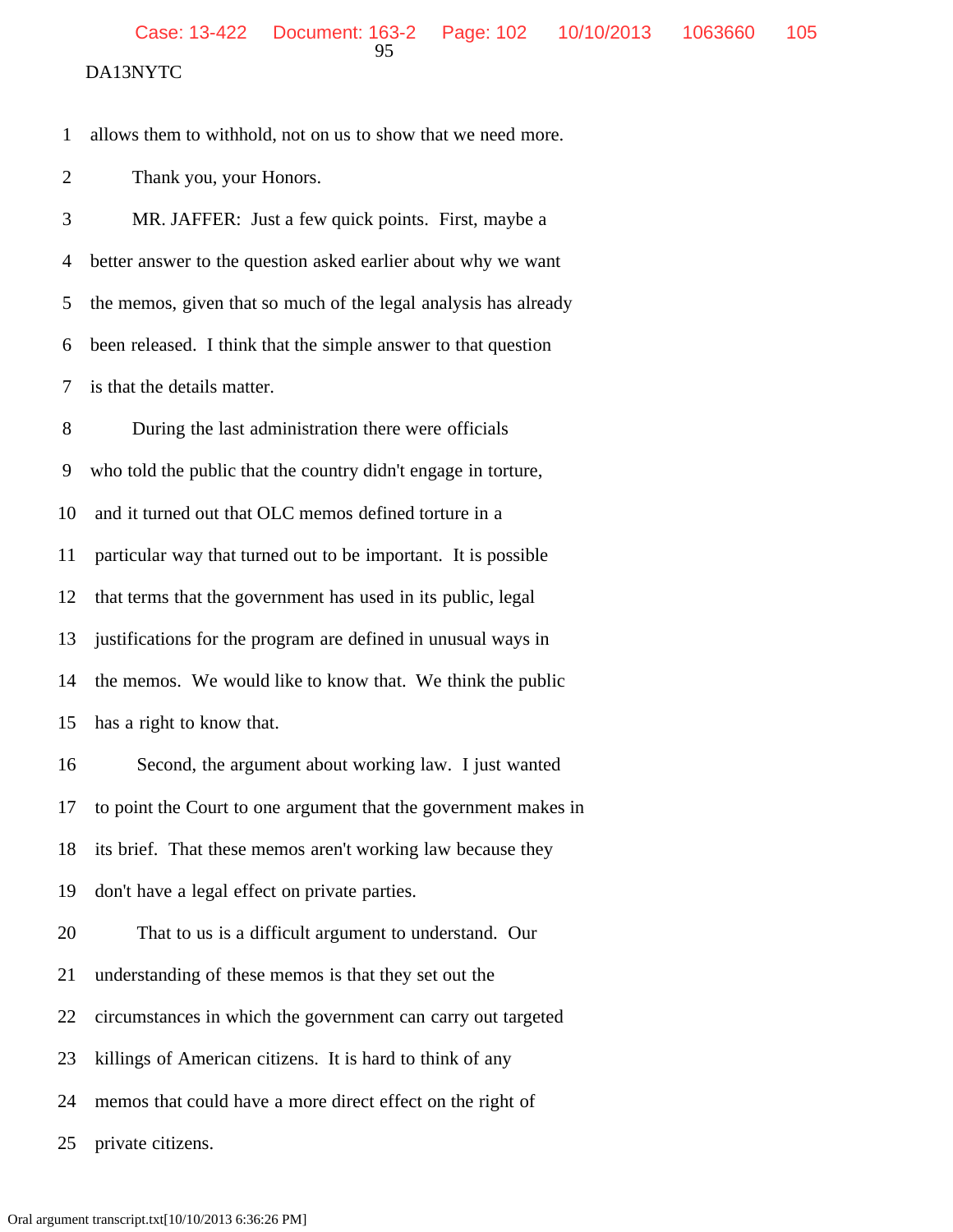1 allows them to withhold, not on us to show that we need more.

2 Thank you, your Honors.

3 MR. JAFFER: Just a few quick points. First, maybe a

4 better answer to the question asked earlier about why we want

5 the memos, given that so much of the legal analysis has already

6 been released. I think that the simple answer to that question

7 is that the details matter.

8 During the last administration there were officials

9 who told the public that the country didn't engage in torture,

10 and it turned out that OLC memos defined torture in a

11 particular way that turned out to be important. It is possible

12 that terms that the government has used in its public, legal

13 justifications for the program are defined in unusual ways in

14 the memos. We would like to know that. We think the public

15 has a right to know that.

16 Second, the argument about working law. I just wanted

17 to point the Court to one argument that the government makes in

18 its brief. That these memos aren't working law because they

19 don't have a legal effect on private parties.

20 That to us is a difficult argument to understand. Our

21 understanding of these memos is that they set out the

22 circumstances in which the government can carry out targeted

23 killings of American citizens. It is hard to think of any

24 memos that could have a more direct effect on the right of

25 private citizens.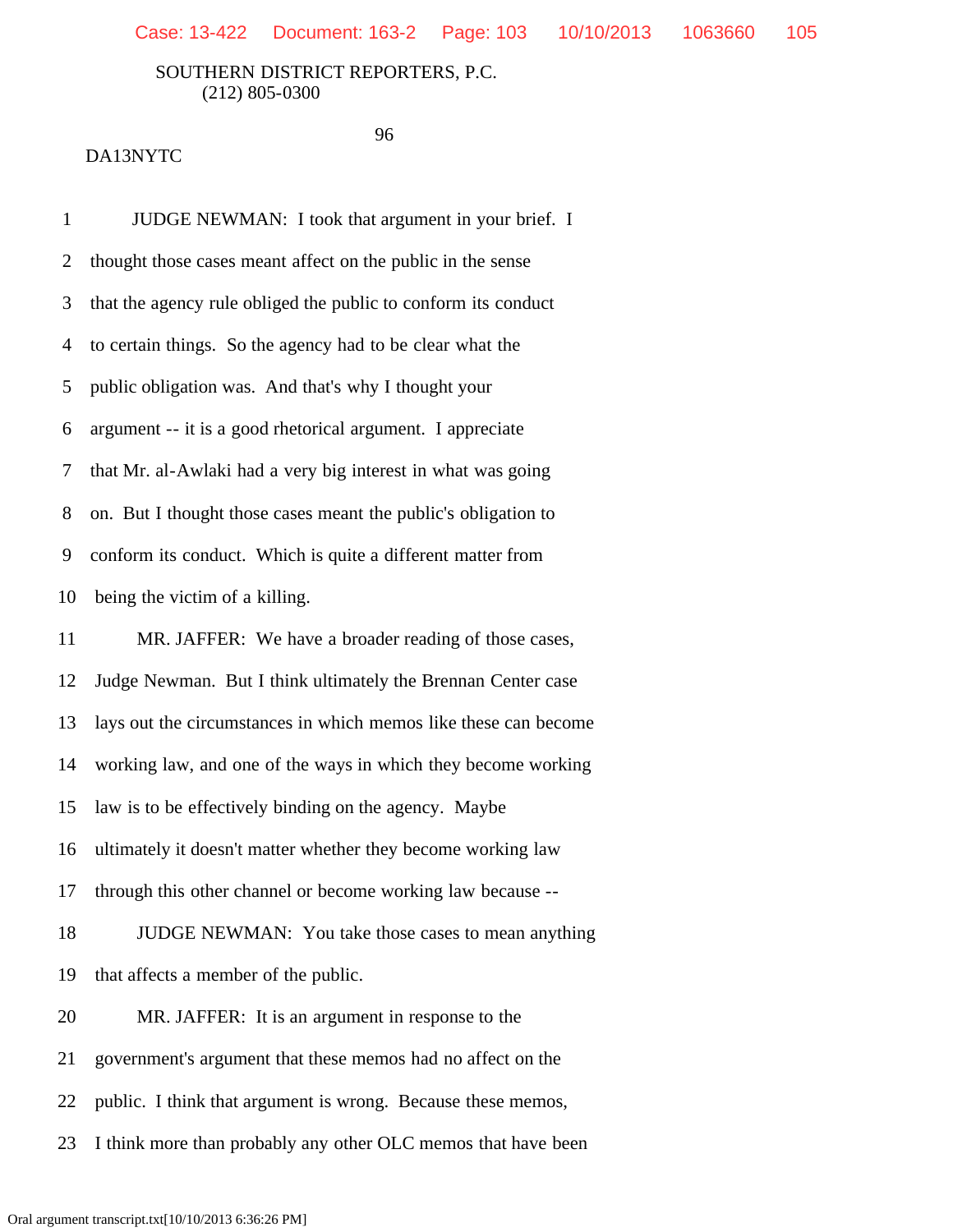1 JUDGE NEWMAN: I took that argument in your brief. I

2 thought those cases meant affect on the public in the sense

3 that the agency rule obliged the public to conform its conduct

4 to certain things. So the agency had to be clear what the

5 public obligation was. And that's why I thought your

6 argument -- it is a good rhetorical argument. I appreciate

7 that Mr. al-Awlaki had a very big interest in what was going

8 on. But I thought those cases meant the public's obligation to

9 conform its conduct. Which is quite a different matter from

10 being the victim of a killing.

11 MR. JAFFER: We have a broader reading of those cases,

12 Judge Newman. But I think ultimately the Brennan Center case

13 lays out the circumstances in which memos like these can become

14 working law, and one of the ways in which they become working

15 law is to be effectively binding on the agency. Maybe

16 ultimately it doesn't matter whether they become working law

17 through this other channel or become working law because --

18 JUDGE NEWMAN: You take those cases to mean anything

19 that affects a member of the public.

20 MR. JAFFER: It is an argument in response to the

21 government's argument that these memos had no affect on the

22 public. I think that argument is wrong. Because these memos,

23 I think more than probably any other OLC memos that have been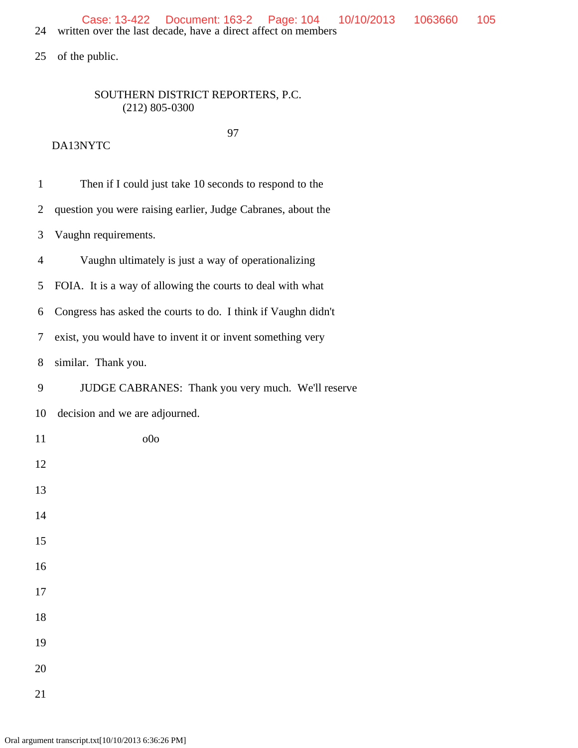24 written over the last decade, have a direct affect on members

25 of the public.

SOUTHERN DISTRICT REPORTERS, P.C.
(212) 805-0300

DA13NYTC

1 Then if I could just take 10 seconds to respond to the

2 question you were raising earlier, Judge Cabranes, about the

3 Vaughn requirements.

4 Vaughn ultimately is just a way of operationalizing

5 FOIA. It is a way of allowing the courts to deal with what

6 Congress has asked the courts to do. I think if Vaughn didn't

7 exist, you would have to invent it or invent something very

8 similar. Thank you.

9 JUDGE CABRANES: Thank you very much. We'll reserve

10 decision and we are adjourned.

11 o0o

12

13

14

15

16

17

18

19

20

21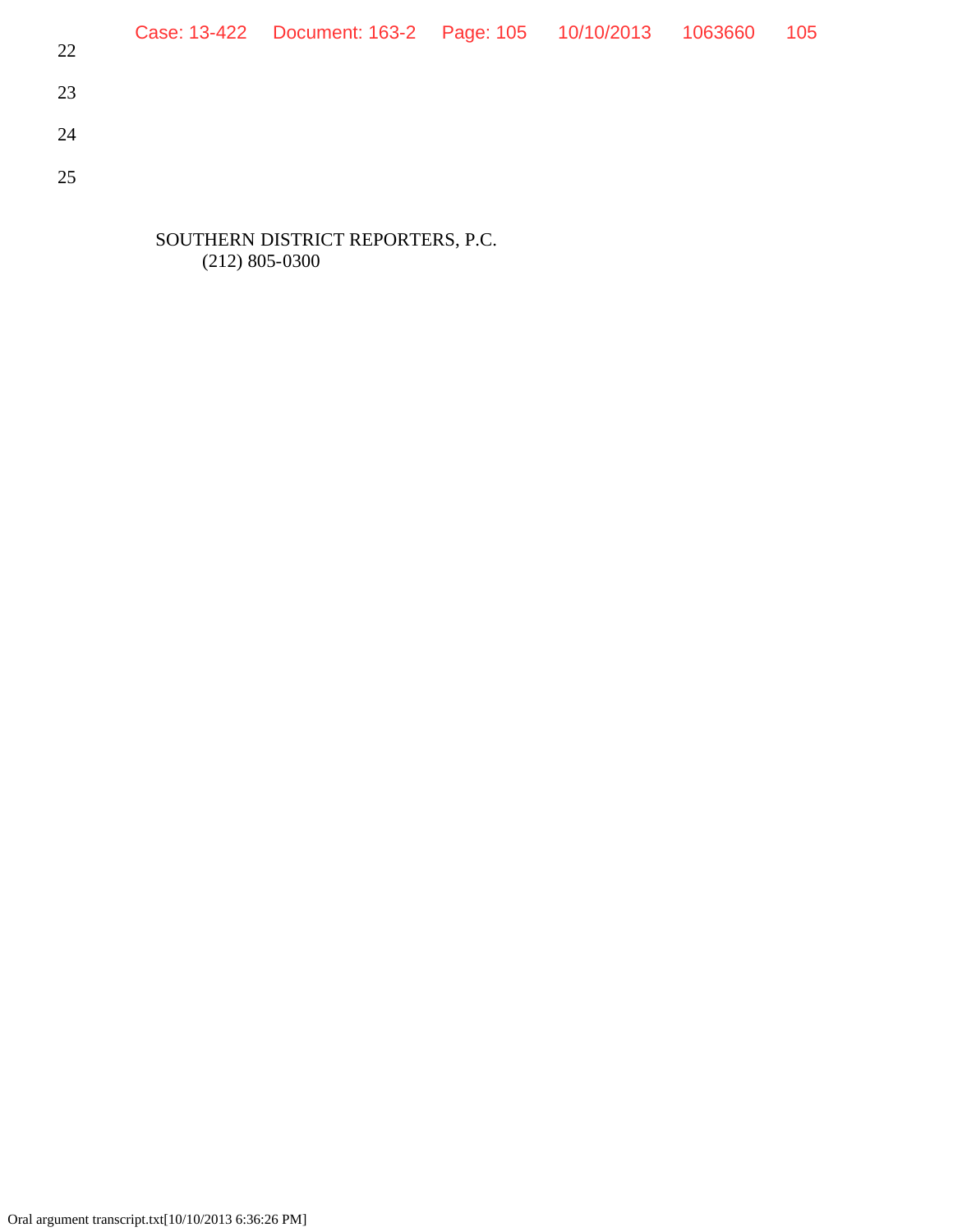22

23

24

25

SOUTHERN DISTRICT REPORTERS, P.C.
(212) 805-0300